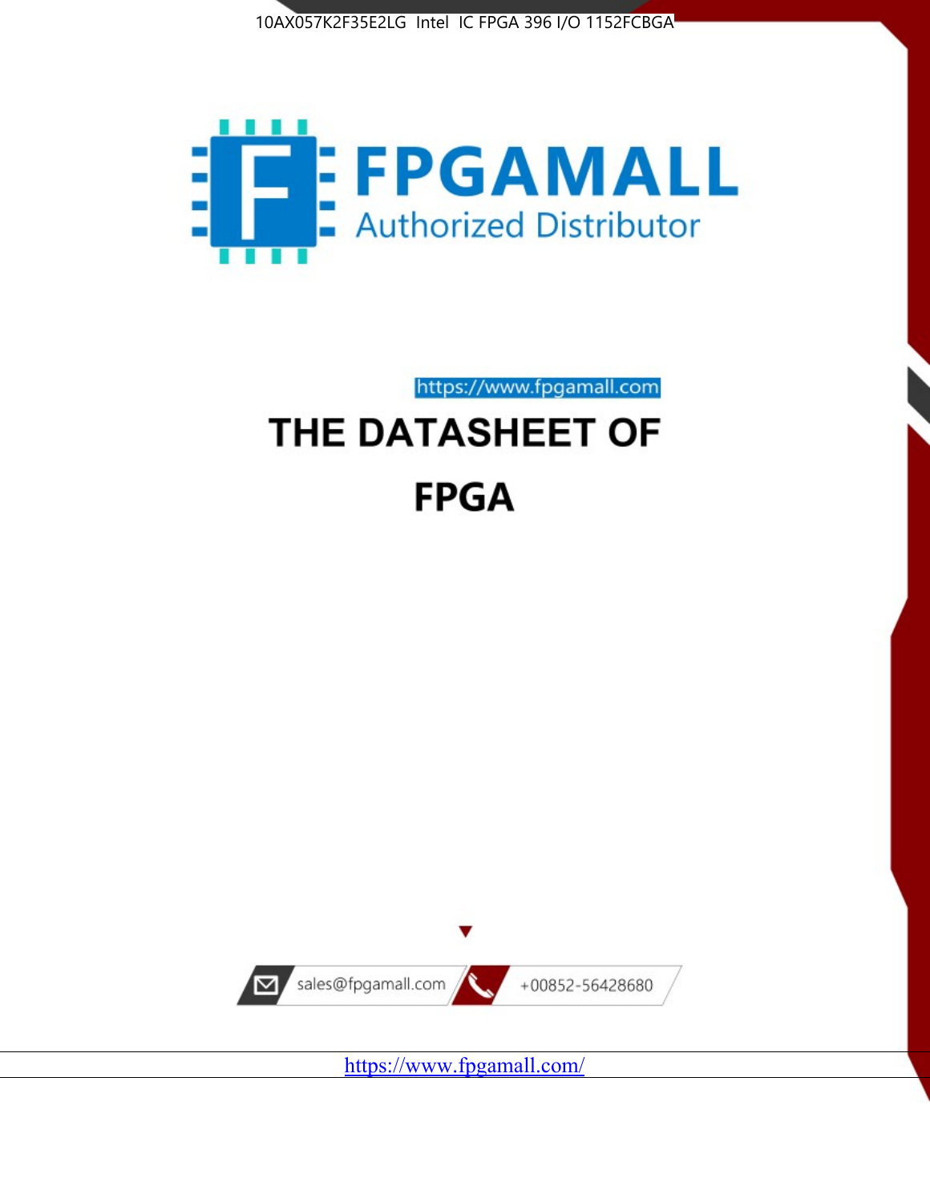10AX057K2F35E2LG Intel IC FPGA 396 I/O 1152FCBGA

FPGAMALL

Authorized Distributor

https://www.fpgamall.com

# THE DATASHEET OF

# FPGA

sales@fpgamall.com

+00852-56428680

https://www.fpgamall.com/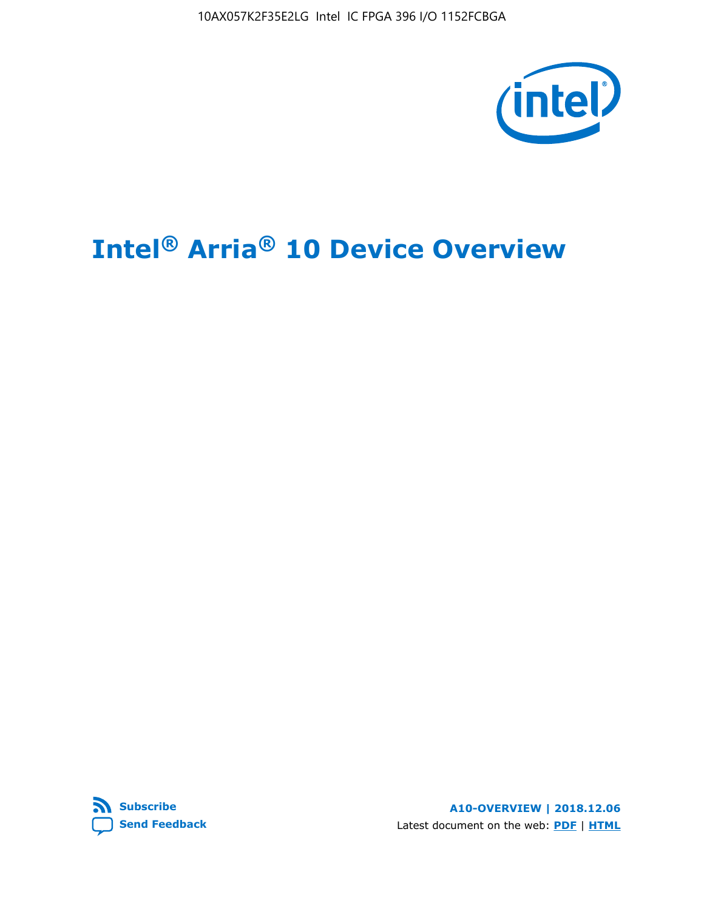# Intel® Arria® 10 Device Overview

**Subscribe**

**Send Feedback**

**A10-OVERVIEW | 2018.12.06**

Latest document on the web: **PDF** | **HTML**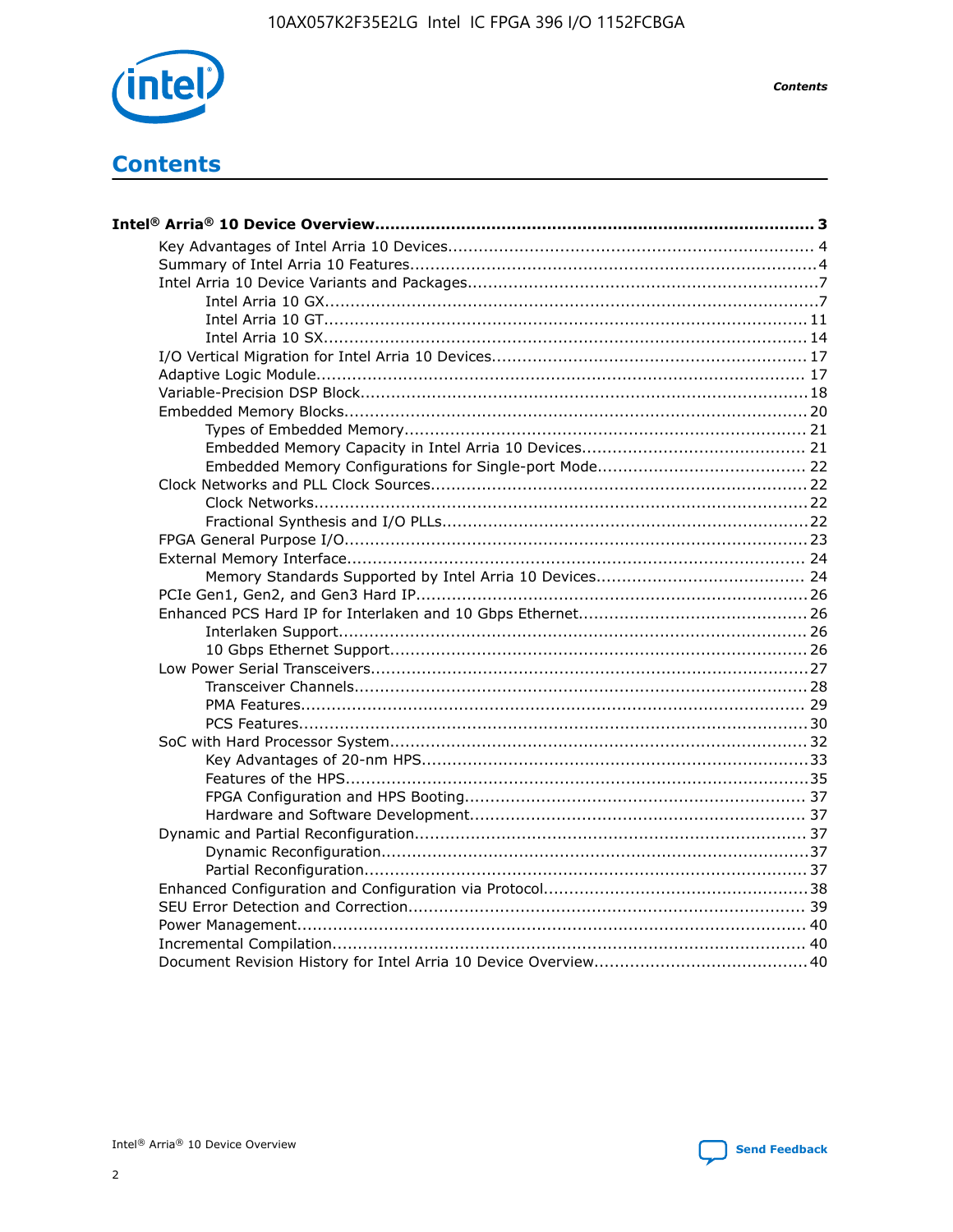# Contents

**Intel® Arria® 10 Device Overview....................................................................................... 3**

- Key Advantages of Intel Arria 10 Devices........................................................................ 4
- Summary of Intel Arria 10 Features................................................................................4
- Intel Arria 10 Device Variants and Packages.....................................................................7
    - Intel Arria 10 GX................................................................................................7
    - Intel Arria 10 GT.............................................................................................. 11
    - Intel Arria 10 SX.............................................................................................. 14
- I/O Vertical Migration for Intel Arria 10 Devices.............................................................. 17
- Adaptive Logic Module................................................................................................ 17
- Variable-Precision DSP Block.......................................................................................18
- Embedded Memory Blocks.......................................................................................... 20
    - Types of Embedded Memory.............................................................................. 21
    - Embedded Memory Capacity in Intel Arria 10 Devices............................................ 21
    - Embedded Memory Configurations for Single-port Mode......................................... 22
- Clock Networks and PLL Clock Sources.........................................................................22
    - Clock Networks................................................................................................22
    - Fractional Synthesis and I/O PLLs.......................................................................22
- FPGA General Purpose I/O..........................................................................................23
- External Memory Interface.......................................................................................... 24
    - Memory Standards Supported by Intel Arria 10 Devices......................................... 24
- PCIe Gen1, Gen2, and Gen3 Hard IP.............................................................................26
- Enhanced PCS Hard IP for Interlaken and 10 Gbps Ethernet.............................................26
    - Interlaken Support............................................................................................ 26
    - 10 Gbps Ethernet Support.................................................................................. 26
- Low Power Serial Transceivers.....................................................................................27
    - Transceiver Channels........................................................................................28
    - PMA Features.................................................................................................. 29
    - PCS Features...................................................................................................30
- SoC with Hard Processor System.................................................................................. 32
    - Key Advantages of 20-nm HPS...........................................................................33
    - Features of the HPS..........................................................................................35
    - FPGA Configuration and HPS Booting.................................................................. 37
    - Hardware and Software Development................................................................. 37
- Dynamic and Partial Reconfiguration............................................................................ 37
    - Dynamic Reconfiguration...................................................................................37
    - Partial Reconfiguration......................................................................................37
- Enhanced Configuration and Configuration via Protocol...................................................38
- SEU Error Detection and Correction............................................................................. 39
- Power Management................................................................................................... 40
- Incremental Compilation............................................................................................ 40
- Document Revision History for Intel Arria 10 Device Overview......................................... 40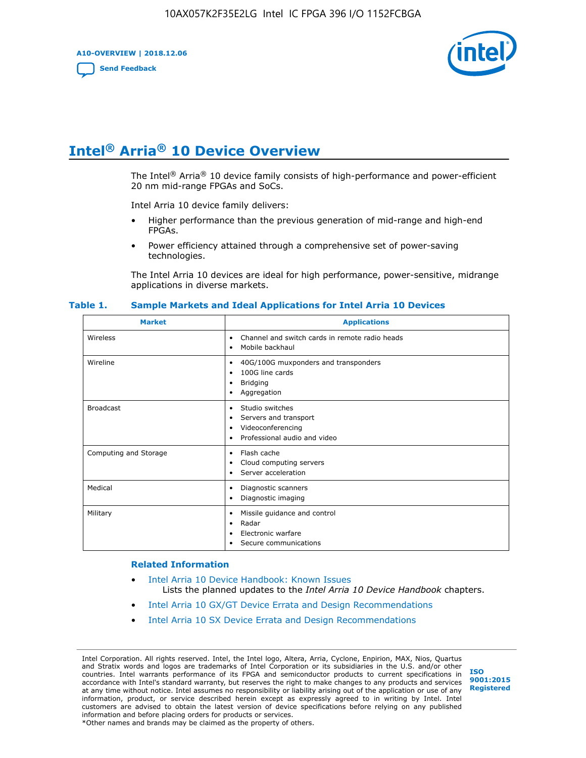# Intel® Arria® 10 Device Overview

The Intel® Arria® 10 device family consists of high-performance and power-efficient 20 nm mid-range FPGAs and SoCs.

Intel Arria 10 device family delivers:

- Higher performance than the previous generation of mid-range and high-end FPGAs.
- Power efficiency attained through a comprehensive set of power-saving technologies.

The Intel Arria 10 devices are ideal for high performance, power-sensitive, midrange applications in diverse markets.

**Table 1. Sample Markets and Ideal Applications for Intel Arria 10 Devices**

| Market | Applications |
|---|---|
| Wireless | • Channel and switch cards in remote radio heads<br>• Mobile backhaul |
| Wireline | • 40G/100G muxponders and transponders<br>• 100G line cards<br>• Bridging<br>• Aggregation |
| Broadcast | • Studio switches<br>• Servers and transport<br>• Videoconferencing<br>• Professional audio and video |
| Computing and Storage | • Flash cache<br>• Cloud computing servers<br>• Server acceleration |
| Medical | • Diagnostic scanners<br>• Diagnostic imaging |
| Military | • Missile guidance and control<br>• Radar<br>• Electronic warfare<br>• Secure communications |

## Related Information

- Intel Arria 10 Device Handbook: Known Issues
  Lists the planned updates to the *Intel Arria 10 Device Handbook* chapters.
- Intel Arria 10 GX/GT Device Errata and Design Recommendations
- Intel Arria 10 SX Device Errata and Design Recommendations

Intel Corporation. All rights reserved. Intel, the Intel logo, Altera, Arria, Cyclone, Enpirion, MAX, Nios, Quartus and Stratix words and logos are trademarks of Intel Corporation or its subsidiaries in the U.S. and/or other countries. Intel warrants performance of its FPGA and semiconductor products to current specifications in accordance with Intel's standard warranty, but reserves the right to make changes to any products and services at any time without notice. Intel assumes no responsibility or liability arising out of the application or use of any information, product, or service described herein except as expressly agreed to in writing by Intel. Intel customers are advised to obtain the latest version of device specifications before relying on any published information and before placing orders for products or services.
*Other names and brands may be claimed as the property of others.

ISO 9001:2015 Registered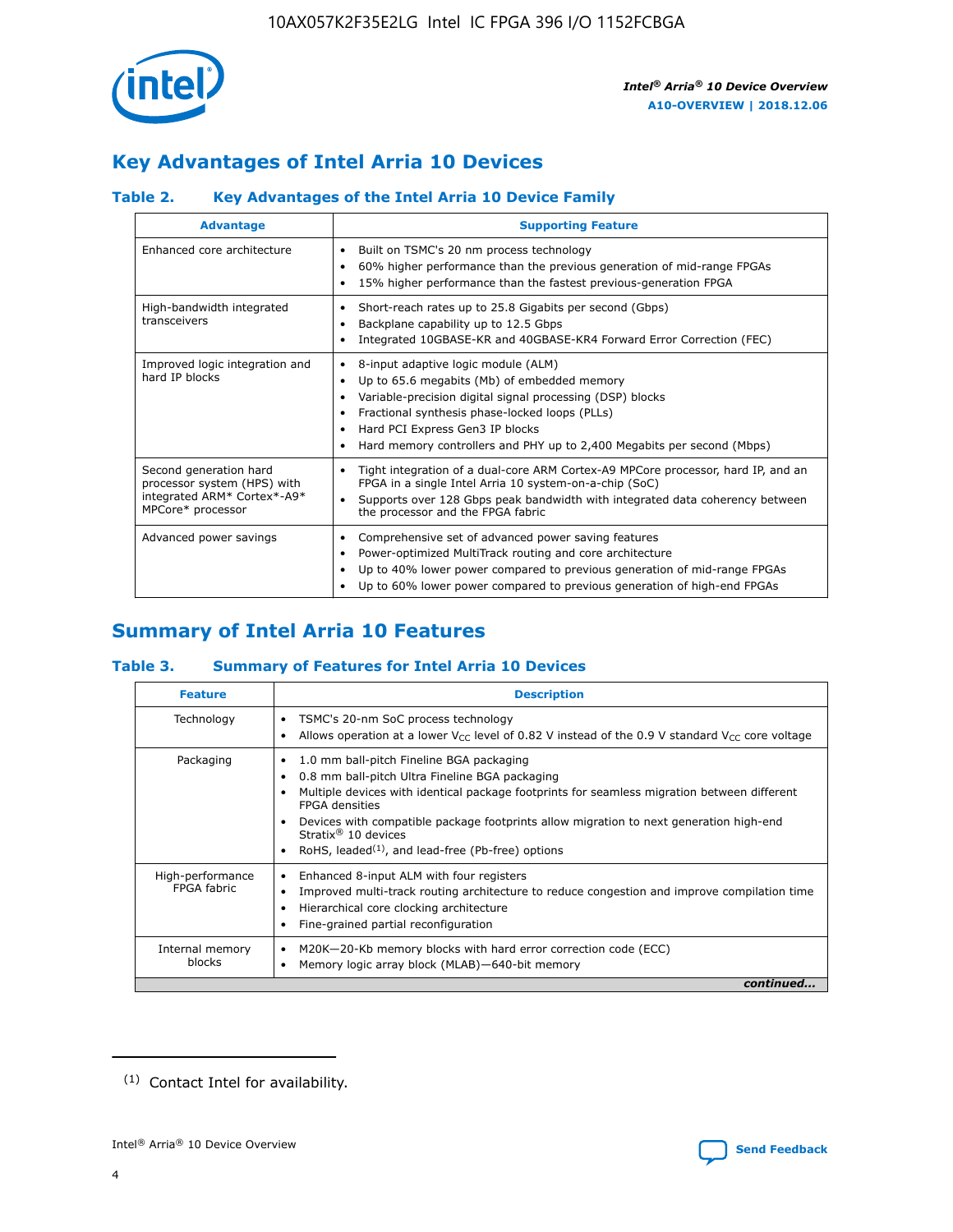## Key Advantages of Intel Arria 10 Devices

### Table 2. Key Advantages of the Intel Arria 10 Device Family

| Advantage | Supporting Feature |
|---|---|
| Enhanced core architecture | • Built on TSMC's 20 nm process technology<br>• 60% higher performance than the previous generation of mid-range FPGAs<br>• 15% higher performance than the fastest previous-generation FPGA |
| High-bandwidth integrated transceivers | • Short-reach rates up to 25.8 Gigabits per second (Gbps)<br>• Backplane capability up to 12.5 Gbps<br>• Integrated 10GBASE-KR and 40GBASE-KR4 Forward Error Correction (FEC) |
| Improved logic integration and hard IP blocks | • 8-input adaptive logic module (ALM)<br>• Up to 65.6 megabits (Mb) of embedded memory<br>• Variable-precision digital signal processing (DSP) blocks<br>• Fractional synthesis phase-locked loops (PLLs)<br>• Hard PCI Express Gen3 IP blocks<br>• Hard memory controllers and PHY up to 2,400 Megabits per second (Mbps) |
| Second generation hard processor system (HPS) with integrated ARM* Cortex*-A9* MPCore* processor | • Tight integration of a dual-core ARM Cortex-A9 MPCore processor, hard IP, and an FPGA in a single Intel Arria 10 system-on-a-chip (SoC)<br>• Supports over 128 Gbps peak bandwidth with integrated data coherency between the processor and the FPGA fabric |
| Advanced power savings | • Comprehensive set of advanced power saving features<br>• Power-optimized MultiTrack routing and core architecture<br>• Up to 40% lower power compared to previous generation of mid-range FPGAs<br>• Up to 60% lower power compared to previous generation of high-end FPGAs |

## Summary of Intel Arria 10 Features

### Table 3. Summary of Features for Intel Arria 10 Devices

| Feature | Description |
|---|---|
| Technology | • TSMC's 20-nm SoC process technology<br>• Allows operation at a lower $V_{CC}$ level of 0.82 V instead of the 0.9 V standard $V_{CC}$ core voltage |
| Packaging | • 1.0 mm ball-pitch Fineline BGA packaging<br>• 0.8 mm ball-pitch Ultra Fineline BGA packaging<br>• Multiple devices with identical package footprints for seamless migration between different FPGA densities<br>• Devices with compatible package footprints allow migration to next generation high-end Stratix® 10 devices<br>• RoHS, leaded[(1)], and lead-free (Pb-free) options |
| High-performance FPGA fabric | • Enhanced 8-input ALM with four registers<br>• Improved multi-track routing architecture to reduce congestion and improve compilation time<br>• Hierarchical core clocking architecture<br>• Fine-grained partial reconfiguration |
| Internal memory blocks | • M20K—20-Kb memory blocks with hard error correction code (ECC)<br>• Memory logic array block (MLAB)—640-bit memory |

*continued...*

(1) Contact Intel for availability.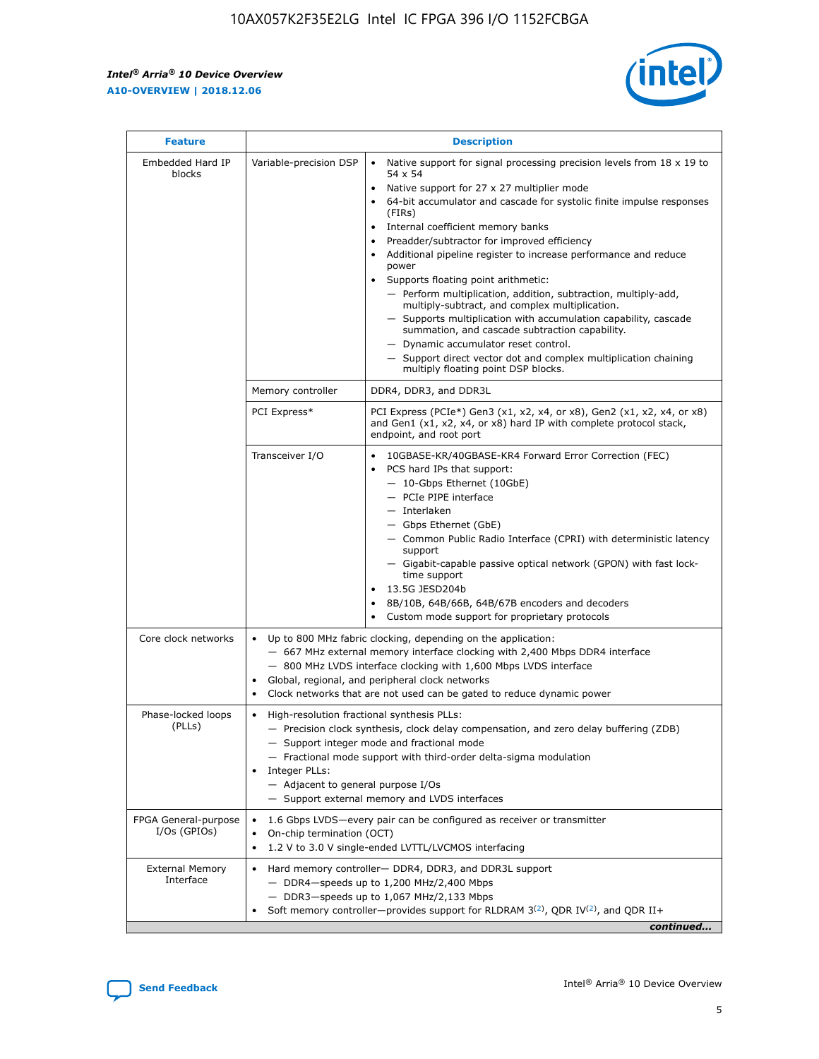| Feature | Description | |
|---|---|---|
| Embedded Hard IP blocks | Variable-precision DSP | • Native support for signal processing precision levels from 18 x 19 to 54 x 54<br>• Native support for 27 x 27 multiplier mode<br>• 64-bit accumulator and cascade for systolic finite impulse responses (FIRs)<br>• Internal coefficient memory banks<br>• Preadder/subtractor for improved efficiency<br>• Additional pipeline register to increase performance and reduce power<br>• Supports floating point arithmetic:<br>— Perform multiplication, addition, subtraction, multiply-add, multiply-subtract, and complex multiplication.<br>— Supports multiplication with accumulation capability, cascade summation, and cascade subtraction capability.<br>— Dynamic accumulator reset control.<br>— Support direct vector dot and complex multiplication chaining multiply floating point DSP blocks. |
| | Memory controller | DDR4, DDR3, and DDR3L |
| | PCI Express* | PCI Express (PCIe*) Gen3 (x1, x2, x4, or x8), Gen2 (x1, x2, x4, or x8) and Gen1 (x1, x2, x4, or x8) hard IP with complete protocol stack, endpoint, and root port |
| | Transceiver I/O | • 10GBASE-KR/40GBASE-KR4 Forward Error Correction (FEC)<br>• PCS hard IPs that support:<br>— 10-Gbps Ethernet (10GbE)<br>— PCIe PIPE interface<br>— Interlaken<br>— Gbps Ethernet (GbE)<br>— Common Public Radio Interface (CPRI) with deterministic latency support<br>— Gigabit-capable passive optical network (GPON) with fast lock-time support<br>• 13.5G JESD204b<br>• 8B/10B, 64B/66B, 64B/67B encoders and decoders<br>• Custom mode support for proprietary protocols |
| Core clock networks | • Up to 800 MHz fabric clocking, depending on the application:<br>— 667 MHz external memory interface clocking with 2,400 Mbps DDR4 interface<br>— 800 MHz LVDS interface clocking with 1,600 Mbps LVDS interface<br>• Global, regional, and peripheral clock networks<br>• Clock networks that are not used can be gated to reduce dynamic power | |
| Phase-locked loops (PLLs) | • High-resolution fractional synthesis PLLs:<br>— Precision clock synthesis, clock delay compensation, and zero delay buffering (ZDB)<br>— Support integer mode and fractional mode<br>— Fractional mode support with third-order delta-sigma modulation<br>• Integer PLLs:<br>— Adjacent to general purpose I/Os<br>— Support external memory and LVDS interfaces | |
| FPGA General-purpose I/Os (GPIOs) | • 1.6 Gbps LVDS—every pair can be configured as receiver or transmitter<br>• On-chip termination (OCT)<br>• 1.2 V to 3.0 V single-ended LVTTL/LVCMOS interfacing | |
| External Memory Interface | • Hard memory controller— DDR4, DDR3, and DDR3L support<br>— DDR4—speeds up to 1,200 MHz/2,400 Mbps<br>— DDR3—speeds up to 1,067 MHz/2,133 Mbps<br>• Soft memory controller—provides support for RLDRAM 3[(2)], QDR IV[(2)], and QDR II+ | |

*continued...*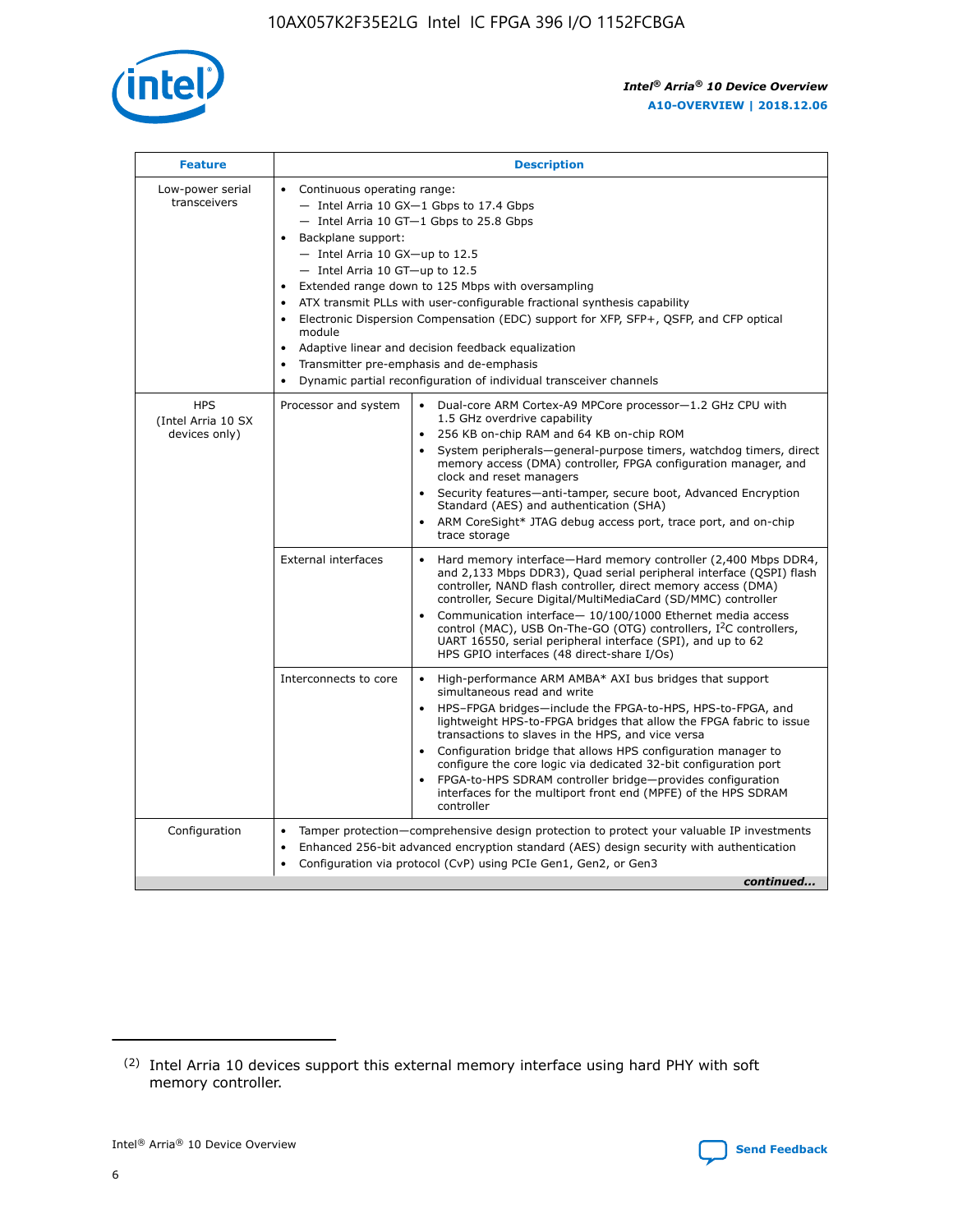| Feature | Description | |
|---|---|---|
| Low-power serial transceivers | • Continuous operating range:<br>— Intel Arria 10 GX—1 Gbps to 17.4 Gbps<br>— Intel Arria 10 GT—1 Gbps to 25.8 Gbps<br>• Backplane support:<br>— Intel Arria 10 GX—up to 12.5<br>— Intel Arria 10 GT—up to 12.5<br>• Extended range down to 125 Mbps with oversampling<br>• ATX transmit PLLs with user-configurable fractional synthesis capability<br>• Electronic Dispersion Compensation (EDC) support for XFP, SFP+, QSFP, and CFP optical module<br>• Adaptive linear and decision feedback equalization<br>• Transmitter pre-emphasis and de-emphasis<br>• Dynamic partial reconfiguration of individual transceiver channels | |
| HPS (Intel Arria 10 SX devices only) | Processor and system | • Dual-core ARM Cortex-A9 MPCore processor—1.2 GHz CPU with 1.5 GHz overdrive capability<br>• 256 KB on-chip RAM and 64 KB on-chip ROM<br>• System peripherals—general-purpose timers, watchdog timers, direct memory access (DMA) controller, FPGA configuration manager, and clock and reset managers<br>• Security features—anti-tamper, secure boot, Advanced Encryption Standard (AES) and authentication (SHA)<br>• ARM CoreSight* JTAG debug access port, trace port, and on-chip trace storage |
| | External interfaces | • Hard memory interface—Hard memory controller (2,400 Mbps DDR4, and 2,133 Mbps DDR3), Quad serial peripheral interface (QSPI) flash controller, NAND flash controller, direct memory access (DMA) controller, Secure Digital/MultiMediaCard (SD/MMC) controller<br>• Communication interface— 10/100/1000 Ethernet media access control (MAC), USB On-The-GO (OTG) controllers, I²C controllers, UART 16550, serial peripheral interface (SPI), and up to 62 HPS GPIO interfaces (48 direct-share I/Os) |
| | Interconnects to core | • High-performance ARM AMBA* AXI bus bridges that support simultaneous read and write<br>• HPS–FPGA bridges—include the FPGA-to-HPS, HPS-to-FPGA, and lightweight HPS-to-FPGA bridges that allow the FPGA fabric to issue transactions to slaves in the HPS, and vice versa<br>• Configuration bridge that allows HPS configuration manager to configure the core logic via dedicated 32-bit configuration port<br>• FPGA-to-HPS SDRAM controller bridge—provides configuration interfaces for the multiport front end (MPFE) of the HPS SDRAM controller |
| Configuration | • Tamper protection—comprehensive design protection to protect your valuable IP investments<br>• Enhanced 256-bit advanced encryption standard (AES) design security with authentication<br>• Configuration via protocol (CvP) using PCIe Gen1, Gen2, or Gen3 | |

*continued...*

(2) Intel Arria 10 devices support this external memory interface using hard PHY with soft memory controller.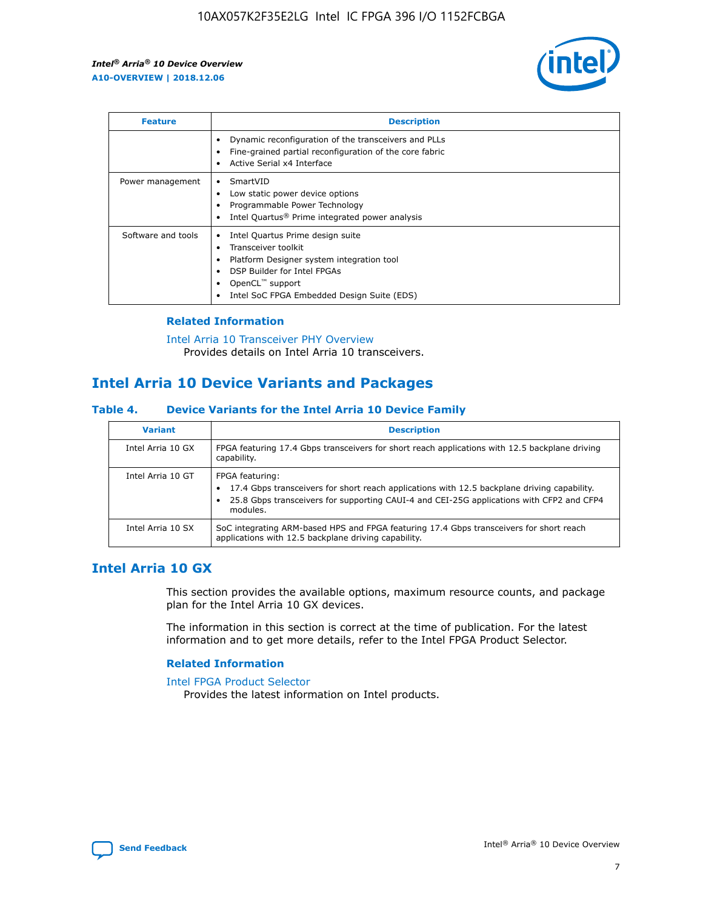| Feature | Description |
| --- | --- |
| | • Dynamic reconfiguration of the transceivers and PLLs<br>• Fine-grained partial reconfiguration of the core fabric<br>• Active Serial x4 Interface |
| Power management | • SmartVID<br>• Low static power device options<br>• Programmable Power Technology<br>• Intel Quartus® Prime integrated power analysis |
| Software and tools | • Intel Quartus Prime design suite<br>• Transceiver toolkit<br>• Platform Designer system integration tool<br>• DSP Builder for Intel FPGAs<br>• OpenCL™ support<br>• Intel SoC FPGA Embedded Design Suite (EDS) |

### Related Information

Intel Arria 10 Transceiver PHY Overview
Provides details on Intel Arria 10 transceivers.

## Intel Arria 10 Device Variants and Packages

### Table 4. Device Variants for the Intel Arria 10 Device Family

| Variant | Description |
| --- | --- |
| Intel Arria 10 GX | FPGA featuring 17.4 Gbps transceivers for short reach applications with 12.5 backplane driving capability. |
| Intel Arria 10 GT | FPGA featuring:<br>• 17.4 Gbps transceivers for short reach applications with 12.5 backplane driving capability.<br>• 25.8 Gbps transceivers for supporting CAUI-4 and CEI-25G applications with CFP2 and CFP4 modules. |
| Intel Arria 10 SX | SoC integrating ARM-based HPS and FPGA featuring 17.4 Gbps transceivers for short reach applications with 12.5 backplane driving capability. |

## Intel Arria 10 GX

This section provides the available options, maximum resource counts, and package plan for the Intel Arria 10 GX devices.

The information in this section is correct at the time of publication. For the latest information and to get more details, refer to the Intel FPGA Product Selector.

### Related Information

Intel FPGA Product Selector
Provides the latest information on Intel products.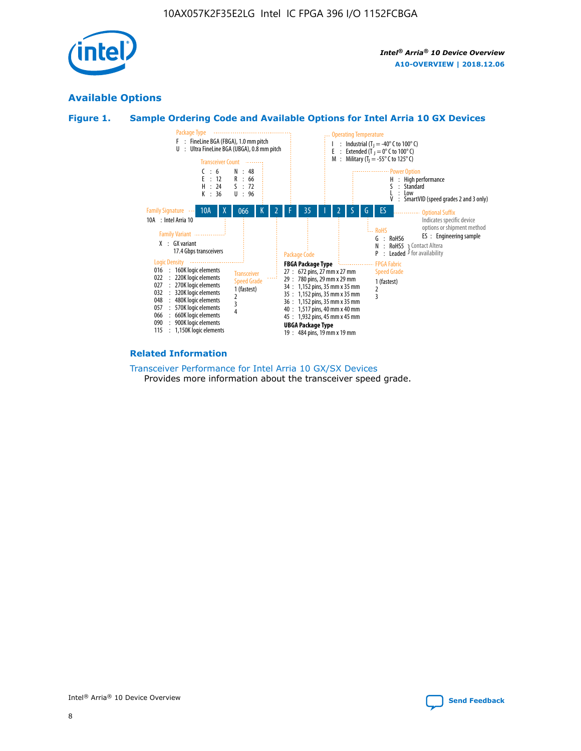## Available Options

### Figure 1. Sample Ordering Code and Available Options for Intel Arria 10 GX Devices

| 10A | X | 066 | K | 2 | F | 35 | I | 2 | S | G | ES |
|---|---|---|---|---|---|---|---|---|---|---|---|

**Family Signature**
10A : Intel Arria 10

**Family Variant**
X : GX variant
17.4 Gbps transceivers

**Logic Density**
016 : 160K logic elements
022 : 220K logic elements
027 : 270K logic elements
032 : 320K logic elements
048 : 480K logic elements
057 : 570K logic elements
066 : 660K logic elements
090 : 900K logic elements
115 : 1,150K logic elements

**Transceiver Count**
C : 6
E : 12
H : 24
K : 36
N : 48
R : 66
S : 72
U : 96

**Transceiver Speed Grade**
1 (fastest)
2
3
4

**Package Type**
F : FineLine BGA (FBGA), 1.0 mm pitch
U : Ultra FineLine BGA (UBGA), 0.8 mm pitch

**Package Code**

**FBGA Package Type**
27 : 672 pins, 27 mm x 27 mm
29 : 780 pins, 29 mm x 29 mm
34 : 1,152 pins, 35 mm x 35 mm
35 : 1,152 pins, 35 mm x 35 mm
36 : 1,152 pins, 35 mm x 35 mm
40 : 1,517 pins, 40 mm x 40 mm
45 : 1,932 pins, 45 mm x 45 mm

**UBGA Package Type**
19 : 484 pins, 19 mm x 19 mm

**Operating Temperature**
I : Industrial ($T_J$ = -40° C to 100° C)
E : Extended ($T_J$ = 0° C to 100° C)
M : Military ($T_J$ = -55° C to 125° C)

**FPGA Fabric Speed Grade**
1 (fastest)
2
3

**Power Option**
H : High performance
S : Standard
L : Low
V : SmartVID (speed grades 2 and 3 only)

**RoHS**
G : RoHS6
N : RoHS5
P : Leaded
(N, P: Contact Altera for availability)

**Optional Suffix**
Indicates specific device options or shipment method
ES : Engineering sample

### Related Information

Transceiver Performance for Intel Arria 10 GX/SX Devices
Provides more information about the transceiver speed grade.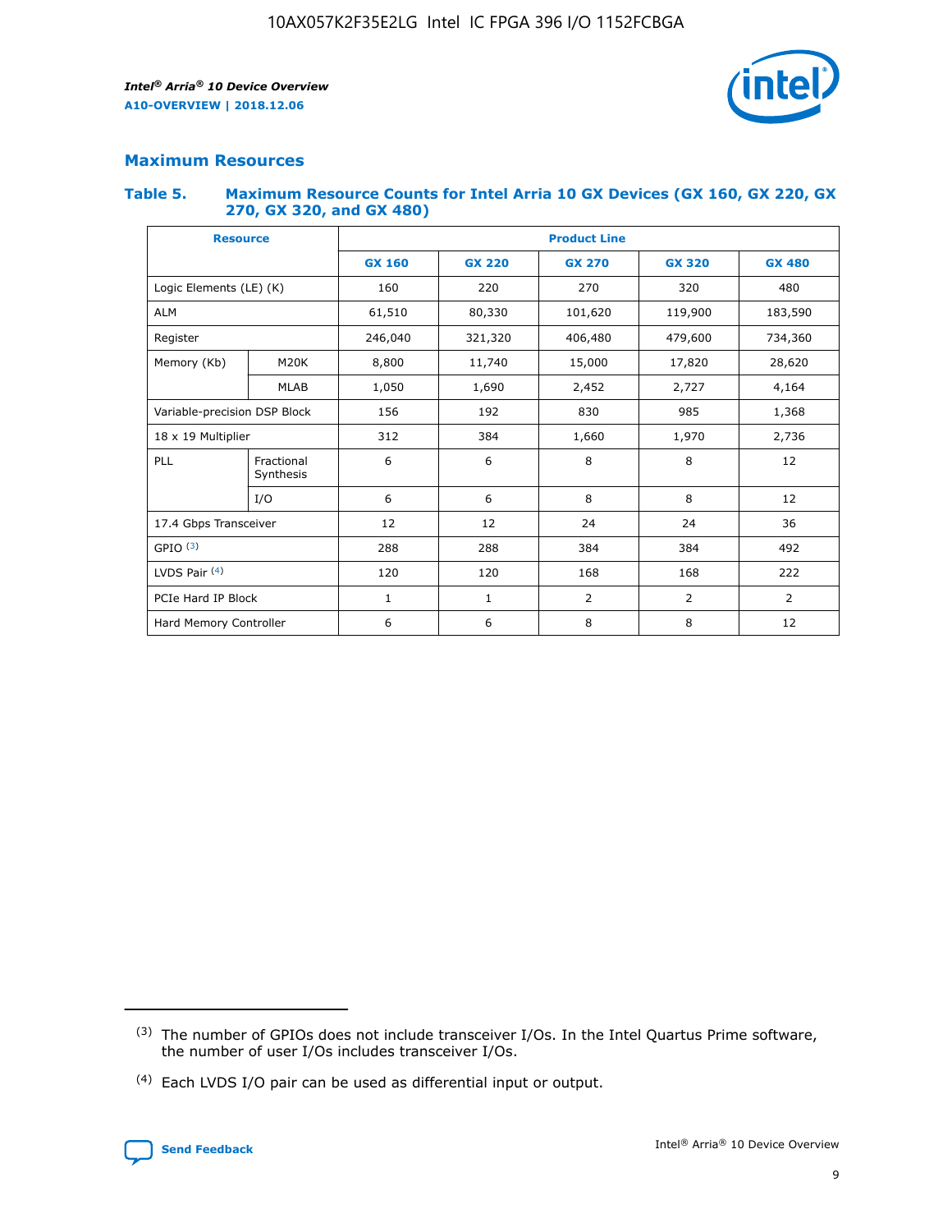## Maximum Resources

### Table 5. Maximum Resource Counts for Intel Arria 10 GX Devices (GX 160, GX 220, GX 270, GX 320, and GX 480)

| Resource | | Product Line | | | | |
|---|---|---|---|---|---|---|
| | | GX 160 | GX 220 | GX 270 | GX 320 | GX 480 |
| Logic Elements (LE) (K) | | 160 | 220 | 270 | 320 | 480 |
| ALM | | 61,510 | 80,330 | 101,620 | 119,900 | 183,590 |
| Register | | 246,040 | 321,320 | 406,480 | 479,600 | 734,360 |
| Memory (Kb) | M20K | 8,800 | 11,740 | 15,000 | 17,820 | 28,620 |
| | MLAB | 1,050 | 1,690 | 2,452 | 2,727 | 4,164 |
| Variable-precision DSP Block | | 156 | 192 | 830 | 985 | 1,368 |
| 18 x 19 Multiplier | | 312 | 384 | 1,660 | 1,970 | 2,736 |
| PLL | Fractional Synthesis | 6 | 6 | 8 | 8 | 12 |
| | I/O | 6 | 6 | 8 | 8 | 12 |
| 17.4 Gbps Transceiver | | 12 | 12 | 24 | 24 | 36 |
| GPIO [(3)] | | 288 | 288 | 384 | 384 | 492 |
| LVDS Pair [(4)] | | 120 | 120 | 168 | 168 | 222 |
| PCIe Hard IP Block | | 1 | 1 | 2 | 2 | 2 |
| Hard Memory Controller | | 6 | 6 | 8 | 8 | 12 |

(3) The number of GPIOs does not include transceiver I/Os. In the Intel Quartus Prime software, the number of user I/Os includes transceiver I/Os.

(4) Each LVDS I/O pair can be used as differential input or output.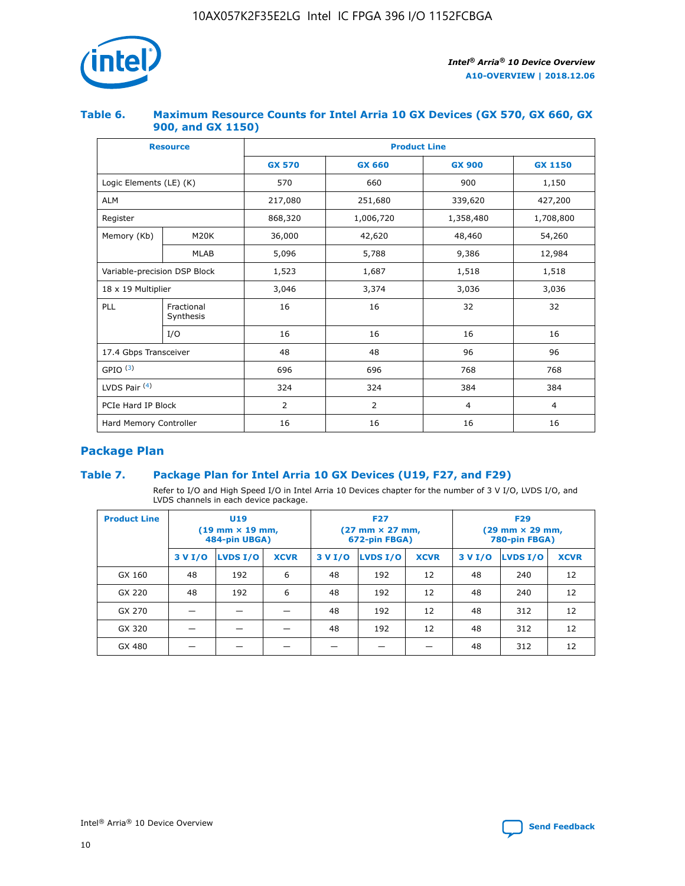## Table 6. Maximum Resource Counts for Intel Arria 10 GX Devices (GX 570, GX 660, GX 900, and GX 1150)

| Resource | | Product Line | | | |
|---|---|---|---|---|---|
| | | GX 570 | GX 660 | GX 900 | GX 1150 |
| Logic Elements (LE) (K) | | 570 | 660 | 900 | 1,150 |
| ALM | | 217,080 | 251,680 | 339,620 | 427,200 |
| Register | | 868,320 | 1,006,720 | 1,358,480 | 1,708,800 |
| Memory (Kb) | M20K | 36,000 | 42,620 | 48,460 | 54,260 |
| | MLAB | 5,096 | 5,788 | 9,386 | 12,984 |
| Variable-precision DSP Block | | 1,523 | 1,687 | 1,518 | 1,518 |
| 18 x 19 Multiplier | | 3,046 | 3,374 | 3,036 | 3,036 |
| PLL | Fractional Synthesis | 16 | 16 | 32 | 32 |
| | I/O | 16 | 16 | 16 | 16 |
| 17.4 Gbps Transceiver | | 48 | 48 | 96 | 96 |
| GPIO [(3)] | | 696 | 696 | 768 | 768 |
| LVDS Pair [(4)] | | 324 | 324 | 384 | 384 |
| PCIe Hard IP Block | | 2 | 2 | 4 | 4 |
| Hard Memory Controller | | 16 | 16 | 16 | 16 |

## Package Plan

## Table 7. Package Plan for Intel Arria 10 GX Devices (U19, F27, and F29)

Refer to I/O and High Speed I/O in Intel Arria 10 Devices chapter for the number of 3 V I/O, LVDS I/O, and LVDS channels in each device package.

| Product Line | U19 (19 mm × 19 mm, 484-pin UBGA) | | | F27 (27 mm × 27 mm, 672-pin FBGA) | | | F29 (29 mm × 29 mm, 780-pin FBGA) | | |
|---|---|---|---|---|---|---|---|---|---|
| | 3 V I/O | LVDS I/O | XCVR | 3 V I/O | LVDS I/O | XCVR | 3 V I/O | LVDS I/O | XCVR |
| GX 160 | 48 | 192 | 6 | 48 | 192 | 12 | 48 | 240 | 12 |
| GX 220 | 48 | 192 | 6 | 48 | 192 | 12 | 48 | 240 | 12 |
| GX 270 | — | — | — | 48 | 192 | 12 | 48 | 312 | 12 |
| GX 320 | — | — | — | 48 | 192 | 12 | 48 | 312 | 12 |
| GX 480 | — | — | — | — | — | — | 48 | 312 | 12 |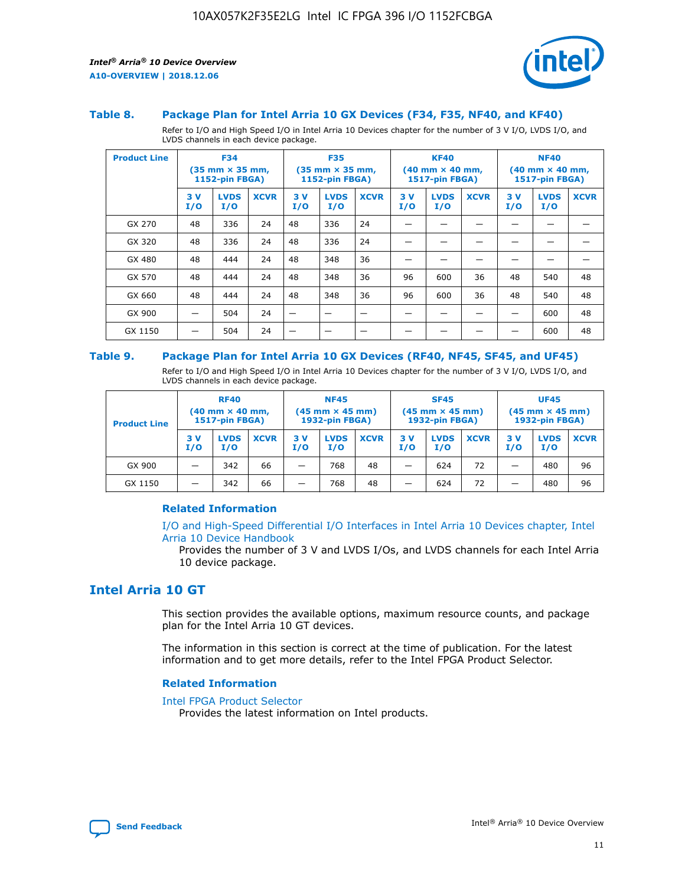### Table 8. Package Plan for Intel Arria 10 GX Devices (F34, F35, NF40, and KF40)

Refer to I/O and High Speed I/O in Intel Arria 10 Devices chapter for the number of 3 V I/O, LVDS I/O, and LVDS channels in each device package.

| Product Line | F34 (35 mm × 35 mm, 1152-pin FBGA) | | | F35 (35 mm × 35 mm, 1152-pin FBGA) | | | KF40 (40 mm × 40 mm, 1517-pin FBGA) | | | NF40 (40 mm × 40 mm, 1517-pin FBGA) | | |
|---|---|---|---|---|---|---|---|---|---|---|---|---|
| | 3 V I/O | LVDS I/O | XCVR | 3 V I/O | LVDS I/O | XCVR | 3 V I/O | LVDS I/O | XCVR | 3 V I/O | LVDS I/O | XCVR |
| GX 270 | 48 | 336 | 24 | 48 | 336 | 24 | — | — | — | — | — | — |
| GX 320 | 48 | 336 | 24 | 48 | 336 | 24 | — | — | — | — | — | — |
| GX 480 | 48 | 444 | 24 | 48 | 348 | 36 | — | — | — | — | — | — |
| GX 570 | 48 | 444 | 24 | 48 | 348 | 36 | 96 | 600 | 36 | 48 | 540 | 48 |
| GX 660 | 48 | 444 | 24 | 48 | 348 | 36 | 96 | 600 | 36 | 48 | 540 | 48 |
| GX 900 | — | 504 | 24 | — | — | — | — | — | — | — | 600 | 48 |
| GX 1150 | — | 504 | 24 | — | — | — | — | — | — | — | 600 | 48 |

### Table 9. Package Plan for Intel Arria 10 GX Devices (RF40, NF45, SF45, and UF45)

Refer to I/O and High Speed I/O in Intel Arria 10 Devices chapter for the number of 3 V I/O, LVDS I/O, and LVDS channels in each device package.

| Product Line | RF40 (40 mm × 40 mm, 1517-pin FBGA) | | | NF45 (45 mm × 45 mm) 1932-pin FBGA) | | | SF45 (45 mm × 45 mm) 1932-pin FBGA) | | | UF45 (45 mm × 45 mm) 1932-pin FBGA) | | |
|---|---|---|---|---|---|---|---|---|---|---|---|---|
| | 3 V I/O | LVDS I/O | XCVR | 3 V I/O | LVDS I/O | XCVR | 3 V I/O | LVDS I/O | XCVR | 3 V I/O | LVDS I/O | XCVR |
| GX 900 | — | 342 | 66 | — | 768 | 48 | — | 624 | 72 | — | 480 | 96 |
| GX 1150 | — | 342 | 66 | — | 768 | 48 | — | 624 | 72 | — | 480 | 96 |

#### Related Information

I/O and High-Speed Differential I/O Interfaces in Intel Arria 10 Devices chapter, Intel Arria 10 Device Handbook

Provides the number of 3 V and LVDS I/Os, and LVDS channels for each Intel Arria 10 device package.

## Intel Arria 10 GT

This section provides the available options, maximum resource counts, and package plan for the Intel Arria 10 GT devices.

The information in this section is correct at the time of publication. For the latest information and to get more details, refer to the Intel FPGA Product Selector.

#### Related Information

Intel FPGA Product Selector

Provides the latest information on Intel products.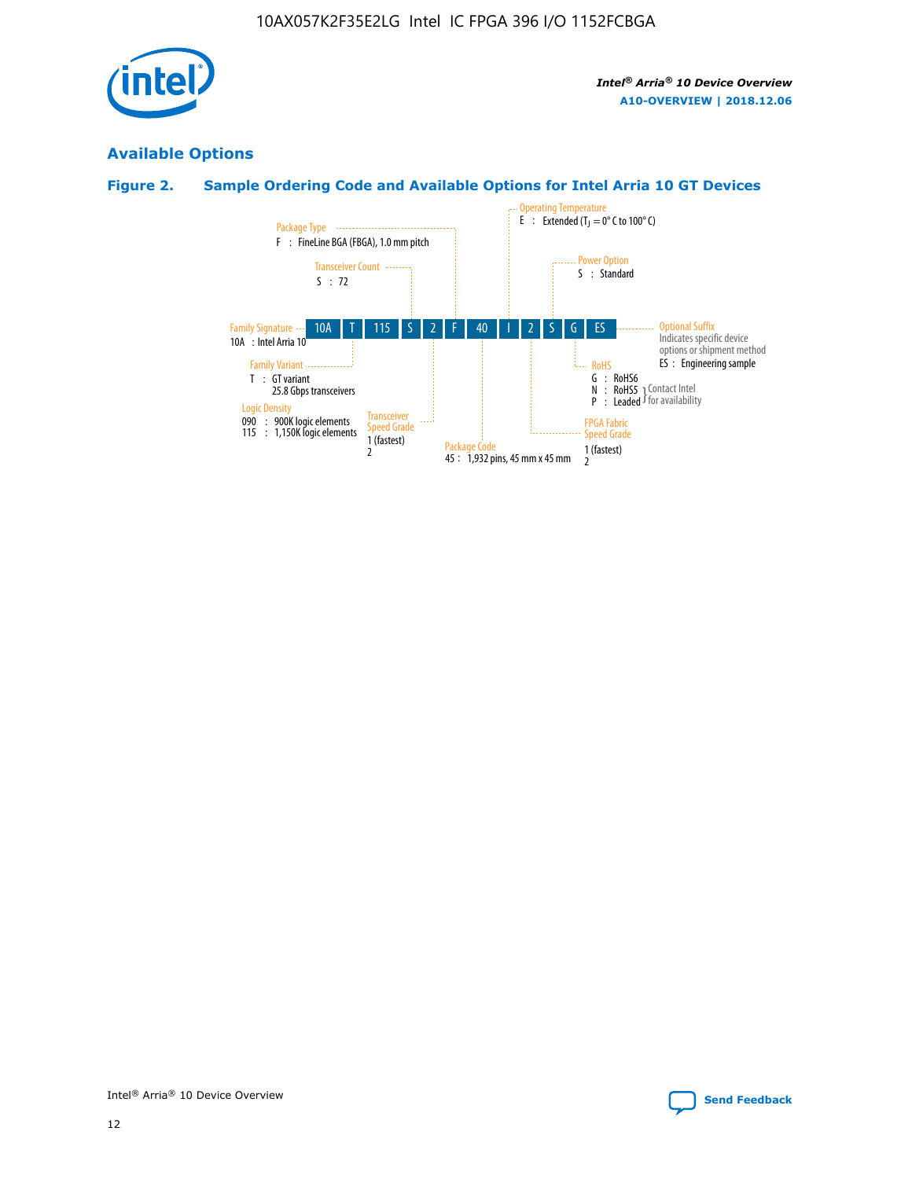## Available Options

### Figure 2. Sample Ordering Code and Available Options for Intel Arria 10 GT Devices

10A T 115 S 2 F 40 I 2 S G ES

- **Family Signature**
  - 10A : Intel Arria 10
- **Family Variant**
  - T : GT variant 25.8 Gbps transceivers
- **Logic Density**
  - 090 : 900K logic elements
  - 115 : 1,150K logic elements
- **Transceiver Count**
  - S : 72
- **Transceiver Speed Grade**
  - 1 (fastest)
  - 2
- **Package Type**
  - F : FineLine BGA (FBGA), 1.0 mm pitch
- **Package Code**
  - 45 : 1,932 pins, 45 mm x 45 mm
- **Operating Temperature**
  - E : Extended ($T_J$ = 0° C to 100° C)
- **FPGA Fabric Speed Grade**
  - 1 (fastest)
  - 2
- **Power Option**
  - S : Standard
- **RoHS**
  - G : RoHS6
  - N : RoHS5 (Contact Intel for availability)
  - P : Leaded (Contact Intel for availability)
- **Optional Suffix**
  - Indicates specific device options or shipment method
  - ES : Engineering sample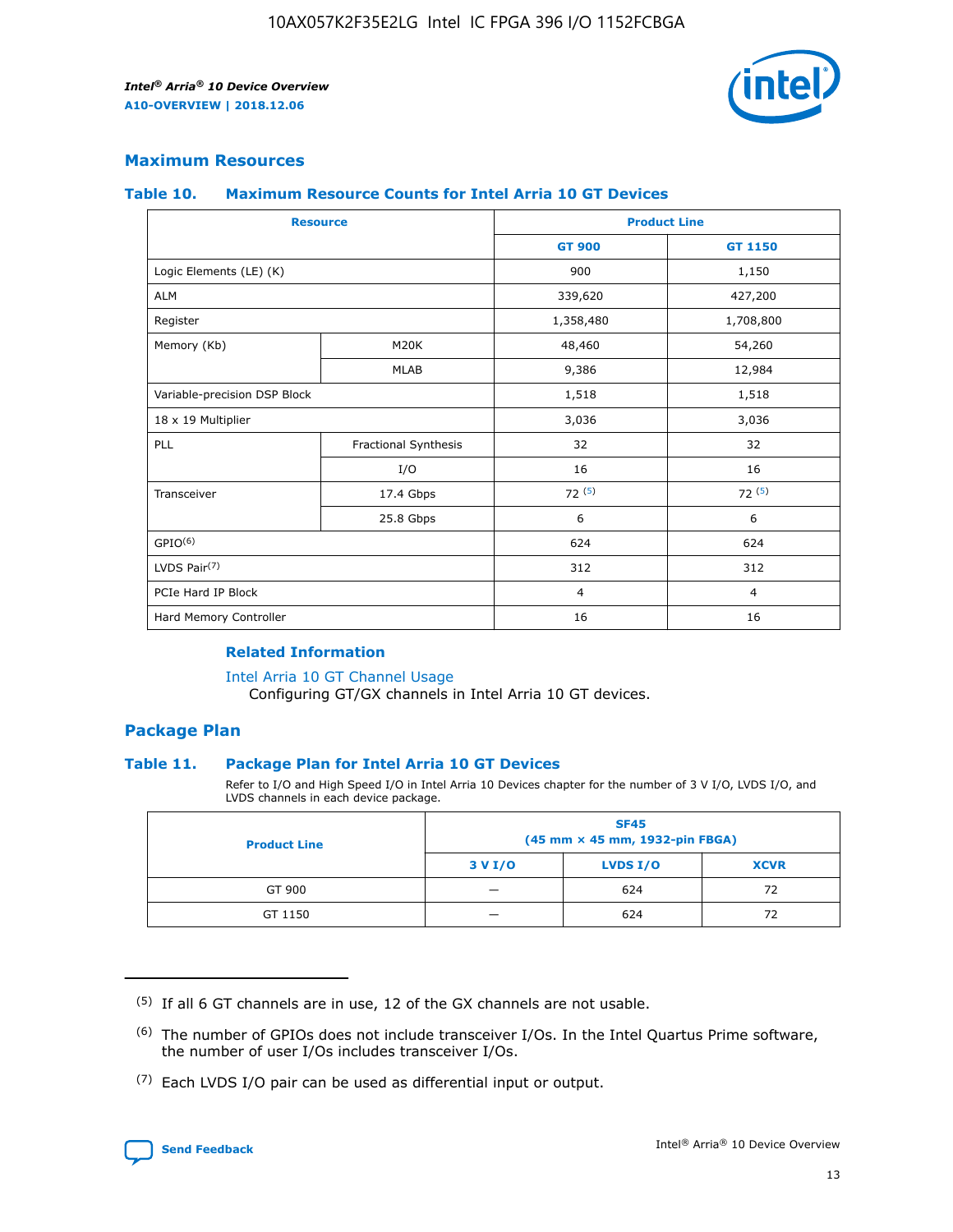## Maximum Resources

### Table 10. Maximum Resource Counts for Intel Arria 10 GT Devices

| Resource | | Product Line | |
|---|---|---|---|
| | | GT 900 | GT 1150 |
| Logic Elements (LE) (K) | | 900 | 1,150 |
| ALM | | 339,620 | 427,200 |
| Register | | 1,358,480 | 1,708,800 |
| Memory (Kb) | M20K | 48,460 | 54,260 |
| | MLAB | 9,386 | 12,984 |
| Variable-precision DSP Block | | 1,518 | 1,518 |
| 18 x 19 Multiplier | | 3,036 | 3,036 |
| PLL | Fractional Synthesis | 32 | 32 |
| | I/O | 16 | 16 |
| Transceiver | 17.4 Gbps | 72 (5) | 72 (5) |
| | 25.8 Gbps | 6 | 6 |
| GPIO(6) | | 624 | 624 |
| LVDS Pair(7) | | 312 | 312 |
| PCIe Hard IP Block | | 4 | 4 |
| Hard Memory Controller | | 16 | 16 |

#### Related Information

Intel Arria 10 GT Channel Usage
Configuring GT/GX channels in Intel Arria 10 GT devices.

## Package Plan

### Table 11. Package Plan for Intel Arria 10 GT Devices

Refer to I/O and High Speed I/O in Intel Arria 10 Devices chapter for the number of 3 V I/O, LVDS I/O, and LVDS channels in each device package.

| Product Line | SF45 (45 mm × 45 mm, 1932-pin FBGA) | | |
|---|---|---|---|
| | 3 V I/O | LVDS I/O | XCVR |
| GT 900 | — | 624 | 72 |
| GT 1150 | — | 624 | 72 |

(5) If all 6 GT channels are in use, 12 of the GX channels are not usable.

(6) The number of GPIOs does not include transceiver I/Os. In the Intel Quartus Prime software, the number of user I/Os includes transceiver I/Os.

(7) Each LVDS I/O pair can be used as differential input or output.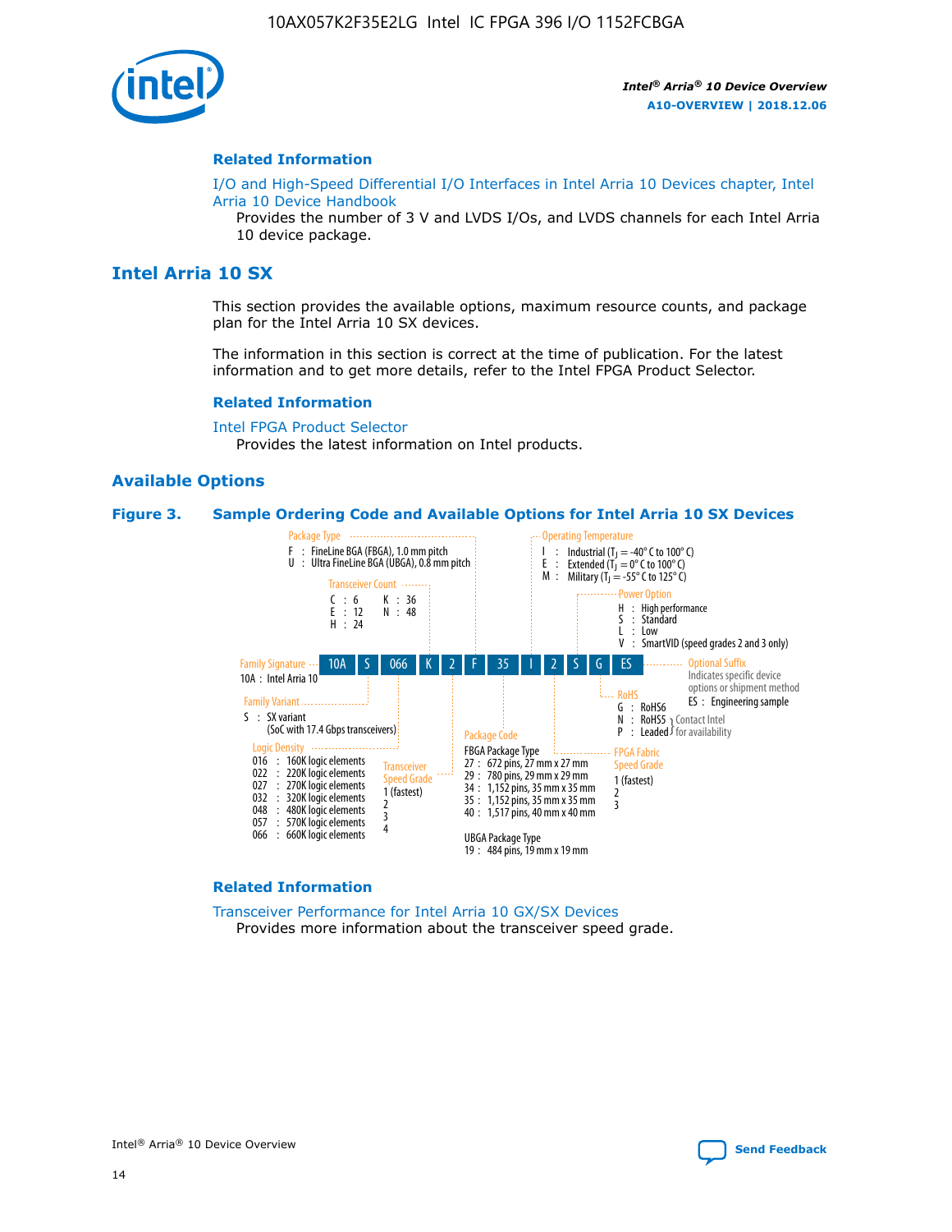## Related Information

I/O and High-Speed Differential I/O Interfaces in Intel Arria 10 Devices chapter, Intel Arria 10 Device Handbook

Provides the number of 3 V and LVDS I/Os, and LVDS channels for each Intel Arria 10 device package.

# Intel Arria 10 SX

This section provides the available options, maximum resource counts, and package plan for the Intel Arria 10 SX devices.

The information in this section is correct at the time of publication. For the latest information and to get more details, refer to the Intel FPGA Product Selector.

## Related Information

Intel FPGA Product Selector

Provides the latest information on Intel products.

## Available Options

**Figure 3. Sample Ordering Code and Available Options for Intel Arria 10 SX Devices**

Sample ordering code: 10A S 066 K 2 F 35 I 2 S G ES

- **Family Signature**
  - 10A : Intel Arria 10
- **Family Variant**
  - S : SX variant (SoC with 17.4 Gbps transceivers)
- **Logic Density**
  - 016 : 160K logic elements
  - 022 : 220K logic elements
  - 027 : 270K logic elements
  - 032 : 320K logic elements
  - 048 : 480K logic elements
  - 057 : 570K logic elements
  - 066 : 660K logic elements
- **Transceiver Count**
  - C : 6
  - E : 12
  - H : 24
  - K : 36
  - N : 48
- **Transceiver Speed Grade**
  - 1 (fastest)
  - 2
  - 3
  - 4
- **Package Type**
  - F : FineLine BGA (FBGA), 1.0 mm pitch
  - U : Ultra FineLine BGA (UBGA), 0.8 mm pitch
- **Package Code**
  - FBGA Package Type
    - 27 : 672 pins, 27 mm x 27 mm
    - 29 : 780 pins, 29 mm x 29 mm
    - 34 : 1,152 pins, 35 mm x 35 mm
    - 35 : 1,152 pins, 35 mm x 35 mm
    - 40 : 1,517 pins, 40 mm x 40 mm
  - UBGA Package Type
    - 19 : 484 pins, 19 mm x 19 mm
- **Operating Temperature**
  - I : Industrial ($T_J$ = -40° C to 100° C)
  - E : Extended ($T_J$ = 0° C to 100° C)
  - M : Military ($T_J$ = -55° C to 125° C)
- **FPGA Fabric Speed Grade**
  - 1 (fastest)
  - 2
  - 3
- **Power Option**
  - H : High performance
  - S : Standard
  - L : Low
  - V : SmartVID (speed grades 2 and 3 only)
- **RoHS**
  - G : RoHS6
  - N : RoHS5 (Contact Intel for availability)
  - P : Leaded (Contact Intel for availability)
- **Optional Suffix**
  - Indicates specific device options or shipment method
  - ES : Engineering sample

## Related Information

Transceiver Performance for Intel Arria 10 GX/SX Devices

Provides more information about the transceiver speed grade.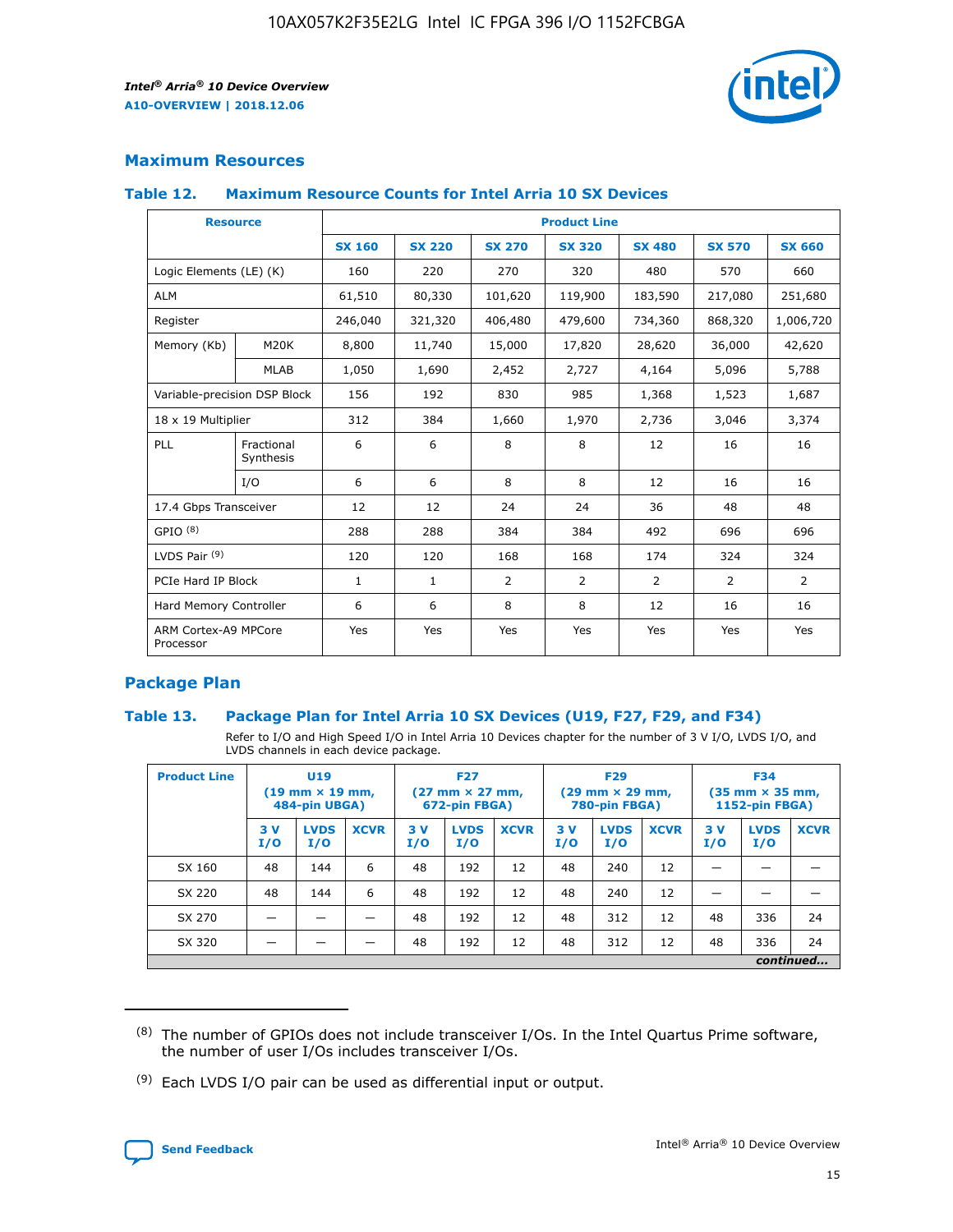## Maximum Resources

### Table 12. Maximum Resource Counts for Intel Arria 10 SX Devices

| Resource | | Product Line | | | | | | |
|---|---|---|---|---|---|---|---|---|
| | | SX 160 | SX 220 | SX 270 | SX 320 | SX 480 | SX 570 | SX 660 |
| Logic Elements (LE) (K) | | 160 | 220 | 270 | 320 | 480 | 570 | 660 |
| ALM | | 61,510 | 80,330 | 101,620 | 119,900 | 183,590 | 217,080 | 251,680 |
| Register | | 246,040 | 321,320 | 406,480 | 479,600 | 734,360 | 868,320 | 1,006,720 |
| Memory (Kb) | M20K | 8,800 | 11,740 | 15,000 | 17,820 | 28,620 | 36,000 | 42,620 |
| | MLAB | 1,050 | 1,690 | 2,452 | 2,727 | 4,164 | 5,096 | 5,788 |
| Variable-precision DSP Block | | 156 | 192 | 830 | 985 | 1,368 | 1,523 | 1,687 |
| 18 x 19 Multiplier | | 312 | 384 | 1,660 | 1,970 | 2,736 | 3,046 | 3,374 |
| PLL | Fractional Synthesis | 6 | 6 | 8 | 8 | 12 | 16 | 16 |
| | I/O | 6 | 6 | 8 | 8 | 12 | 16 | 16 |
| 17.4 Gbps Transceiver | | 12 | 12 | 24 | 24 | 36 | 48 | 48 |
| GPIO [8] | | 288 | 288 | 384 | 384 | 492 | 696 | 696 |
| LVDS Pair [9] | | 120 | 120 | 168 | 168 | 174 | 324 | 324 |
| PCIe Hard IP Block | | 1 | 1 | 2 | 2 | 2 | 2 | 2 |
| Hard Memory Controller | | 6 | 6 | 8 | 8 | 12 | 16 | 16 |
| ARM Cortex-A9 MPCore Processor | | Yes | Yes | Yes | Yes | Yes | Yes | Yes |

## Package Plan

### Table 13. Package Plan for Intel Arria 10 SX Devices (U19, F27, F29, and F34)

Refer to I/O and High Speed I/O in Intel Arria 10 Devices chapter for the number of 3 V I/O, LVDS I/O, and LVDS channels in each device package.

| Product Line | U19 (19 mm × 19 mm, 484-pin UBGA) | | | F27 (27 mm × 27 mm, 672-pin FBGA) | | | F29 (29 mm × 29 mm, 780-pin FBGA) | | | F34 (35 mm × 35 mm, 1152-pin FBGA) | | |
|---|---|---|---|---|---|---|---|---|---|---|---|---|
| | 3 V I/O | LVDS I/O | XCVR | 3 V I/O | LVDS I/O | XCVR | 3 V I/O | LVDS I/O | XCVR | 3 V I/O | LVDS I/O | XCVR |
| SX 160 | 48 | 144 | 6 | 48 | 192 | 12 | 48 | 240 | 12 | — | — | — |
| SX 220 | 48 | 144 | 6 | 48 | 192 | 12 | 48 | 240 | 12 | — | — | — |
| SX 270 | — | — | — | 48 | 192 | 12 | 48 | 312 | 12 | 48 | 336 | 24 |
| SX 320 | — | — | — | 48 | 192 | 12 | 48 | 312 | 12 | 48 | 336 | 24 |

*continued...*

(8) The number of GPIOs does not include transceiver I/Os. In the Intel Quartus Prime software, the number of user I/Os includes transceiver I/Os.

(9) Each LVDS I/O pair can be used as differential input or output.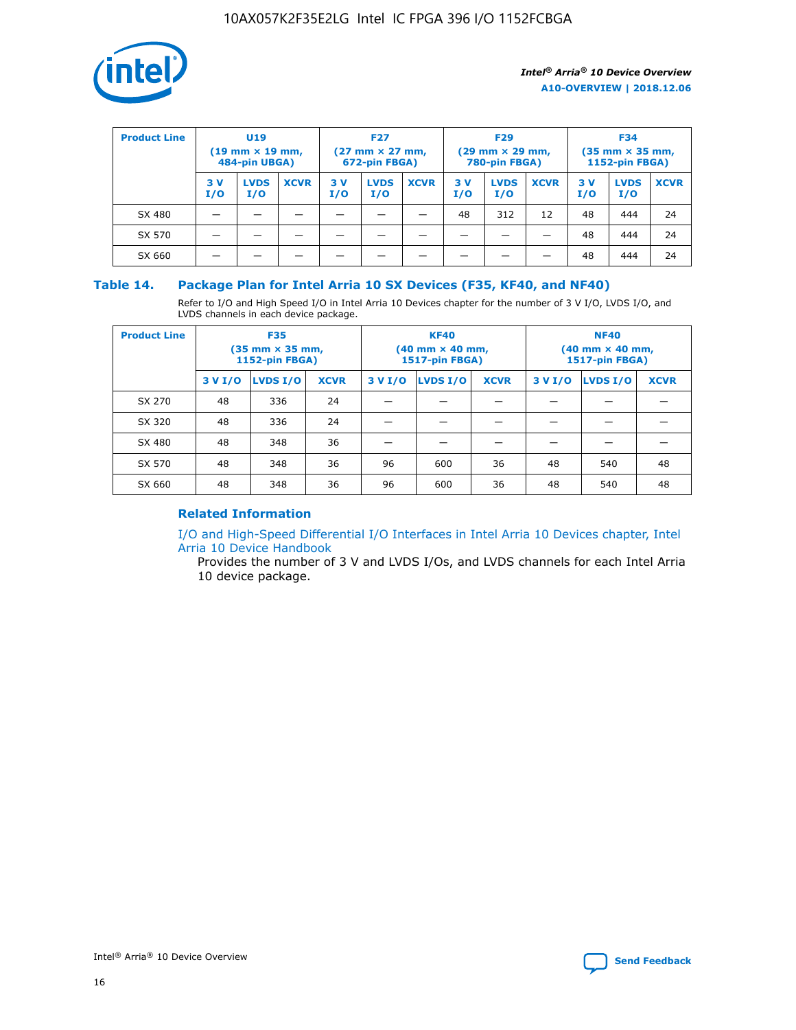| Product Line | U19 (19 mm × 19 mm, 484-pin UBGA) | | | F27 (27 mm × 27 mm, 672-pin FBGA) | | | F29 (29 mm × 29 mm, 780-pin FBGA) | | | F34 (35 mm × 35 mm, 1152-pin FBGA) | | |
|---|---|---|---|---|---|---|---|---|---|---|---|---|
| | 3 V I/O | LVDS I/O | XCVR | 3 V I/O | LVDS I/O | XCVR | 3 V I/O | LVDS I/O | XCVR | 3 V I/O | LVDS I/O | XCVR |
| SX 480 | — | — | — | — | — | — | 48 | 312 | 12 | 48 | 444 | 24 |
| SX 570 | — | — | — | — | — | — | — | — | — | 48 | 444 | 24 |
| SX 660 | — | — | — | — | — | — | — | — | — | 48 | 444 | 24 |

## Table 14. Package Plan for Intel Arria 10 SX Devices (F35, KF40, and NF40)

Refer to I/O and High Speed I/O in Intel Arria 10 Devices chapter for the number of 3 V I/O, LVDS I/O, and LVDS channels in each device package.

| Product Line | F35 (35 mm × 35 mm, 1152-pin FBGA) | | | KF40 (40 mm × 40 mm, 1517-pin FBGA) | | | NF40 (40 mm × 40 mm, 1517-pin FBGA) | | |
|---|---|---|---|---|---|---|---|---|---|
| | 3 V I/O | LVDS I/O | XCVR | 3 V I/O | LVDS I/O | XCVR | 3 V I/O | LVDS I/O | XCVR |
| SX 270 | 48 | 336 | 24 | — | — | — | — | — | — |
| SX 320 | 48 | 336 | 24 | — | — | — | — | — | — |
| SX 480 | 48 | 348 | 36 | — | — | — | — | — | — |
| SX 570 | 48 | 348 | 36 | 96 | 600 | 36 | 48 | 540 | 48 |
| SX 660 | 48 | 348 | 36 | 96 | 600 | 36 | 48 | 540 | 48 |

### Related Information

I/O and High-Speed Differential I/O Interfaces in Intel Arria 10 Devices chapter, Intel Arria 10 Device Handbook

Provides the number of 3 V and LVDS I/Os, and LVDS channels for each Intel Arria 10 device package.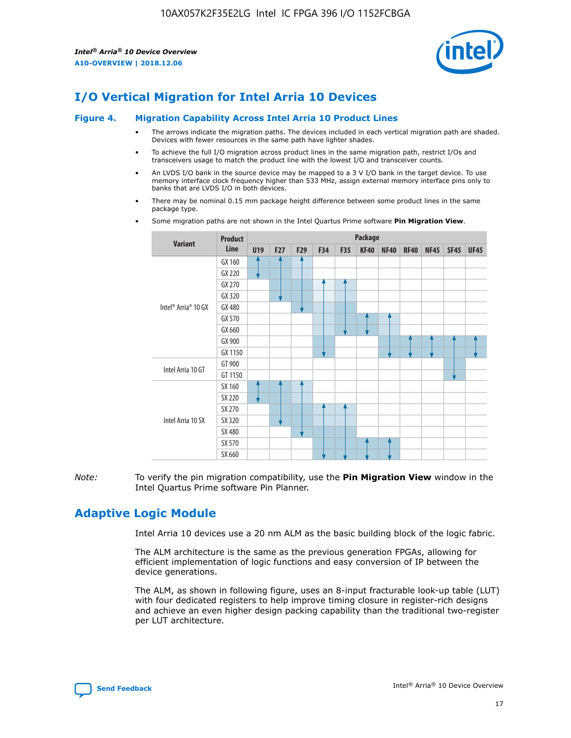# I/O Vertical Migration for Intel Arria 10 Devices

**Figure 4. Migration Capability Across Intel Arria 10 Product Lines**

- The arrows indicate the migration paths. The devices included in each vertical migration path are shaded. Devices with fewer resources in the same path have lighter shades.
- To achieve the full I/O migration across product lines in the same migration path, restrict I/Os and transceivers usage to match the product line with the lowest I/O and transceiver counts.
- An LVDS I/O bank in the source device may be mapped to a 3 V I/O bank in the target device. To use memory interface clock frequency higher than 533 MHz, assign external memory interface pins only to banks that are LVDS I/O in both devices.
- There may be nominal 0.15 mm package height difference between some product lines in the same package type.
- Some migration paths are not shown in the Intel Quartus Prime software **Pin Migration View**.

| Variant | Product Line | Package | | | | | | | | | | |
|---|---|---|---|---|---|---|---|---|---|---|---|---|
| | | U19 | F27 | F29 | F34 | F35 | KF40 | NF40 | RF40 | NF45 | SF45 | UF45 |
| Intel® Arria® 10 GX | GX 160 | | | | | | | | | | | |
| | GX 220 | | | | | | | | | | | |
| | GX 270 | | | | | | | | | | | |
| | GX 320 | | | | | | | | | | | |
| | GX 480 | | | | | | | | | | | |
| | GX 570 | | | | | | | | | | | |
| | GX 660 | | | | | | | | | | | |
| | GX 900 | | | | | | | | | | | |
| | GX 1150 | | | | | | | | | | | |
| Intel Arria 10 GT | GT 900 | | | | | | | | | | | |
| | GT 1150 | | | | | | | | | | | |
| Intel Arria 10 SX | SX 160 | | | | | | | | | | | |
| | SX 220 | | | | | | | | | | | |
| | SX 270 | | | | | | | | | | | |
| | SX 320 | | | | | | | | | | | |
| | SX 480 | | | | | | | | | | | |
| | SX 570 | | | | | | | | | | | |
| | SX 660 | | | | | | | | | | | |

*Note:* To verify the pin migration compatibility, use the **Pin Migration View** window in the Intel Quartus Prime software Pin Planner.

# Adaptive Logic Module

Intel Arria 10 devices use a 20 nm ALM as the basic building block of the logic fabric.

The ALM architecture is the same as the previous generation FPGAs, allowing for efficient implementation of logic functions and easy conversion of IP between the device generations.

The ALM, as shown in following figure, uses an 8-input fracturable look-up table (LUT) with four dedicated registers to help improve timing closure in register-rich designs and achieve an even higher design packing capability than the traditional two-register per LUT architecture.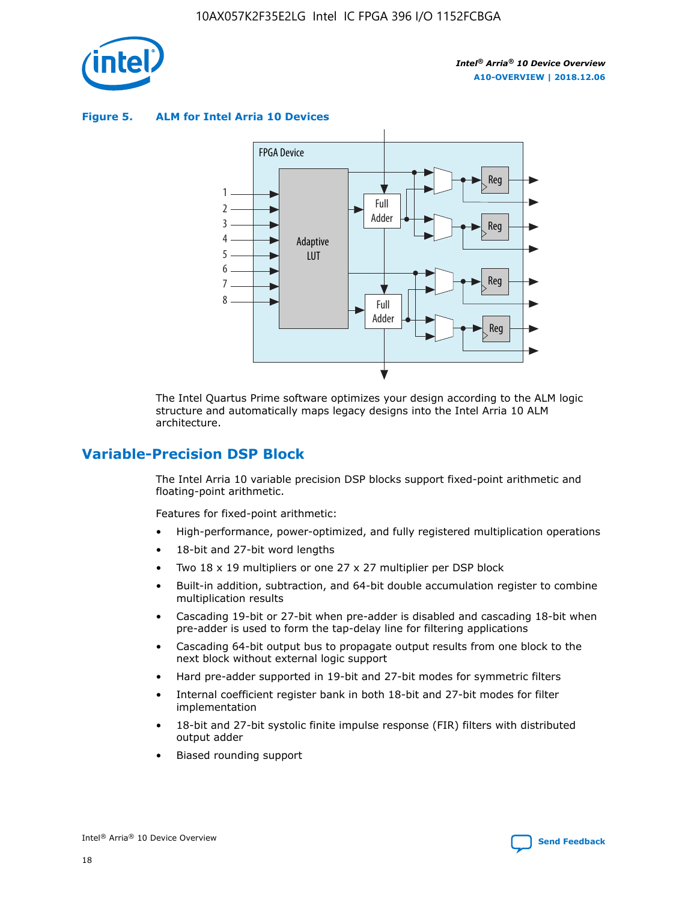**Figure 5. ALM for Intel Arria 10 Devices**

The Intel Quartus Prime software optimizes your design according to the ALM logic structure and automatically maps legacy designs into the Intel Arria 10 ALM architecture.

## Variable-Precision DSP Block

The Intel Arria 10 variable precision DSP blocks support fixed-point arithmetic and floating-point arithmetic.

Features for fixed-point arithmetic:

- High-performance, power-optimized, and fully registered multiplication operations
- 18-bit and 27-bit word lengths
- Two 18 x 19 multipliers or one 27 x 27 multiplier per DSP block
- Built-in addition, subtraction, and 64-bit double accumulation register to combine multiplication results
- Cascading 19-bit or 27-bit when pre-adder is disabled and cascading 18-bit when pre-adder is used to form the tap-delay line for filtering applications
- Cascading 64-bit output bus to propagate output results from one block to the next block without external logic support
- Hard pre-adder supported in 19-bit and 27-bit modes for symmetric filters
- Internal coefficient register bank in both 18-bit and 27-bit modes for filter implementation
- 18-bit and 27-bit systolic finite impulse response (FIR) filters with distributed output adder
- Biased rounding support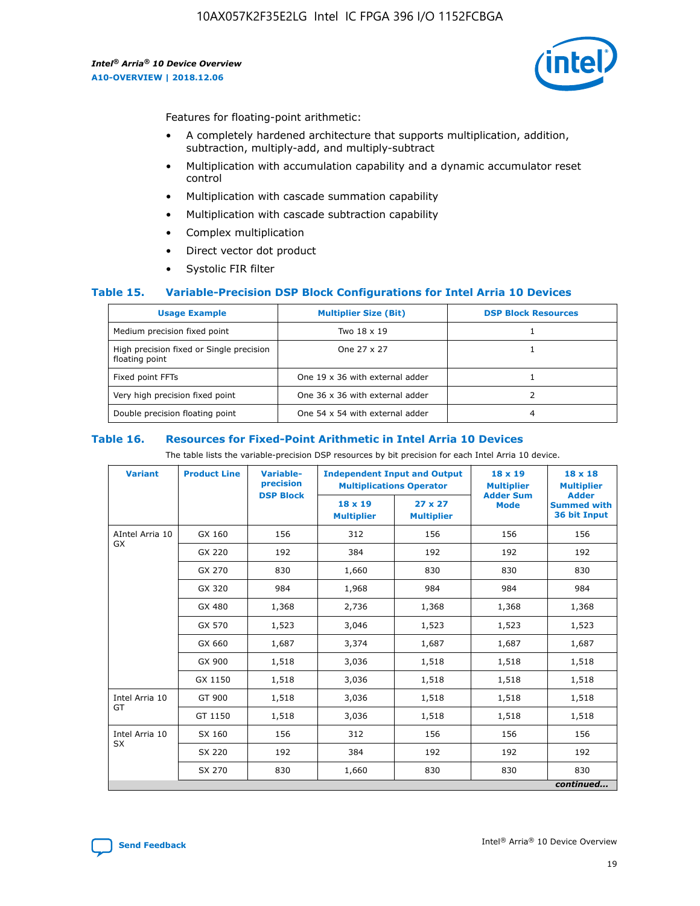Features for floating-point arithmetic:

- A completely hardened architecture that supports multiplication, addition, subtraction, multiply-add, and multiply-subtract
- Multiplication with accumulation capability and a dynamic accumulator reset control
- Multiplication with cascade summation capability
- Multiplication with cascade subtraction capability
- Complex multiplication
- Direct vector dot product
- Systolic FIR filter

### Table 15. Variable-Precision DSP Block Configurations for Intel Arria 10 Devices

| Usage Example | Multiplier Size (Bit) | DSP Block Resources |
|---|---|---|
| Medium precision fixed point | Two 18 x 19 | 1 |
| High precision fixed or Single precision floating point | One 27 x 27 | 1 |
| Fixed point FFTs | One 19 x 36 with external adder | 1 |
| Very high precision fixed point | One 36 x 36 with external adder | 2 |
| Double precision floating point | One 54 x 54 with external adder | 4 |

### Table 16. Resources for Fixed-Point Arithmetic in Intel Arria 10 Devices

The table lists the variable-precision DSP resources by bit precision for each Intel Arria 10 device.

| Variant | Product Line | Variable-precision DSP Block | Independent Input and Output Multiplications Operator | | 18 x 19 Multiplier Adder Sum Mode | 18 x 18 Multiplier Adder Summed with 36 bit Input |
|---|---|---|---|---|---|---|
| | | | 18 x 19 Multiplier | 27 x 27 Multiplier | | |
| AIntel Arria 10 GX | GX 160 | 156 | 312 | 156 | 156 | 156 |
| | GX 220 | 192 | 384 | 192 | 192 | 192 |
| | GX 270 | 830 | 1,660 | 830 | 830 | 830 |
| | GX 320 | 984 | 1,968 | 984 | 984 | 984 |
| | GX 480 | 1,368 | 2,736 | 1,368 | 1,368 | 1,368 |
| | GX 570 | 1,523 | 3,046 | 1,523 | 1,523 | 1,523 |
| | GX 660 | 1,687 | 3,374 | 1,687 | 1,687 | 1,687 |
| | GX 900 | 1,518 | 3,036 | 1,518 | 1,518 | 1,518 |
| | GX 1150 | 1,518 | 3,036 | 1,518 | 1,518 | 1,518 |
| Intel Arria 10 GT | GT 900 | 1,518 | 3,036 | 1,518 | 1,518 | 1,518 |
| | GT 1150 | 1,518 | 3,036 | 1,518 | 1,518 | 1,518 |
| Intel Arria 10 SX | SX 160 | 156 | 312 | 156 | 156 | 156 |
| | SX 220 | 192 | 384 | 192 | 192 | 192 |
| | SX 270 | 830 | 1,660 | 830 | 830 | 830 |

*continued...*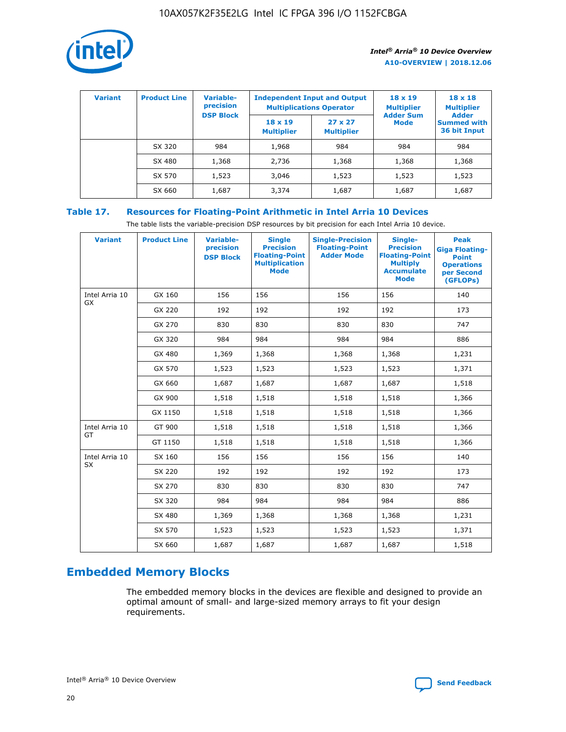| Variant | Product Line | Variable-precision DSP Block | Independent Input and Output Multiplications Operator | | 18 x 19 Multiplier Adder Sum Mode | 18 x 18 Multiplier Adder Summed with 36 bit Input |
|---|---|---|---|---|---|---|
| | | | 18 x 19 Multiplier | 27 x 27 Multiplier | | |
| | SX 320 | 984 | 1,968 | 984 | 984 | 984 |
| | SX 480 | 1,368 | 2,736 | 1,368 | 1,368 | 1,368 |
| | SX 570 | 1,523 | 3,046 | 1,523 | 1,523 | 1,523 |
| | SX 660 | 1,687 | 3,374 | 1,687 | 1,687 | 1,687 |

### Table 17. Resources for Floating-Point Arithmetic in Intel Arria 10 Devices

The table lists the variable-precision DSP resources by bit precision for each Intel Arria 10 device.

| Variant | Product Line | Variable-precision DSP Block | Single Precision Floating-Point Multiplication Mode | Single-Precision Floating-Point Adder Mode | Single-Precision Floating-Point Multiply Accumulate Mode | Peak Giga Floating-Point Operations per Second (GFLOPs) |
|---|---|---|---|---|---|---|
| Intel Arria 10 GX | GX 160 | 156 | 156 | 156 | 156 | 140 |
| | GX 220 | 192 | 192 | 192 | 192 | 173 |
| | GX 270 | 830 | 830 | 830 | 830 | 747 |
| | GX 320 | 984 | 984 | 984 | 984 | 886 |
| | GX 480 | 1,369 | 1,368 | 1,368 | 1,368 | 1,231 |
| | GX 570 | 1,523 | 1,523 | 1,523 | 1,523 | 1,371 |
| | GX 660 | 1,687 | 1,687 | 1,687 | 1,687 | 1,518 |
| | GX 900 | 1,518 | 1,518 | 1,518 | 1,518 | 1,366 |
| | GX 1150 | 1,518 | 1,518 | 1,518 | 1,518 | 1,366 |
| Intel Arria 10 GT | GT 900 | 1,518 | 1,518 | 1,518 | 1,518 | 1,366 |
| | GT 1150 | 1,518 | 1,518 | 1,518 | 1,518 | 1,366 |
| Intel Arria 10 SX | SX 160 | 156 | 156 | 156 | 156 | 140 |
| | SX 220 | 192 | 192 | 192 | 192 | 173 |
| | SX 270 | 830 | 830 | 830 | 830 | 747 |
| | SX 320 | 984 | 984 | 984 | 984 | 886 |
| | SX 480 | 1,369 | 1,368 | 1,368 | 1,368 | 1,231 |
| | SX 570 | 1,523 | 1,523 | 1,523 | 1,523 | 1,371 |
| | SX 660 | 1,687 | 1,687 | 1,687 | 1,687 | 1,518 |

## Embedded Memory Blocks

The embedded memory blocks in the devices are flexible and designed to provide an optimal amount of small- and large-sized memory arrays to fit your design requirements.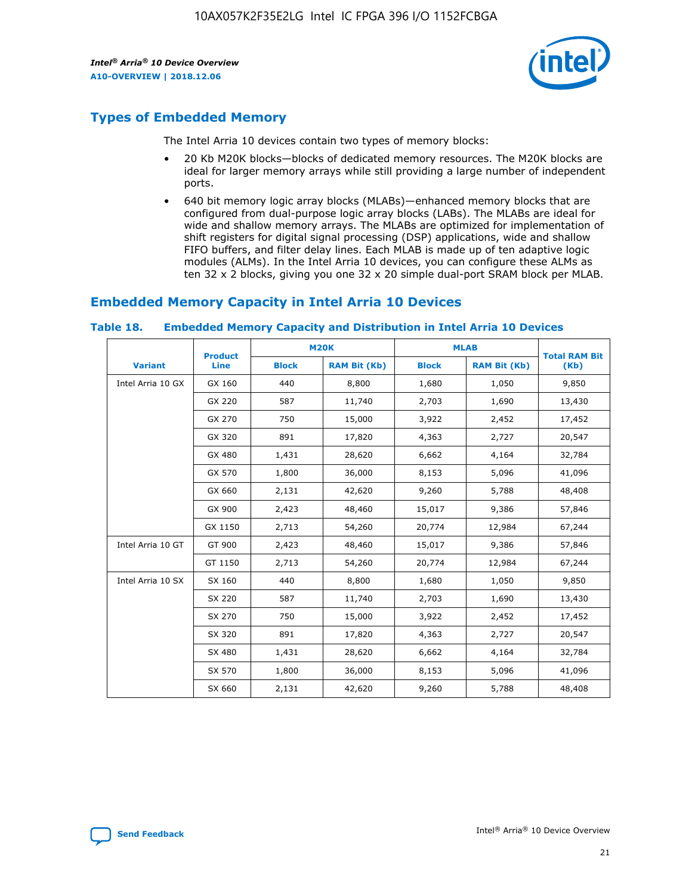## Types of Embedded Memory

The Intel Arria 10 devices contain two types of memory blocks:

- 20 Kb M20K blocks—blocks of dedicated memory resources. The M20K blocks are ideal for larger memory arrays while still providing a large number of independent ports.
- 640 bit memory logic array blocks (MLABs)—enhanced memory blocks that are configured from dual-purpose logic array blocks (LABs). The MLABs are ideal for wide and shallow memory arrays. The MLABs are optimized for implementation of shift registers for digital signal processing (DSP) applications, wide and shallow FIFO buffers, and filter delay lines. Each MLAB is made up of ten adaptive logic modules (ALMs). In the Intel Arria 10 devices, you can configure these ALMs as ten 32 x 2 blocks, giving you one 32 x 20 simple dual-port SRAM block per MLAB.

## Embedded Memory Capacity in Intel Arria 10 Devices

**Table 18. Embedded Memory Capacity and Distribution in Intel Arria 10 Devices**

| Variant | Product Line | M20K | | MLAB | | Total RAM Bit (Kb) |
|---|---|---|---|---|---|---|
| | | Block | RAM Bit (Kb) | Block | RAM Bit (Kb) | |
| Intel Arria 10 GX | GX 160 | 440 | 8,800 | 1,680 | 1,050 | 9,850 |
| | GX 220 | 587 | 11,740 | 2,703 | 1,690 | 13,430 |
| | GX 270 | 750 | 15,000 | 3,922 | 2,452 | 17,452 |
| | GX 320 | 891 | 17,820 | 4,363 | 2,727 | 20,547 |
| | GX 480 | 1,431 | 28,620 | 6,662 | 4,164 | 32,784 |
| | GX 570 | 1,800 | 36,000 | 8,153 | 5,096 | 41,096 |
| | GX 660 | 2,131 | 42,620 | 9,260 | 5,788 | 48,408 |
| | GX 900 | 2,423 | 48,460 | 15,017 | 9,386 | 57,846 |
| | GX 1150 | 2,713 | 54,260 | 20,774 | 12,984 | 67,244 |
| Intel Arria 10 GT | GT 900 | 2,423 | 48,460 | 15,017 | 9,386 | 57,846 |
| | GT 1150 | 2,713 | 54,260 | 20,774 | 12,984 | 67,244 |
| Intel Arria 10 SX | SX 160 | 440 | 8,800 | 1,680 | 1,050 | 9,850 |
| | SX 220 | 587 | 11,740 | 2,703 | 1,690 | 13,430 |
| | SX 270 | 750 | 15,000 | 3,922 | 2,452 | 17,452 |
| | SX 320 | 891 | 17,820 | 4,363 | 2,727 | 20,547 |
| | SX 480 | 1,431 | 28,620 | 6,662 | 4,164 | 32,784 |
| | SX 570 | 1,800 | 36,000 | 8,153 | 5,096 | 41,096 |
| | SX 660 | 2,131 | 42,620 | 9,260 | 5,788 | 48,408 |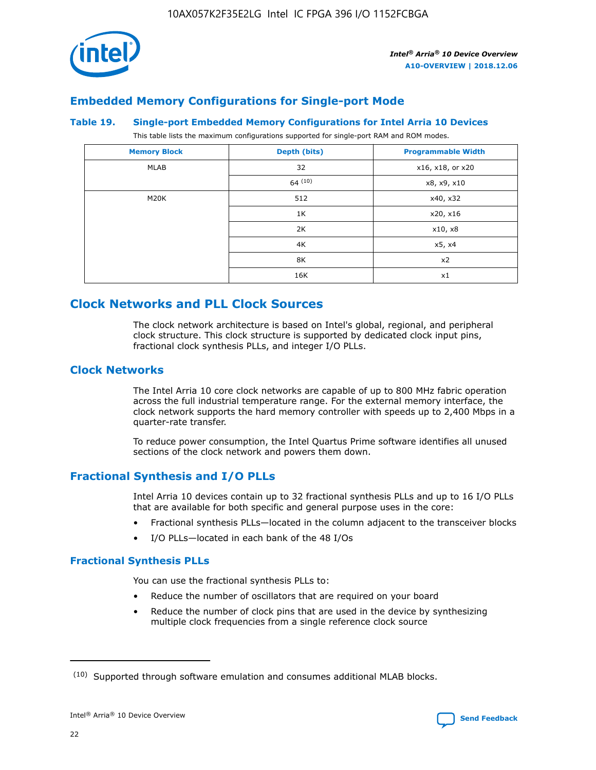## Embedded Memory Configurations for Single-port Mode

### Table 19. Single-port Embedded Memory Configurations for Intel Arria 10 Devices

This table lists the maximum configurations supported for single-port RAM and ROM modes.

| Memory Block | Depth (bits) | Programmable Width |
|---|---|---|
| MLAB | 32 | x16, x18, or x20 |
| | 64 [10] | x8, x9, x10 |
| M20K | 512 | x40, x32 |
| | 1K | x20, x16 |
| | 2K | x10, x8 |
| | 4K | x5, x4 |
| | 8K | x2 |
| | 16K | x1 |

# Clock Networks and PLL Clock Sources

The clock network architecture is based on Intel's global, regional, and peripheral clock structure. This clock structure is supported by dedicated clock input pins, fractional clock synthesis PLLs, and integer I/O PLLs.

## Clock Networks

The Intel Arria 10 core clock networks are capable of up to 800 MHz fabric operation across the full industrial temperature range. For the external memory interface, the clock network supports the hard memory controller with speeds up to 2,400 Mbps in a quarter-rate transfer.

To reduce power consumption, the Intel Quartus Prime software identifies all unused sections of the clock network and powers them down.

## Fractional Synthesis and I/O PLLs

Intel Arria 10 devices contain up to 32 fractional synthesis PLLs and up to 16 I/O PLLs that are available for both specific and general purpose uses in the core:

- Fractional synthesis PLLs—located in the column adjacent to the transceiver blocks
- I/O PLLs—located in each bank of the 48 I/Os

### Fractional Synthesis PLLs

You can use the fractional synthesis PLLs to:

- Reduce the number of oscillators that are required on your board
- Reduce the number of clock pins that are used in the device by synthesizing multiple clock frequencies from a single reference clock source

(10) Supported through software emulation and consumes additional MLAB blocks.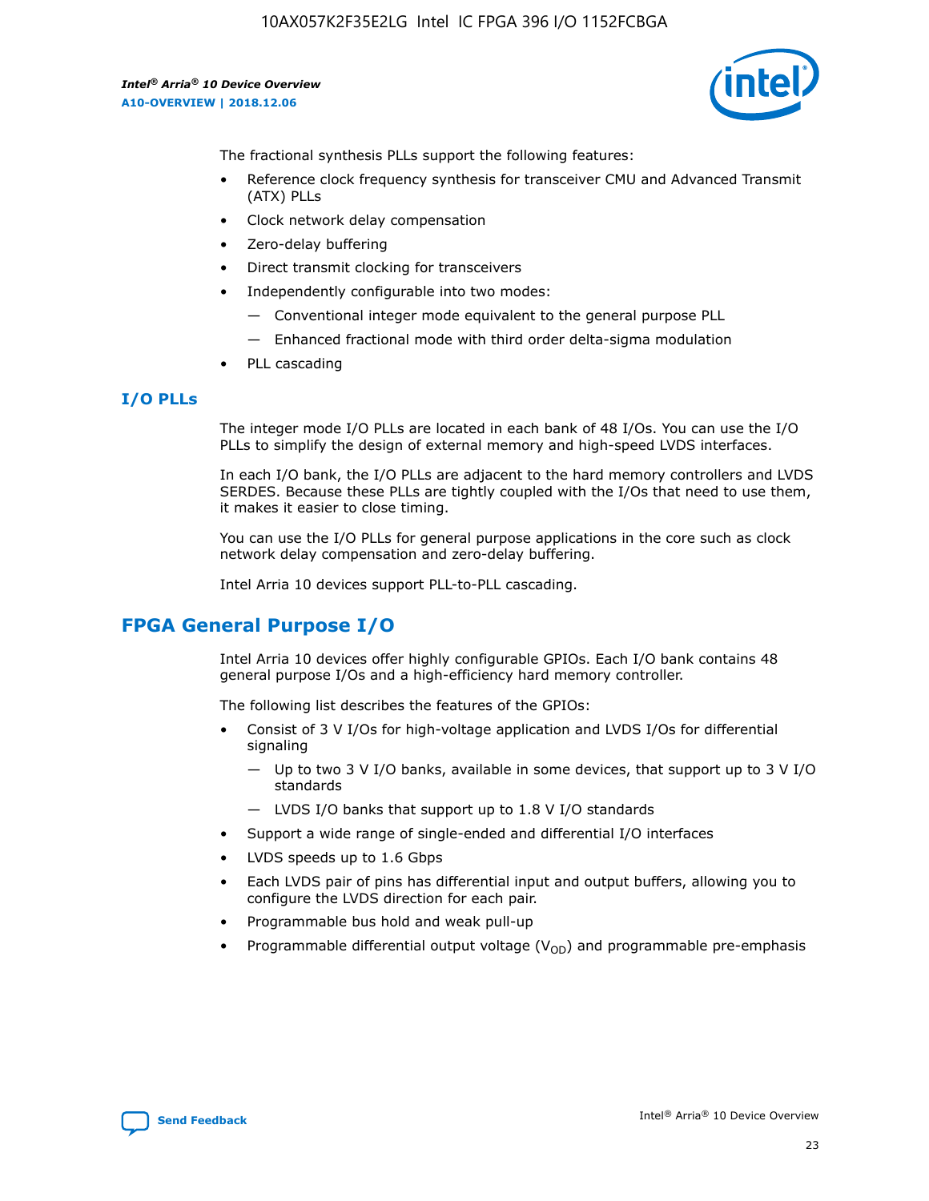The fractional synthesis PLLs support the following features:

- Reference clock frequency synthesis for transceiver CMU and Advanced Transmit (ATX) PLLs
- Clock network delay compensation
- Zero-delay buffering
- Direct transmit clocking for transceivers
- Independently configurable into two modes:
  - — Conventional integer mode equivalent to the general purpose PLL
  - — Enhanced fractional mode with third order delta-sigma modulation
- PLL cascading

### I/O PLLs

The integer mode I/O PLLs are located in each bank of 48 I/Os. You can use the I/O PLLs to simplify the design of external memory and high-speed LVDS interfaces.

In each I/O bank, the I/O PLLs are adjacent to the hard memory controllers and LVDS SERDES. Because these PLLs are tightly coupled with the I/Os that need to use them, it makes it easier to close timing.

You can use the I/O PLLs for general purpose applications in the core such as clock network delay compensation and zero-delay buffering.

Intel Arria 10 devices support PLL-to-PLL cascading.

## FPGA General Purpose I/O

Intel Arria 10 devices offer highly configurable GPIOs. Each I/O bank contains 48 general purpose I/Os and a high-efficiency hard memory controller.

The following list describes the features of the GPIOs:

- Consist of 3 V I/Os for high-voltage application and LVDS I/Os for differential signaling
  - — Up to two 3 V I/O banks, available in some devices, that support up to 3 V I/O standards
  - — LVDS I/O banks that support up to 1.8 V I/O standards
- Support a wide range of single-ended and differential I/O interfaces
- LVDS speeds up to 1.6 Gbps
- Each LVDS pair of pins has differential input and output buffers, allowing you to configure the LVDS direction for each pair.
- Programmable bus hold and weak pull-up
- Programmable differential output voltage ($V_{OD}$) and programmable pre-emphasis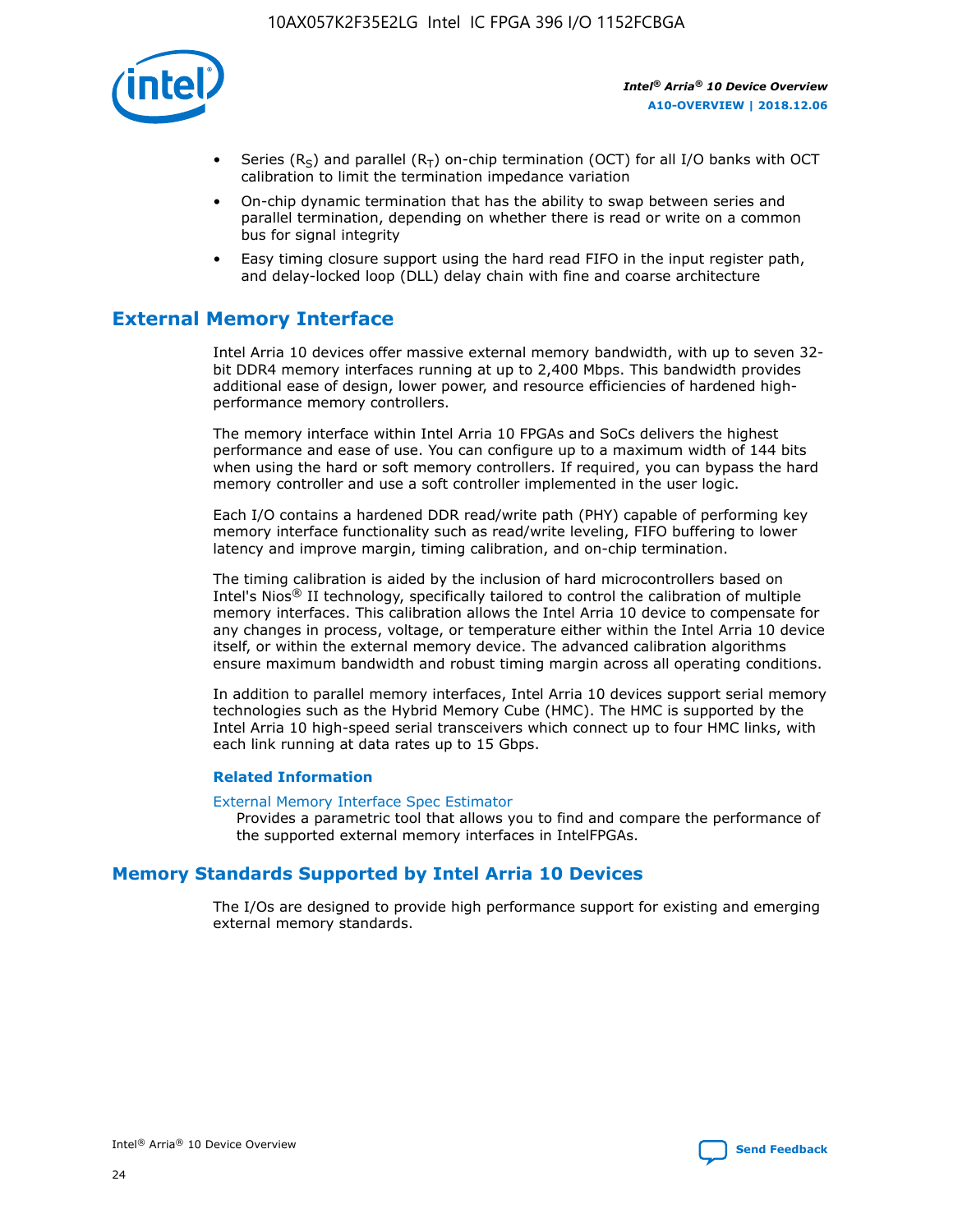- Series ($R_S$) and parallel ($R_T$) on-chip termination (OCT) for all I/O banks with OCT calibration to limit the termination impedance variation
- On-chip dynamic termination that has the ability to swap between series and parallel termination, depending on whether there is read or write on a common bus for signal integrity
- Easy timing closure support using the hard read FIFO in the input register path, and delay-locked loop (DLL) delay chain with fine and coarse architecture

## External Memory Interface

Intel Arria 10 devices offer massive external memory bandwidth, with up to seven 32-bit DDR4 memory interfaces running at up to 2,400 Mbps. This bandwidth provides additional ease of design, lower power, and resource efficiencies of hardened high-performance memory controllers.

The memory interface within Intel Arria 10 FPGAs and SoCs delivers the highest performance and ease of use. You can configure up to a maximum width of 144 bits when using the hard or soft memory controllers. If required, you can bypass the hard memory controller and use a soft controller implemented in the user logic.

Each I/O contains a hardened DDR read/write path (PHY) capable of performing key memory interface functionality such as read/write leveling, FIFO buffering to lower latency and improve margin, timing calibration, and on-chip termination.

The timing calibration is aided by the inclusion of hard microcontrollers based on Intel's Nios® II technology, specifically tailored to control the calibration of multiple memory interfaces. This calibration allows the Intel Arria 10 device to compensate for any changes in process, voltage, or temperature either within the Intel Arria 10 device itself, or within the external memory device. The advanced calibration algorithms ensure maximum bandwidth and robust timing margin across all operating conditions.

In addition to parallel memory interfaces, Intel Arria 10 devices support serial memory technologies such as the Hybrid Memory Cube (HMC). The HMC is supported by the Intel Arria 10 high-speed serial transceivers which connect up to four HMC links, with each link running at data rates up to 15 Gbps.

### Related Information

External Memory Interface Spec Estimator
Provides a parametric tool that allows you to find and compare the performance of the supported external memory interfaces in IntelFPGAs.

## Memory Standards Supported by Intel Arria 10 Devices

The I/Os are designed to provide high performance support for existing and emerging external memory standards.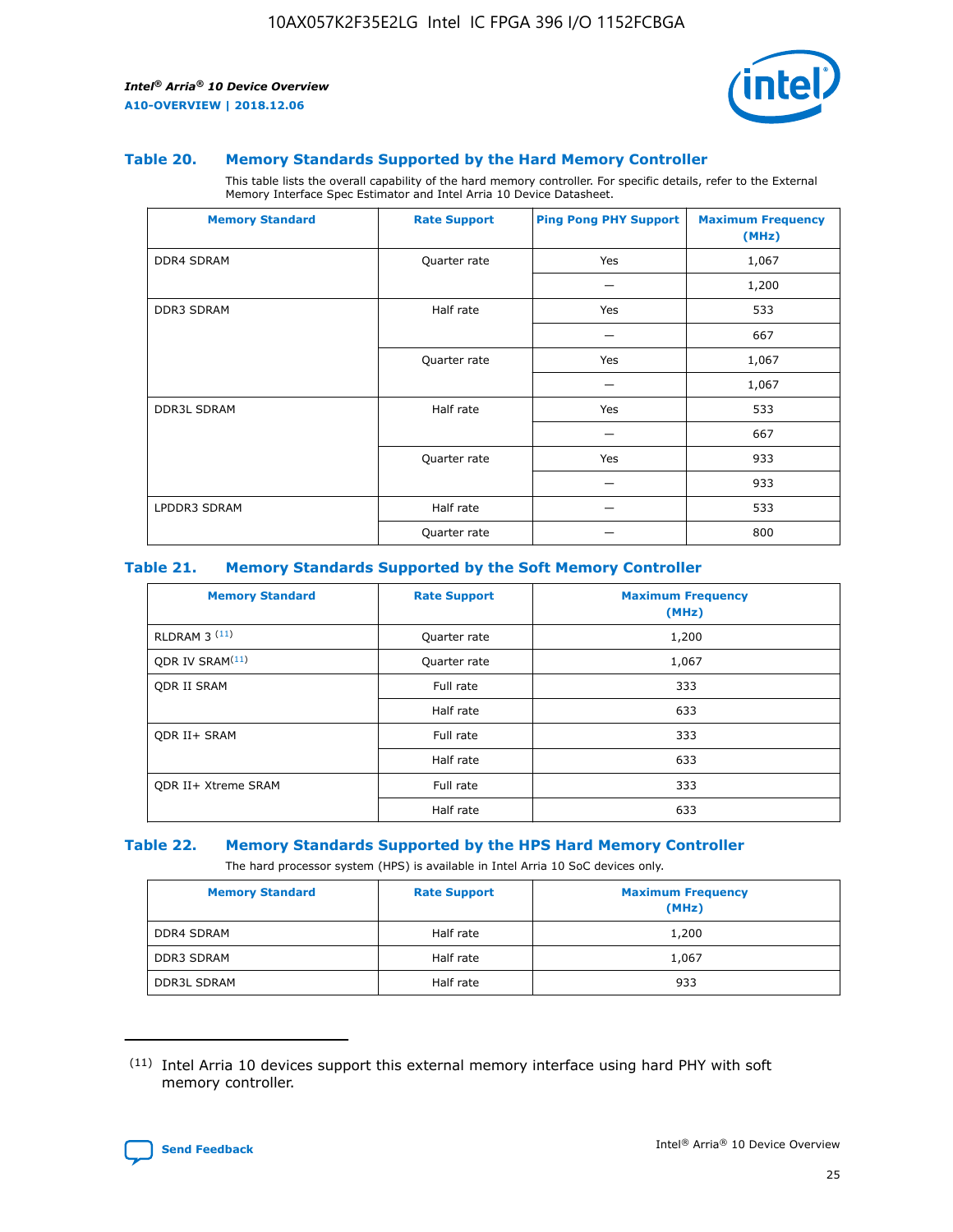### Table 20. Memory Standards Supported by the Hard Memory Controller

This table lists the overall capability of the hard memory controller. For specific details, refer to the External Memory Interface Spec Estimator and Intel Arria 10 Device Datasheet.

| Memory Standard | Rate Support | Ping Pong PHY Support | Maximum Frequency (MHz) |
|---|---|---|---|
| DDR4 SDRAM | Quarter rate | Yes | 1,067 |
| | | — | 1,200 |
| DDR3 SDRAM | Half rate | Yes | 533 |
| | | — | 667 |
| | Quarter rate | Yes | 1,067 |
| | | — | 1,067 |
| DDR3L SDRAM | Half rate | Yes | 533 |
| | | — | 667 |
| | Quarter rate | Yes | 933 |
| | | — | 933 |
| LPDDR3 SDRAM | Half rate | — | 533 |
| | Quarter rate | — | 800 |

### Table 21. Memory Standards Supported by the Soft Memory Controller

| Memory Standard | Rate Support | Maximum Frequency (MHz) |
|---|---|---|
| RLDRAM 3 [(11)] | Quarter rate | 1,200 |
| QDR IV SRAM[(11)] | Quarter rate | 1,067 |
| QDR II SRAM | Full rate | 333 |
| | Half rate | 633 |
| QDR II+ SRAM | Full rate | 333 |
| | Half rate | 633 |
| QDR II+ Xtreme SRAM | Full rate | 333 |
| | Half rate | 633 |

### Table 22. Memory Standards Supported by the HPS Hard Memory Controller

The hard processor system (HPS) is available in Intel Arria 10 SoC devices only.

| Memory Standard | Rate Support | Maximum Frequency (MHz) |
|---|---|---|
| DDR4 SDRAM | Half rate | 1,200 |
| DDR3 SDRAM | Half rate | 1,067 |
| DDR3L SDRAM | Half rate | 933 |

(11) Intel Arria 10 devices support this external memory interface using hard PHY with soft memory controller.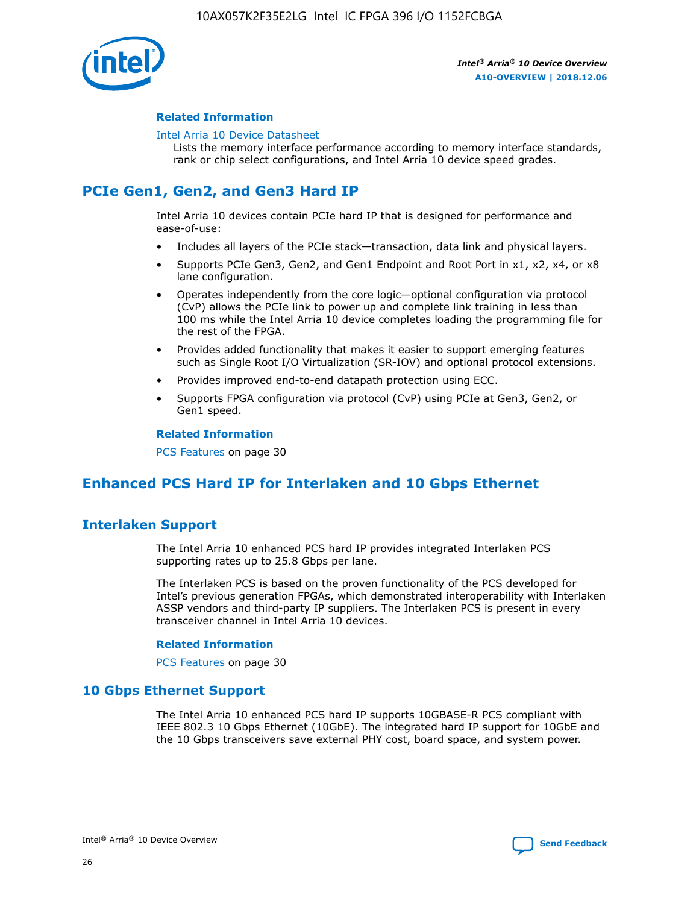#### Related Information

Intel Arria 10 Device Datasheet
Lists the memory interface performance according to memory interface standards, rank or chip select configurations, and Intel Arria 10 device speed grades.

## PCIe Gen1, Gen2, and Gen3 Hard IP

Intel Arria 10 devices contain PCIe hard IP that is designed for performance and ease-of-use:

- Includes all layers of the PCIe stack—transaction, data link and physical layers.
- Supports PCIe Gen3, Gen2, and Gen1 Endpoint and Root Port in x1, x2, x4, or x8 lane configuration.
- Operates independently from the core logic—optional configuration via protocol (CvP) allows the PCIe link to power up and complete link training in less than 100 ms while the Intel Arria 10 device completes loading the programming file for the rest of the FPGA.
- Provides added functionality that makes it easier to support emerging features such as Single Root I/O Virtualization (SR-IOV) and optional protocol extensions.
- Provides improved end-to-end datapath protection using ECC.
- Supports FPGA configuration via protocol (CvP) using PCIe at Gen3, Gen2, or Gen1 speed.

#### Related Information

PCS Features on page 30

## Enhanced PCS Hard IP for Interlaken and 10 Gbps Ethernet

### Interlaken Support

The Intel Arria 10 enhanced PCS hard IP provides integrated Interlaken PCS supporting rates up to 25.8 Gbps per lane.

The Interlaken PCS is based on the proven functionality of the PCS developed for Intel's previous generation FPGAs, which demonstrated interoperability with Interlaken ASSP vendors and third-party IP suppliers. The Interlaken PCS is present in every transceiver channel in Intel Arria 10 devices.

#### Related Information

PCS Features on page 30

### 10 Gbps Ethernet Support

The Intel Arria 10 enhanced PCS hard IP supports 10GBASE-R PCS compliant with IEEE 802.3 10 Gbps Ethernet (10GbE). The integrated hard IP support for 10GbE and the 10 Gbps transceivers save external PHY cost, board space, and system power.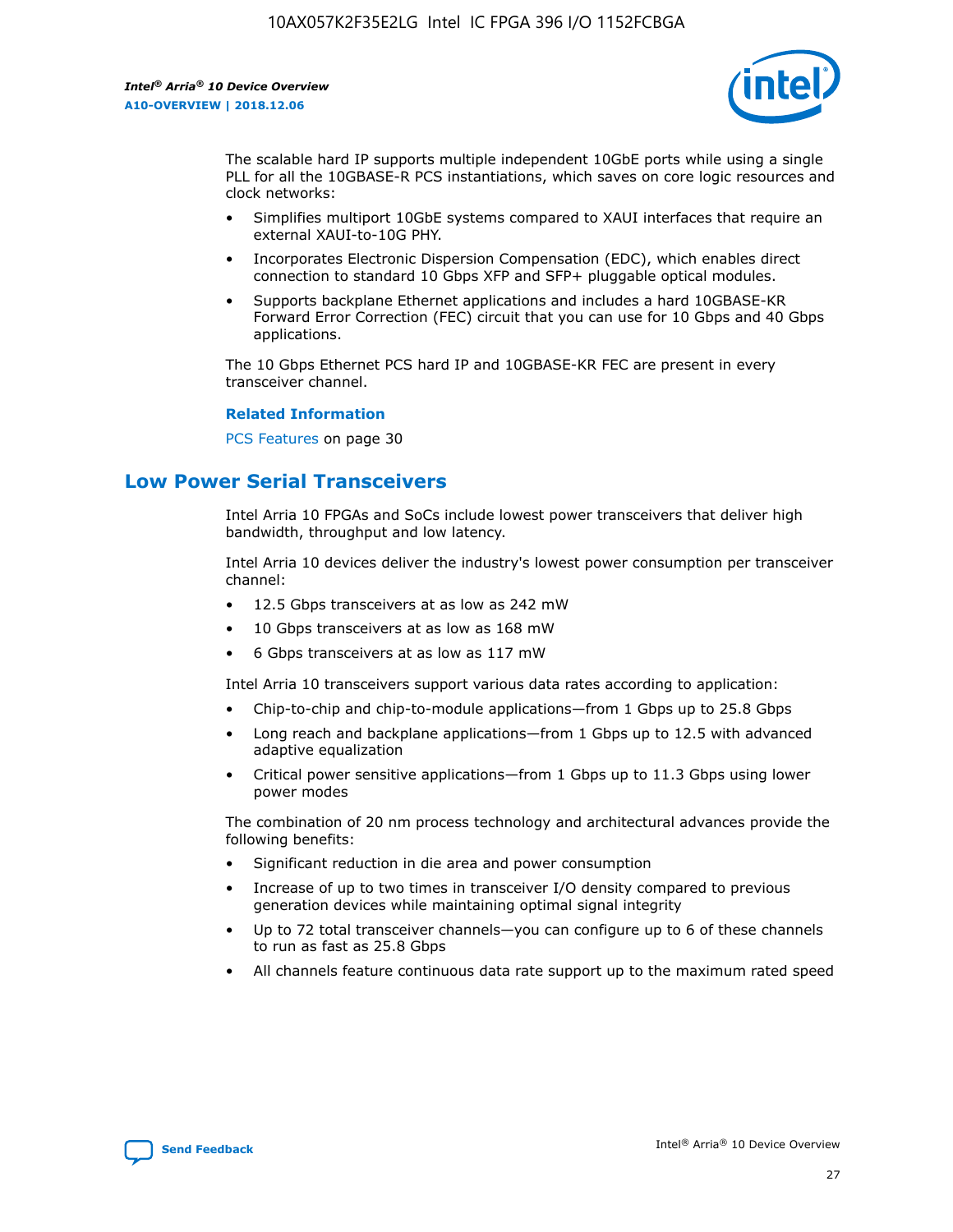The scalable hard IP supports multiple independent 10GbE ports while using a single PLL for all the 10GBASE-R PCS instantiations, which saves on core logic resources and clock networks:

- Simplifies multiport 10GbE systems compared to XAUI interfaces that require an external XAUI-to-10G PHY.
- Incorporates Electronic Dispersion Compensation (EDC), which enables direct connection to standard 10 Gbps XFP and SFP+ pluggable optical modules.
- Supports backplane Ethernet applications and includes a hard 10GBASE-KR Forward Error Correction (FEC) circuit that you can use for 10 Gbps and 40 Gbps applications.

The 10 Gbps Ethernet PCS hard IP and 10GBASE-KR FEC are present in every transceiver channel.

**Related Information**

PCS Features on page 30

## Low Power Serial Transceivers

Intel Arria 10 FPGAs and SoCs include lowest power transceivers that deliver high bandwidth, throughput and low latency.

Intel Arria 10 devices deliver the industry's lowest power consumption per transceiver channel:

- 12.5 Gbps transceivers at as low as 242 mW
- 10 Gbps transceivers at as low as 168 mW
- 6 Gbps transceivers at as low as 117 mW

Intel Arria 10 transceivers support various data rates according to application:

- Chip-to-chip and chip-to-module applications—from 1 Gbps up to 25.8 Gbps
- Long reach and backplane applications—from 1 Gbps up to 12.5 with advanced adaptive equalization
- Critical power sensitive applications—from 1 Gbps up to 11.3 Gbps using lower power modes

The combination of 20 nm process technology and architectural advances provide the following benefits:

- Significant reduction in die area and power consumption
- Increase of up to two times in transceiver I/O density compared to previous generation devices while maintaining optimal signal integrity
- Up to 72 total transceiver channels—you can configure up to 6 of these channels to run as fast as 25.8 Gbps
- All channels feature continuous data rate support up to the maximum rated speed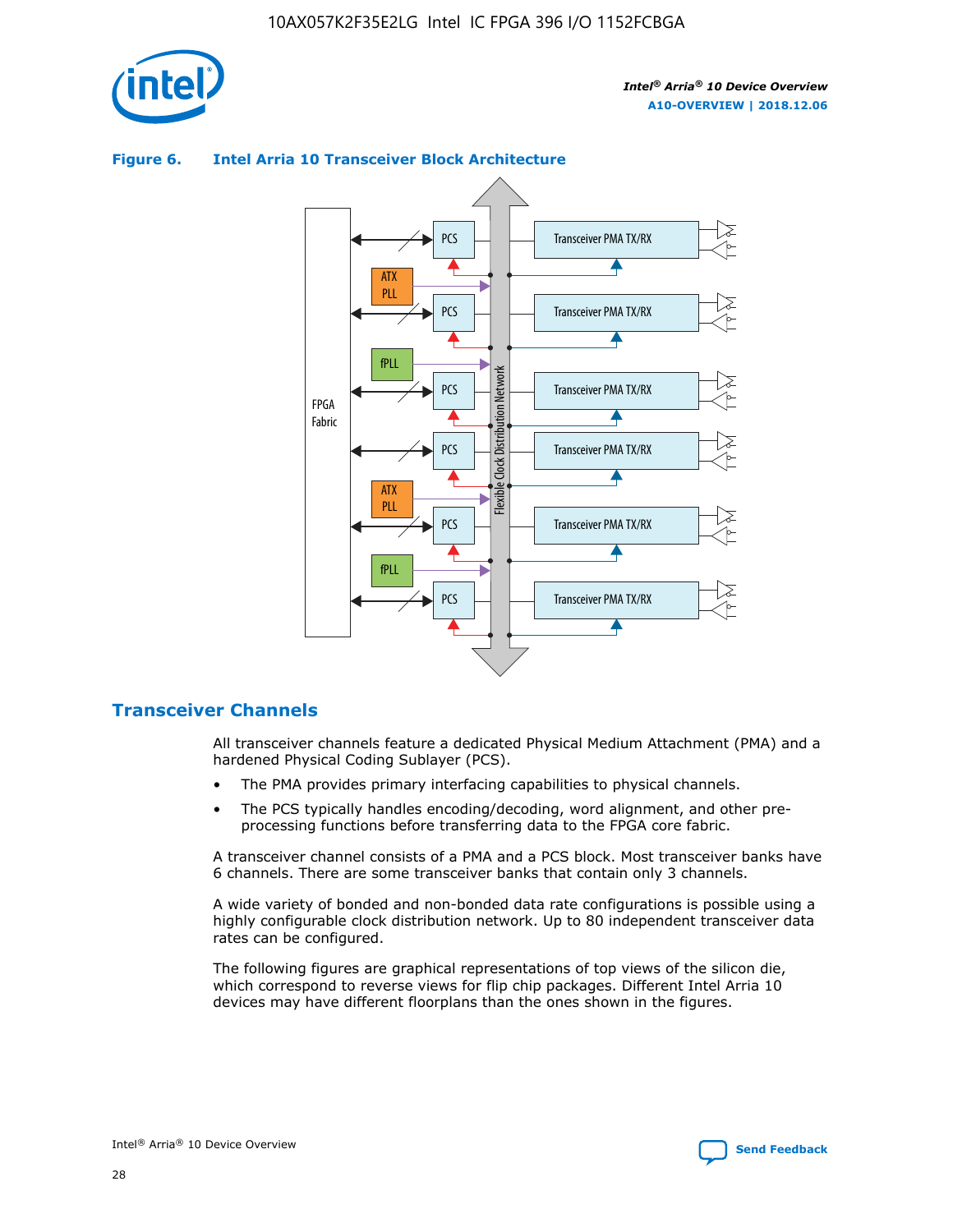**Figure 6. Intel Arria 10 Transceiver Block Architecture**

## Transceiver Channels

All transceiver channels feature a dedicated Physical Medium Attachment (PMA) and a hardened Physical Coding Sublayer (PCS).

- The PMA provides primary interfacing capabilities to physical channels.
- The PCS typically handles encoding/decoding, word alignment, and other pre-processing functions before transferring data to the FPGA core fabric.

A transceiver channel consists of a PMA and a PCS block. Most transceiver banks have 6 channels. There are some transceiver banks that contain only 3 channels.

A wide variety of bonded and non-bonded data rate configurations is possible using a highly configurable clock distribution network. Up to 80 independent transceiver data rates can be configured.

The following figures are graphical representations of top views of the silicon die, which correspond to reverse views for flip chip packages. Different Intel Arria 10 devices may have different floorplans than the ones shown in the figures.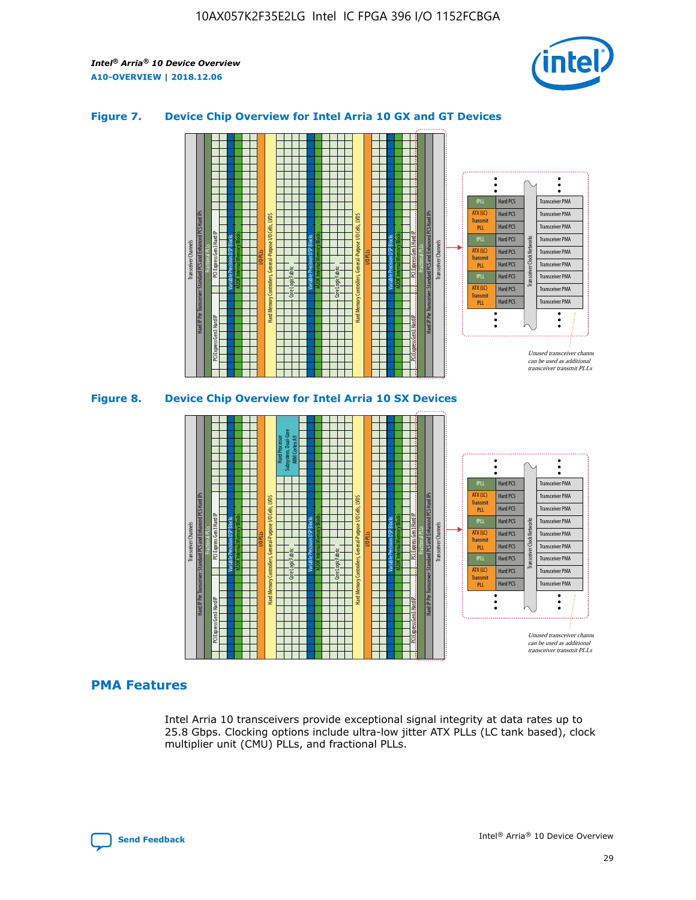### Figure 7. Device Chip Overview for Intel Arria 10 GX and GT Devices

### Figure 8. Device Chip Overview for Intel Arria 10 SX Devices

## PMA Features

Intel Arria 10 transceivers provide exceptional signal integrity at data rates up to 25.8 Gbps. Clocking options include ultra-low jitter ATX PLLs (LC tank based), clock multiplier unit (CMU) PLLs, and fractional PLLs.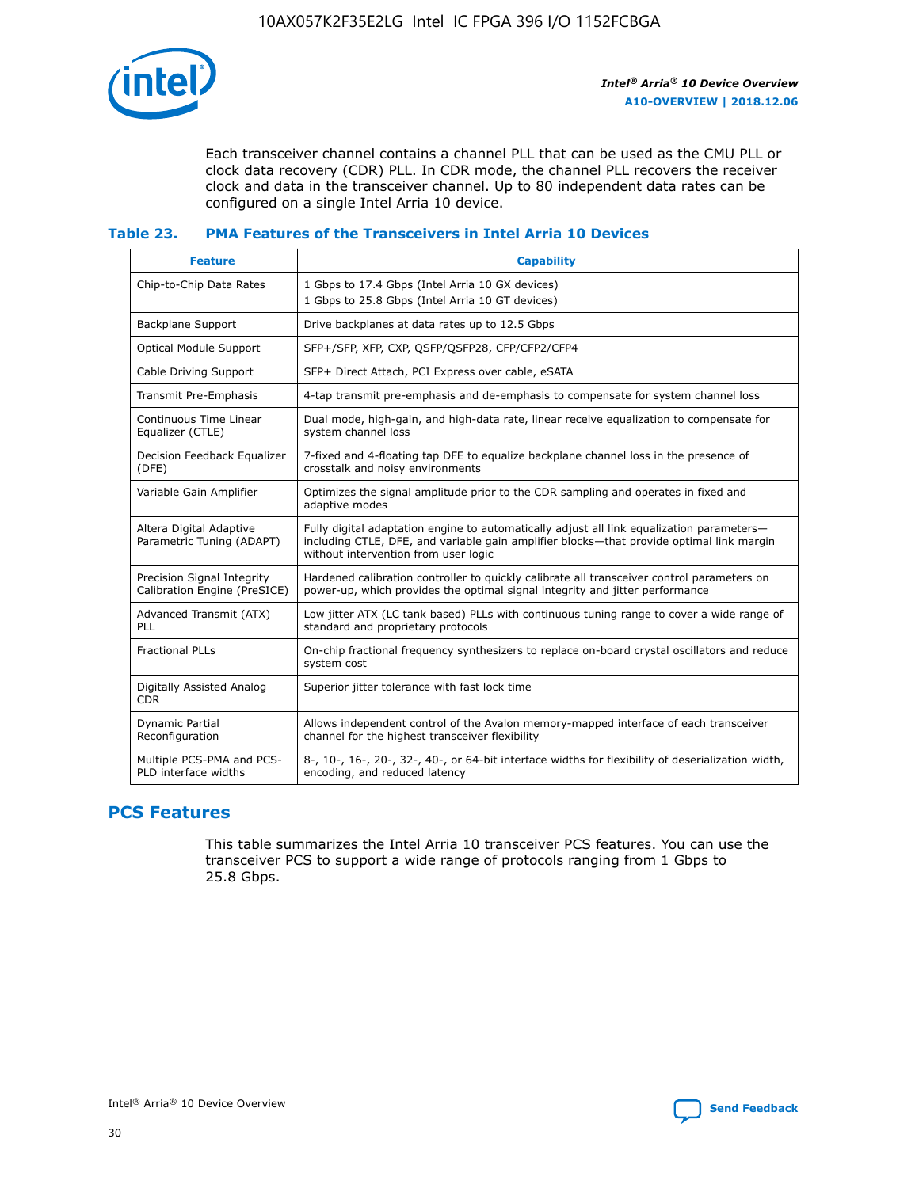Each transceiver channel contains a channel PLL that can be used as the CMU PLL or clock data recovery (CDR) PLL. In CDR mode, the channel PLL recovers the receiver clock and data in the transceiver channel. Up to 80 independent data rates can be configured on a single Intel Arria 10 device.

**Table 23. PMA Features of the Transceivers in Intel Arria 10 Devices**

| Feature | Capability |
| --- | --- |
| Chip-to-Chip Data Rates | 1 Gbps to 17.4 Gbps (Intel Arria 10 GX devices)<br>1 Gbps to 25.8 Gbps (Intel Arria 10 GT devices) |
| Backplane Support | Drive backplanes at data rates up to 12.5 Gbps |
| Optical Module Support | SFP+/SFP, XFP, CXP, QSFP/QSFP28, CFP/CFP2/CFP4 |
| Cable Driving Support | SFP+ Direct Attach, PCI Express over cable, eSATA |
| Transmit Pre-Emphasis | 4-tap transmit pre-emphasis and de-emphasis to compensate for system channel loss |
| Continuous Time Linear Equalizer (CTLE) | Dual mode, high-gain, and high-data rate, linear receive equalization to compensate for system channel loss |
| Decision Feedback Equalizer (DFE) | 7-fixed and 4-floating tap DFE to equalize backplane channel loss in the presence of crosstalk and noisy environments |
| Variable Gain Amplifier | Optimizes the signal amplitude prior to the CDR sampling and operates in fixed and adaptive modes |
| Altera Digital Adaptive Parametric Tuning (ADAPT) | Fully digital adaptation engine to automatically adjust all link equalization parameters—including CTLE, DFE, and variable gain amplifier blocks—that provide optimal link margin without intervention from user logic |
| Precision Signal Integrity Calibration Engine (PreSICE) | Hardened calibration controller to quickly calibrate all transceiver control parameters on power-up, which provides the optimal signal integrity and jitter performance |
| Advanced Transmit (ATX) PLL | Low jitter ATX (LC tank based) PLLs with continuous tuning range to cover a wide range of standard and proprietary protocols |
| Fractional PLLs | On-chip fractional frequency synthesizers to replace on-board crystal oscillators and reduce system cost |
| Digitally Assisted Analog CDR | Superior jitter tolerance with fast lock time |
| Dynamic Partial Reconfiguration | Allows independent control of the Avalon memory-mapped interface of each transceiver channel for the highest transceiver flexibility |
| Multiple PCS-PMA and PCS-PLD interface widths | 8-, 10-, 16-, 20-, 32-, 40-, or 64-bit interface widths for flexibility of deserialization width, encoding, and reduced latency |

## PCS Features

This table summarizes the Intel Arria 10 transceiver PCS features. You can use the transceiver PCS to support a wide range of protocols ranging from 1 Gbps to 25.8 Gbps.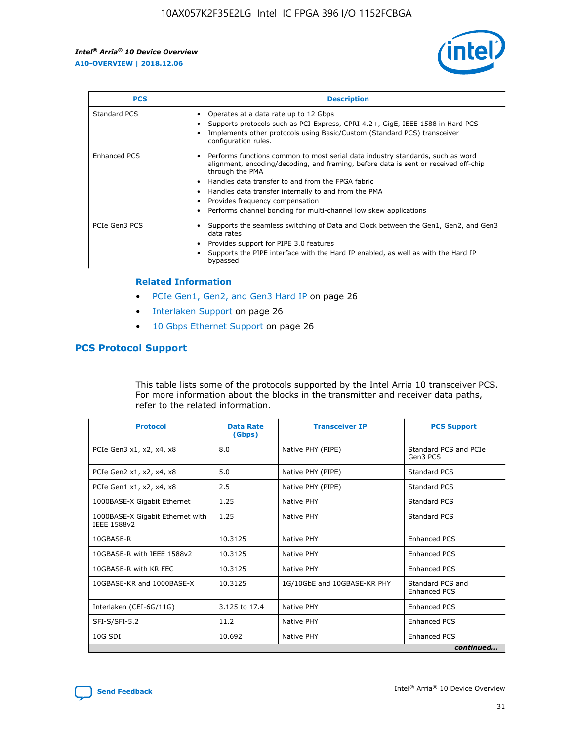| PCS | Description |
| --- | --- |
| Standard PCS | • Operates at a data rate up to 12 Gbps<br>• Supports protocols such as PCI-Express, CPRI 4.2+, GigE, IEEE 1588 in Hard PCS<br>• Implements other protocols using Basic/Custom (Standard PCS) transceiver configuration rules. |
| Enhanced PCS | • Performs functions common to most serial data industry standards, such as word alignment, encoding/decoding, and framing, before data is sent or received off-chip through the PMA<br>• Handles data transfer to and from the FPGA fabric<br>• Handles data transfer internally to and from the PMA<br>• Provides frequency compensation<br>• Performs channel bonding for multi-channel low skew applications |
| PCIe Gen3 PCS | • Supports the seamless switching of Data and Clock between the Gen1, Gen2, and Gen3 data rates<br>• Provides support for PIPE 3.0 features<br>• Supports the PIPE interface with the Hard IP enabled, as well as with the Hard IP bypassed |

### Related Information

- PCIe Gen1, Gen2, and Gen3 Hard IP on page 26
- Interlaken Support on page 26
- 10 Gbps Ethernet Support on page 26

## PCS Protocol Support

This table lists some of the protocols supported by the Intel Arria 10 transceiver PCS. For more information about the blocks in the transmitter and receiver data paths, refer to the related information.

| Protocol | Data Rate (Gbps) | Transceiver IP | PCS Support |
| --- | --- | --- | --- |
| PCIe Gen3 x1, x2, x4, x8 | 8.0 | Native PHY (PIPE) | Standard PCS and PCIe Gen3 PCS |
| PCIe Gen2 x1, x2, x4, x8 | 5.0 | Native PHY (PIPE) | Standard PCS |
| PCIe Gen1 x1, x2, x4, x8 | 2.5 | Native PHY (PIPE) | Standard PCS |
| 1000BASE-X Gigabit Ethernet | 1.25 | Native PHY | Standard PCS |
| 1000BASE-X Gigabit Ethernet with IEEE 1588v2 | 1.25 | Native PHY | Standard PCS |
| 10GBASE-R | 10.3125 | Native PHY | Enhanced PCS |
| 10GBASE-R with IEEE 1588v2 | 10.3125 | Native PHY | Enhanced PCS |
| 10GBASE-R with KR FEC | 10.3125 | Native PHY | Enhanced PCS |
| 10GBASE-KR and 1000BASE-X | 10.3125 | 1G/10GbE and 10GBASE-KR PHY | Standard PCS and Enhanced PCS |
| Interlaken (CEI-6G/11G) | 3.125 to 17.4 | Native PHY | Enhanced PCS |
| SFI-S/SFI-5.2 | 11.2 | Native PHY | Enhanced PCS |
| 10G SDI | 10.692 | Native PHY | Enhanced PCS |

*continued...*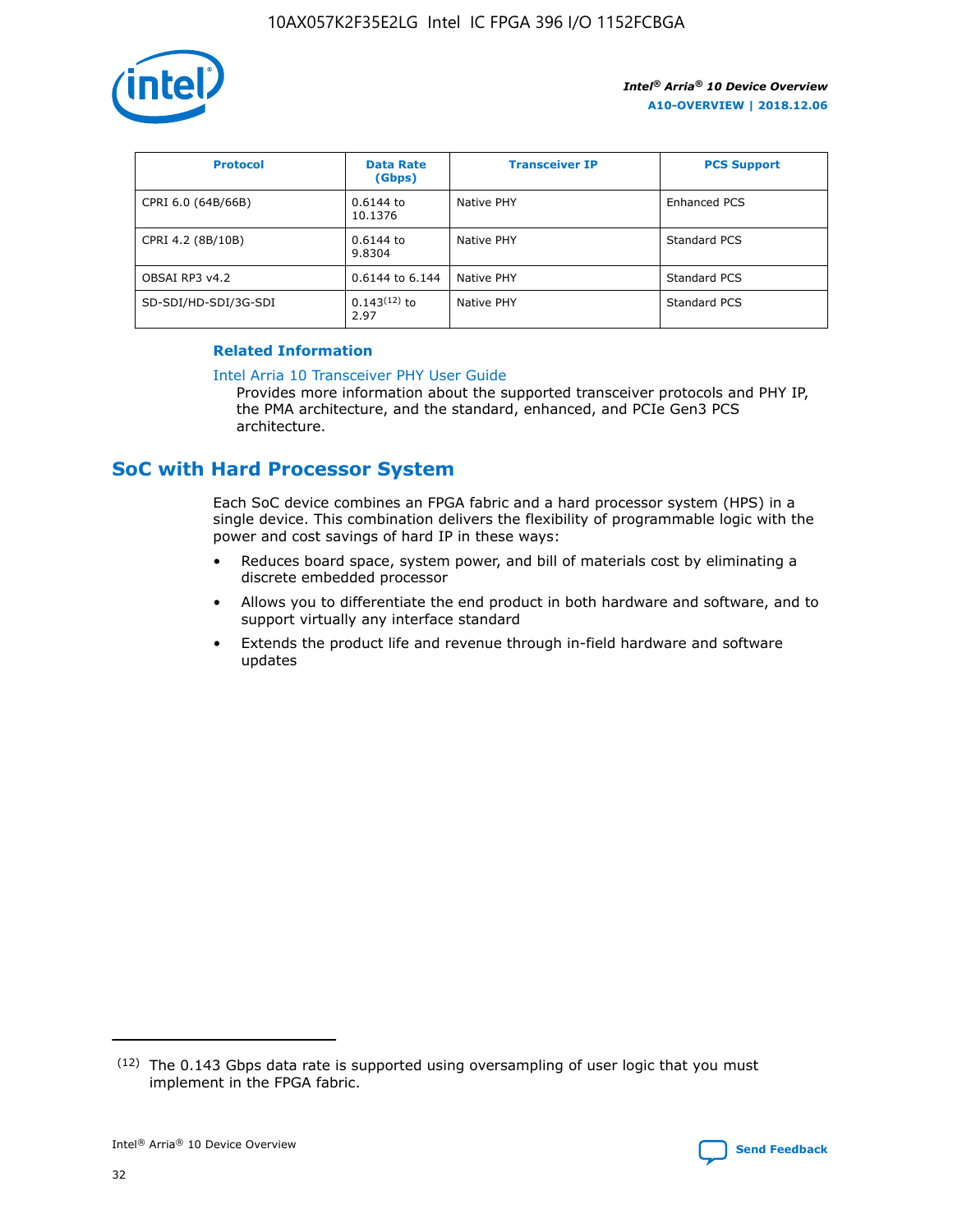| Protocol | Data Rate (Gbps) | Transceiver IP | PCS Support |
| --- | --- | --- | --- |
| CPRI 6.0 (64B/66B) | 0.6144 to 10.1376 | Native PHY | Enhanced PCS |
| CPRI 4.2 (8B/10B) | 0.6144 to 9.8304 | Native PHY | Standard PCS |
| OBSAI RP3 v4.2 | 0.6144 to 6.144 | Native PHY | Standard PCS |
| SD-SDI/HD-SDI/3G-SDI | 0.143[12] to 2.97 | Native PHY | Standard PCS |

**Related Information**

Intel Arria 10 Transceiver PHY User Guide

Provides more information about the supported transceiver protocols and PHY IP, the PMA architecture, and the standard, enhanced, and PCIe Gen3 PCS architecture.

## SoC with Hard Processor System

Each SoC device combines an FPGA fabric and a hard processor system (HPS) in a single device. This combination delivers the flexibility of programmable logic with the power and cost savings of hard IP in these ways:

- Reduces board space, system power, and bill of materials cost by eliminating a discrete embedded processor
- Allows you to differentiate the end product in both hardware and software, and to support virtually any interface standard
- Extends the product life and revenue through in-field hardware and software updates

(12) The 0.143 Gbps data rate is supported using oversampling of user logic that you must implement in the FPGA fabric.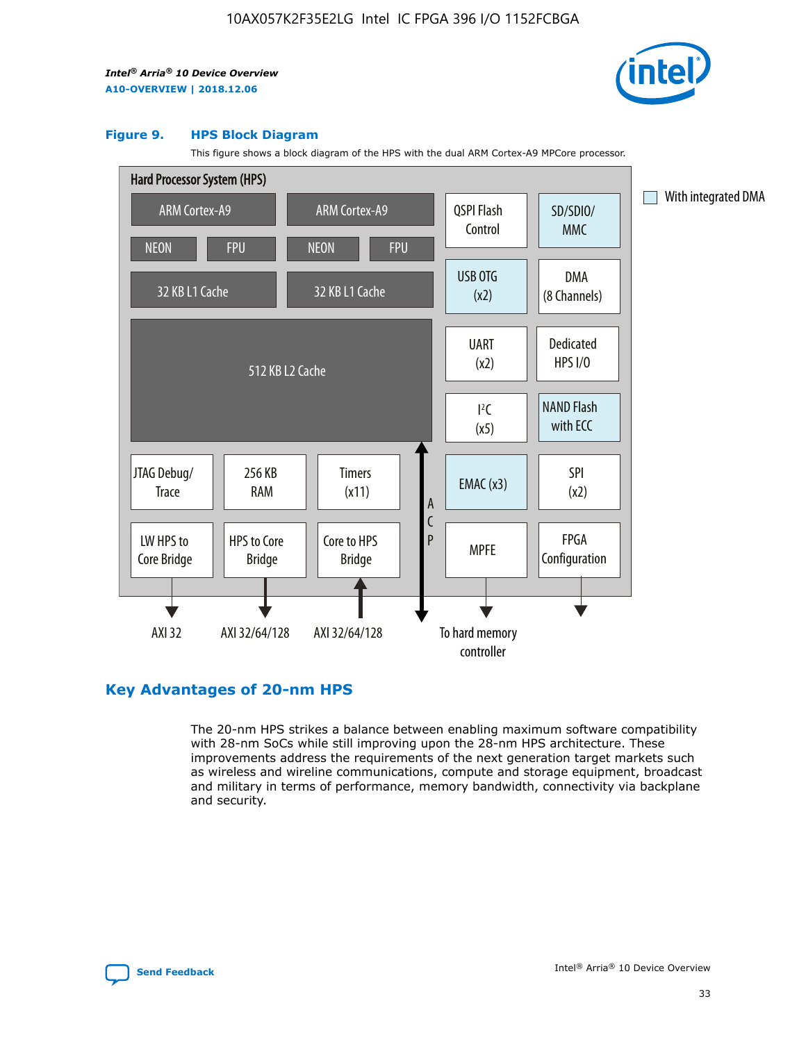**Figure 9. HPS Block Diagram**

This figure shows a block diagram of the HPS with the dual ARM Cortex-A9 MPCore processor.

Hard Processor System (HPS)

- ARM Cortex-A9 (NEON, FPU, 32 KB L1 Cache)
- ARM Cortex-A9 (NEON, FPU, 32 KB L1 Cache)
- 512 KB L2 Cache
- JTAG Debug/Trace
- 256 KB RAM
- Timers (x11)
- LW HPS to Core Bridge → AXI 32
- HPS to Core Bridge → AXI 32/64/128
- Core to HPS Bridge ← AXI 32/64/128
- ACP
- QSPI Flash Control
- SD/SDIO/MMC
- USB OTG (x2)
- DMA (8 Channels)
- UART (x2)
- Dedicated HPS I/O
- I²C (x5)
- NAND Flash with ECC
- EMAC (x3)
- SPI (x2)
- MPFE → To hard memory controller
- FPGA Configuration

With integrated DMA: SD/SDIO/MMC, USB OTG (x2), NAND Flash with ECC, EMAC (x3)

## Key Advantages of 20-nm HPS

The 20-nm HPS strikes a balance between enabling maximum software compatibility with 28-nm SoCs while still improving upon the 28-nm HPS architecture. These improvements address the requirements of the next generation target markets such as wireless and wireline communications, compute and storage equipment, broadcast and military in terms of performance, memory bandwidth, connectivity via backplane and security.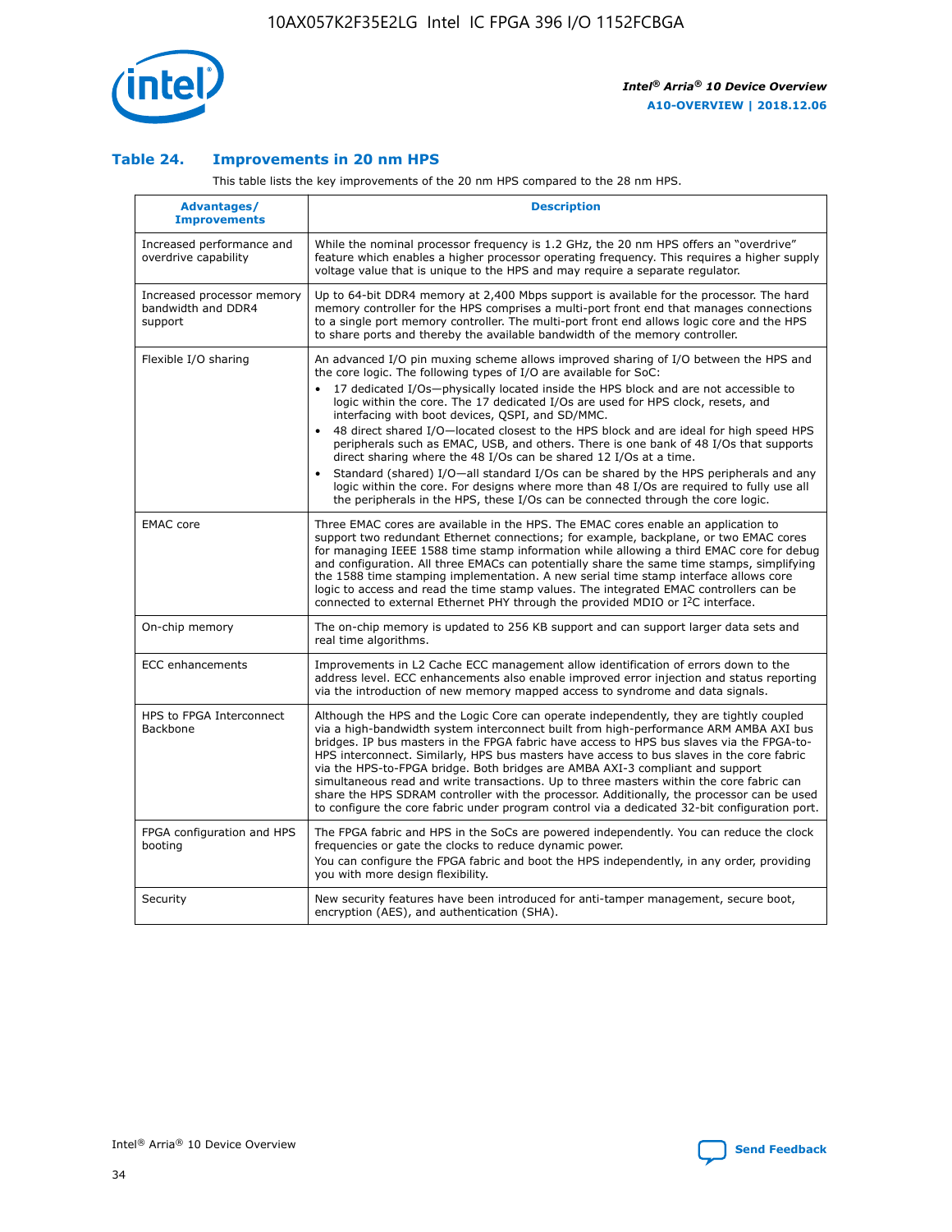### Table 24. Improvements in 20 nm HPS

This table lists the key improvements of the 20 nm HPS compared to the 28 nm HPS.

| Advantages/ Improvements | Description |
| --- | --- |
| Increased performance and overdrive capability | While the nominal processor frequency is 1.2 GHz, the 20 nm HPS offers an "overdrive" feature which enables a higher processor operating frequency. This requires a higher supply voltage value that is unique to the HPS and may require a separate regulator. |
| Increased processor memory bandwidth and DDR4 support | Up to 64-bit DDR4 memory at 2,400 Mbps support is available for the processor. The hard memory controller for the HPS comprises a multi-port front end that manages connections to a single port memory controller. The multi-port front end allows logic core and the HPS to share ports and thereby the available bandwidth of the memory controller. |
| Flexible I/O sharing | An advanced I/O pin muxing scheme allows improved sharing of I/O between the HPS and the core logic. The following types of I/O are available for SoC:<br>• 17 dedicated I/Os—physically located inside the HPS block and are not accessible to logic within the core. The 17 dedicated I/Os are used for HPS clock, resets, and interfacing with boot devices, QSPI, and SD/MMC.<br>• 48 direct shared I/O—located closest to the HPS block and are ideal for high speed HPS peripherals such as EMAC, USB, and others. There is one bank of 48 I/Os that supports direct sharing where the 48 I/Os can be shared 12 I/Os at a time.<br>• Standard (shared) I/O—all standard I/Os can be shared by the HPS peripherals and any logic within the core. For designs where more than 48 I/Os are required to fully use all the peripherals in the HPS, these I/Os can be connected through the core logic. |
| EMAC core | Three EMAC cores are available in the HPS. The EMAC cores enable an application to support two redundant Ethernet connections; for example, backplane, or two EMAC cores for managing IEEE 1588 time stamp information while allowing a third EMAC core for debug and configuration. All three EMACs can potentially share the same time stamps, simplifying the 1588 time stamping implementation. A new serial time stamp interface allows core logic to access and read the time stamp values. The integrated EMAC controllers can be connected to external Ethernet PHY through the provided MDIO or I²C interface. |
| On-chip memory | The on-chip memory is updated to 256 KB support and can support larger data sets and real time algorithms. |
| ECC enhancements | Improvements in L2 Cache ECC management allow identification of errors down to the address level. ECC enhancements also enable improved error injection and status reporting via the introduction of new memory mapped access to syndrome and data signals. |
| HPS to FPGA Interconnect Backbone | Although the HPS and the Logic Core can operate independently, they are tightly coupled via a high-bandwidth system interconnect built from high-performance ARM AMBA AXI bus bridges. IP bus masters in the FPGA fabric have access to HPS bus slaves via the FPGA-to-HPS interconnect. Similarly, HPS bus masters have access to bus slaves in the core fabric via the HPS-to-FPGA bridge. Both bridges are AMBA AXI-3 compliant and support simultaneous read and write transactions. Up to three masters within the core fabric can share the HPS SDRAM controller with the processor. Additionally, the processor can be used to configure the core fabric under program control via a dedicated 32-bit configuration port. |
| FPGA configuration and HPS booting | The FPGA fabric and HPS in the SoCs are powered independently. You can reduce the clock frequencies or gate the clocks to reduce dynamic power.<br>You can configure the FPGA fabric and boot the HPS independently, in any order, providing you with more design flexibility. |
| Security | New security features have been introduced for anti-tamper management, secure boot, encryption (AES), and authentication (SHA). |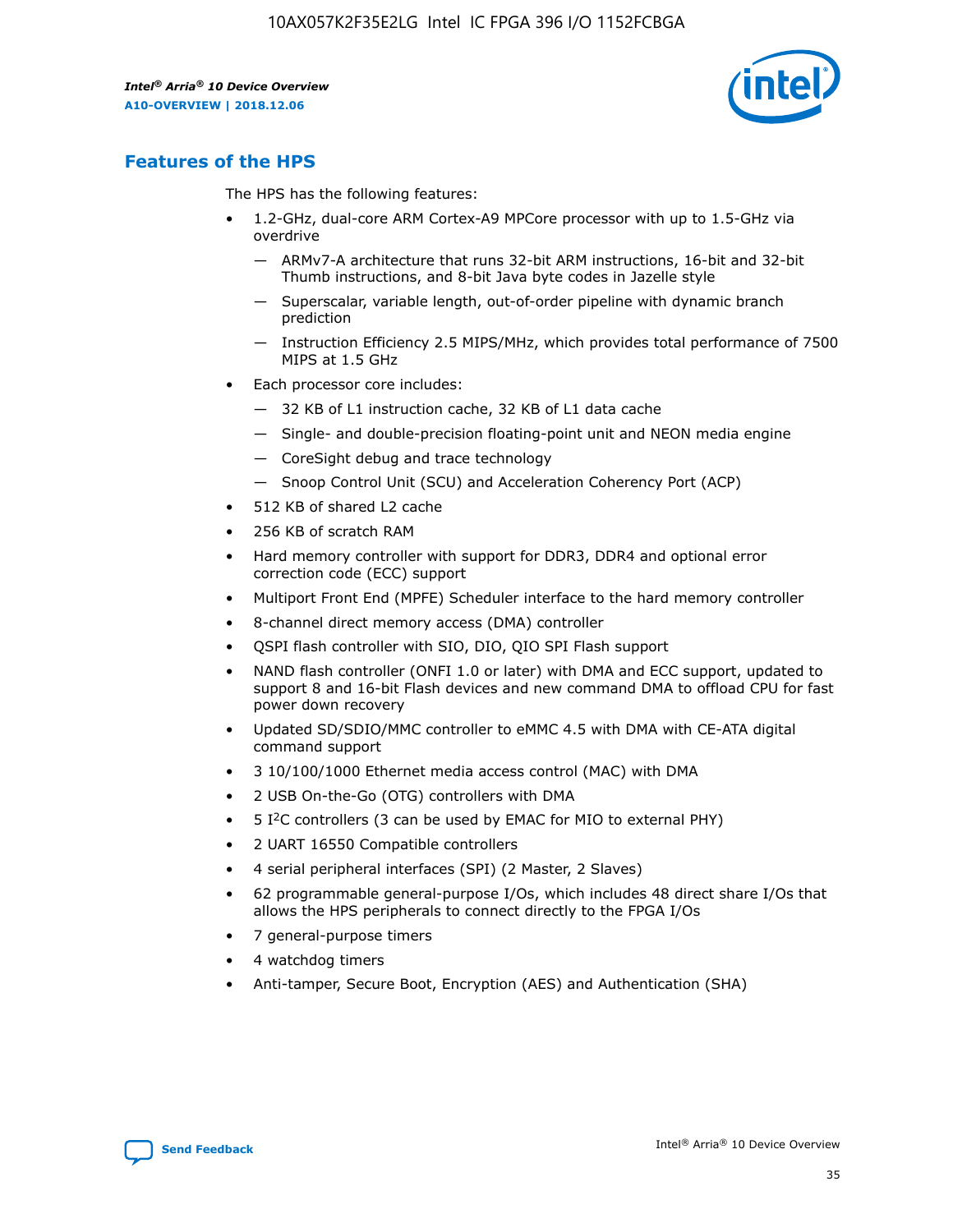## Features of the HPS

The HPS has the following features:

- 1.2-GHz, dual-core ARM Cortex-A9 MPCore processor with up to 1.5-GHz via overdrive
  - — ARMv7-A architecture that runs 32-bit ARM instructions, 16-bit and 32-bit Thumb instructions, and 8-bit Java byte codes in Jazelle style
  - — Superscalar, variable length, out-of-order pipeline with dynamic branch prediction
  - — Instruction Efficiency 2.5 MIPS/MHz, which provides total performance of 7500 MIPS at 1.5 GHz
- Each processor core includes:
  - — 32 KB of L1 instruction cache, 32 KB of L1 data cache
  - — Single- and double-precision floating-point unit and NEON media engine
  - — CoreSight debug and trace technology
  - — Snoop Control Unit (SCU) and Acceleration Coherency Port (ACP)
- 512 KB of shared L2 cache
- 256 KB of scratch RAM
- Hard memory controller with support for DDR3, DDR4 and optional error correction code (ECC) support
- Multiport Front End (MPFE) Scheduler interface to the hard memory controller
- 8-channel direct memory access (DMA) controller
- QSPI flash controller with SIO, DIO, QIO SPI Flash support
- NAND flash controller (ONFI 1.0 or later) with DMA and ECC support, updated to support 8 and 16-bit Flash devices and new command DMA to offload CPU for fast power down recovery
- Updated SD/SDIO/MMC controller to eMMC 4.5 with DMA with CE-ATA digital command support
- 3 10/100/1000 Ethernet media access control (MAC) with DMA
- 2 USB On-the-Go (OTG) controllers with DMA
- 5 I²C controllers (3 can be used by EMAC for MIO to external PHY)
- 2 UART 16550 Compatible controllers
- 4 serial peripheral interfaces (SPI) (2 Master, 2 Slaves)
- 62 programmable general-purpose I/Os, which includes 48 direct share I/Os that allows the HPS peripherals to connect directly to the FPGA I/Os
- 7 general-purpose timers
- 4 watchdog timers
- Anti-tamper, Secure Boot, Encryption (AES) and Authentication (SHA)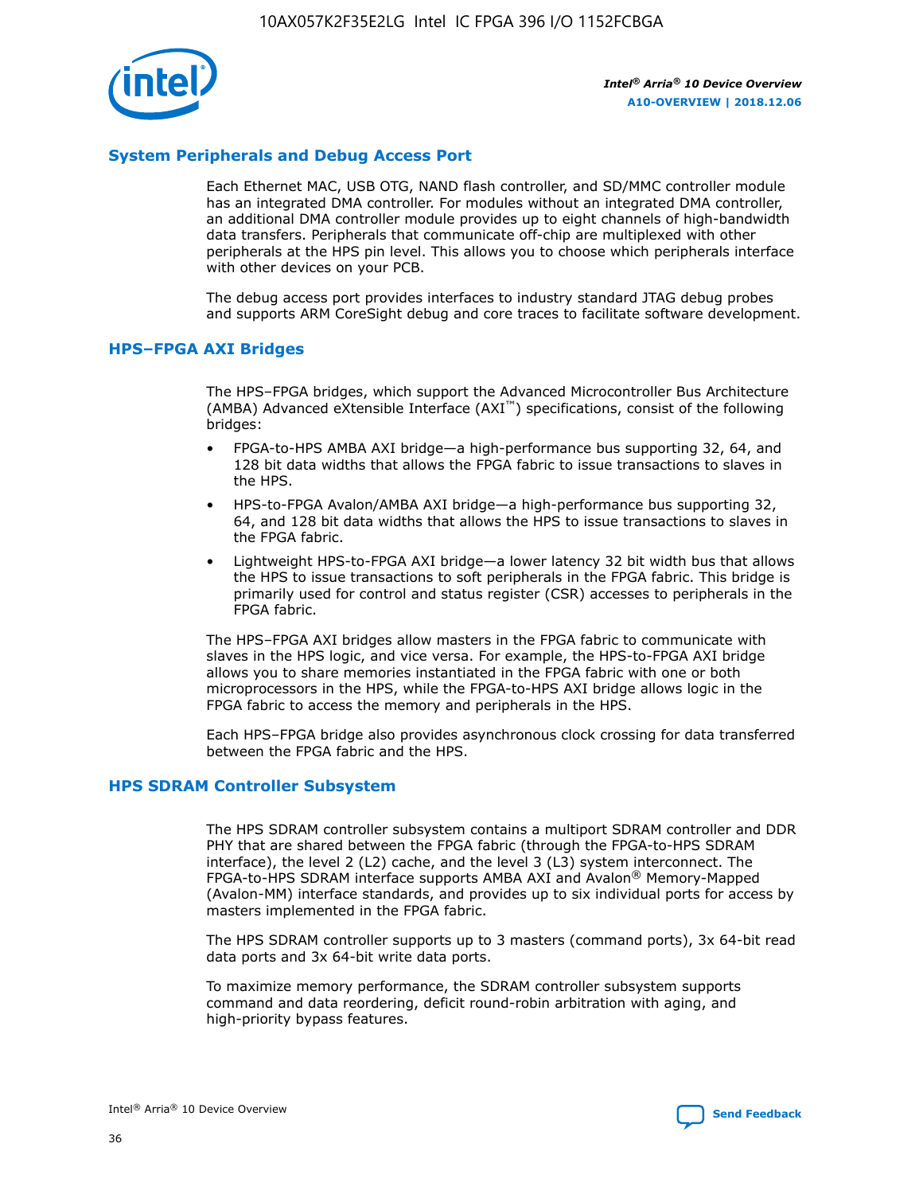## System Peripherals and Debug Access Port

Each Ethernet MAC, USB OTG, NAND flash controller, and SD/MMC controller module has an integrated DMA controller. For modules without an integrated DMA controller, an additional DMA controller module provides up to eight channels of high-bandwidth data transfers. Peripherals that communicate off-chip are multiplexed with other peripherals at the HPS pin level. This allows you to choose which peripherals interface with other devices on your PCB.

The debug access port provides interfaces to industry standard JTAG debug probes and supports ARM CoreSight debug and core traces to facilitate software development.

## HPS–FPGA AXI Bridges

The HPS–FPGA bridges, which support the Advanced Microcontroller Bus Architecture (AMBA) Advanced eXtensible Interface (AXI™) specifications, consist of the following bridges:

- FPGA-to-HPS AMBA AXI bridge—a high-performance bus supporting 32, 64, and 128 bit data widths that allows the FPGA fabric to issue transactions to slaves in the HPS.
- HPS-to-FPGA Avalon/AMBA AXI bridge—a high-performance bus supporting 32, 64, and 128 bit data widths that allows the HPS to issue transactions to slaves in the FPGA fabric.
- Lightweight HPS-to-FPGA AXI bridge—a lower latency 32 bit width bus that allows the HPS to issue transactions to soft peripherals in the FPGA fabric. This bridge is primarily used for control and status register (CSR) accesses to peripherals in the FPGA fabric.

The HPS–FPGA AXI bridges allow masters in the FPGA fabric to communicate with slaves in the HPS logic, and vice versa. For example, the HPS-to-FPGA AXI bridge allows you to share memories instantiated in the FPGA fabric with one or both microprocessors in the HPS, while the FPGA-to-HPS AXI bridge allows logic in the FPGA fabric to access the memory and peripherals in the HPS.

Each HPS–FPGA bridge also provides asynchronous clock crossing for data transferred between the FPGA fabric and the HPS.

## HPS SDRAM Controller Subsystem

The HPS SDRAM controller subsystem contains a multiport SDRAM controller and DDR PHY that are shared between the FPGA fabric (through the FPGA-to-HPS SDRAM interface), the level 2 (L2) cache, and the level 3 (L3) system interconnect. The FPGA-to-HPS SDRAM interface supports AMBA AXI and Avalon® Memory-Mapped (Avalon-MM) interface standards, and provides up to six individual ports for access by masters implemented in the FPGA fabric.

The HPS SDRAM controller supports up to 3 masters (command ports), 3x 64-bit read data ports and 3x 64-bit write data ports.

To maximize memory performance, the SDRAM controller subsystem supports command and data reordering, deficit round-robin arbitration with aging, and high-priority bypass features.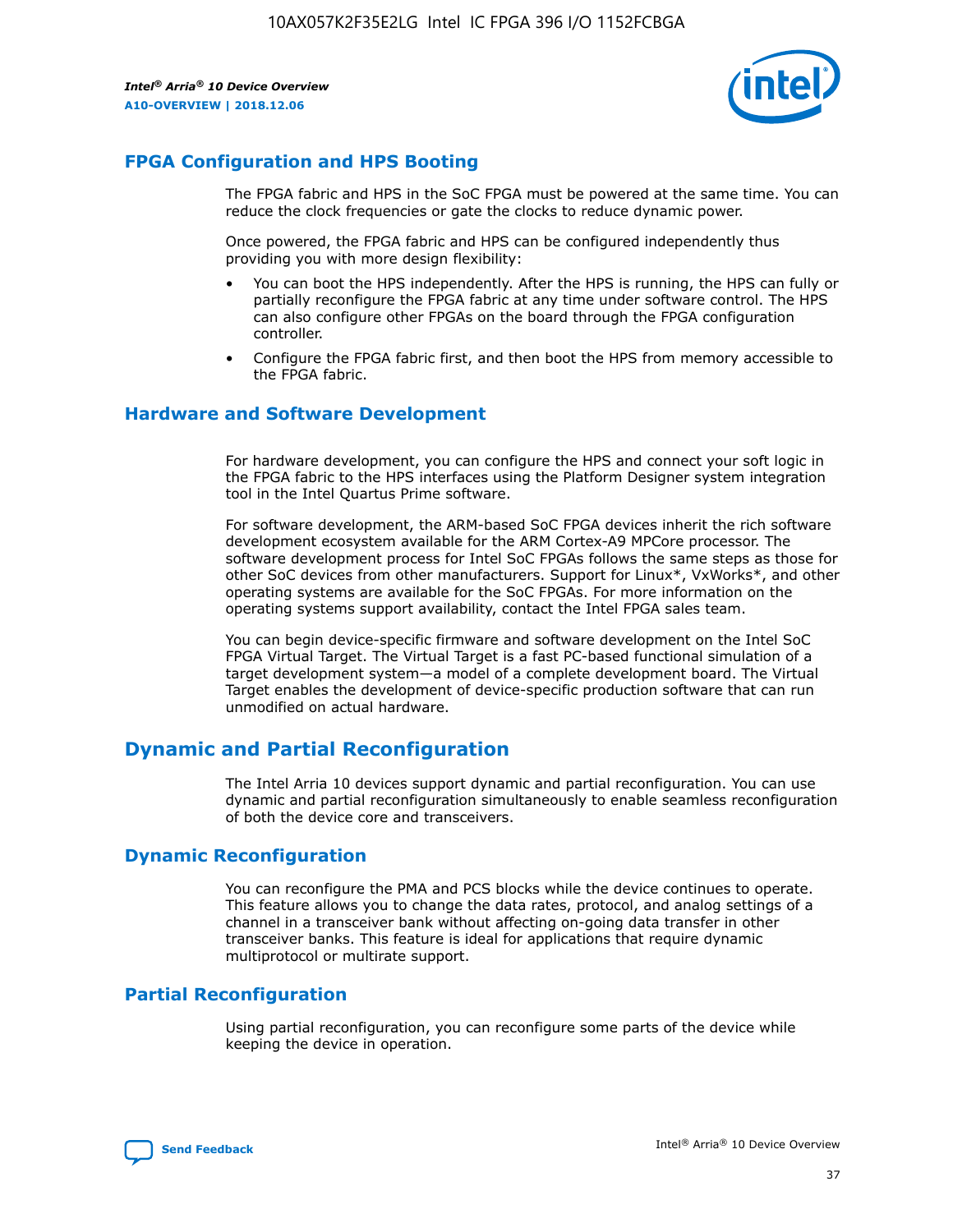## FPGA Configuration and HPS Booting

The FPGA fabric and HPS in the SoC FPGA must be powered at the same time. You can reduce the clock frequencies or gate the clocks to reduce dynamic power.

Once powered, the FPGA fabric and HPS can be configured independently thus providing you with more design flexibility:

- You can boot the HPS independently. After the HPS is running, the HPS can fully or partially reconfigure the FPGA fabric at any time under software control. The HPS can also configure other FPGAs on the board through the FPGA configuration controller.
- Configure the FPGA fabric first, and then boot the HPS from memory accessible to the FPGA fabric.

## Hardware and Software Development

For hardware development, you can configure the HPS and connect your soft logic in the FPGA fabric to the HPS interfaces using the Platform Designer system integration tool in the Intel Quartus Prime software.

For software development, the ARM-based SoC FPGA devices inherit the rich software development ecosystem available for the ARM Cortex-A9 MPCore processor. The software development process for Intel SoC FPGAs follows the same steps as those for other SoC devices from other manufacturers. Support for Linux*, VxWorks*, and other operating systems are available for the SoC FPGAs. For more information on the operating systems support availability, contact the Intel FPGA sales team.

You can begin device-specific firmware and software development on the Intel SoC FPGA Virtual Target. The Virtual Target is a fast PC-based functional simulation of a target development system—a model of a complete development board. The Virtual Target enables the development of device-specific production software that can run unmodified on actual hardware.

# Dynamic and Partial Reconfiguration

The Intel Arria 10 devices support dynamic and partial reconfiguration. You can use dynamic and partial reconfiguration simultaneously to enable seamless reconfiguration of both the device core and transceivers.

## Dynamic Reconfiguration

You can reconfigure the PMA and PCS blocks while the device continues to operate. This feature allows you to change the data rates, protocol, and analog settings of a channel in a transceiver bank without affecting on-going data transfer in other transceiver banks. This feature is ideal for applications that require dynamic multiprotocol or multirate support.

## Partial Reconfiguration

Using partial reconfiguration, you can reconfigure some parts of the device while keeping the device in operation.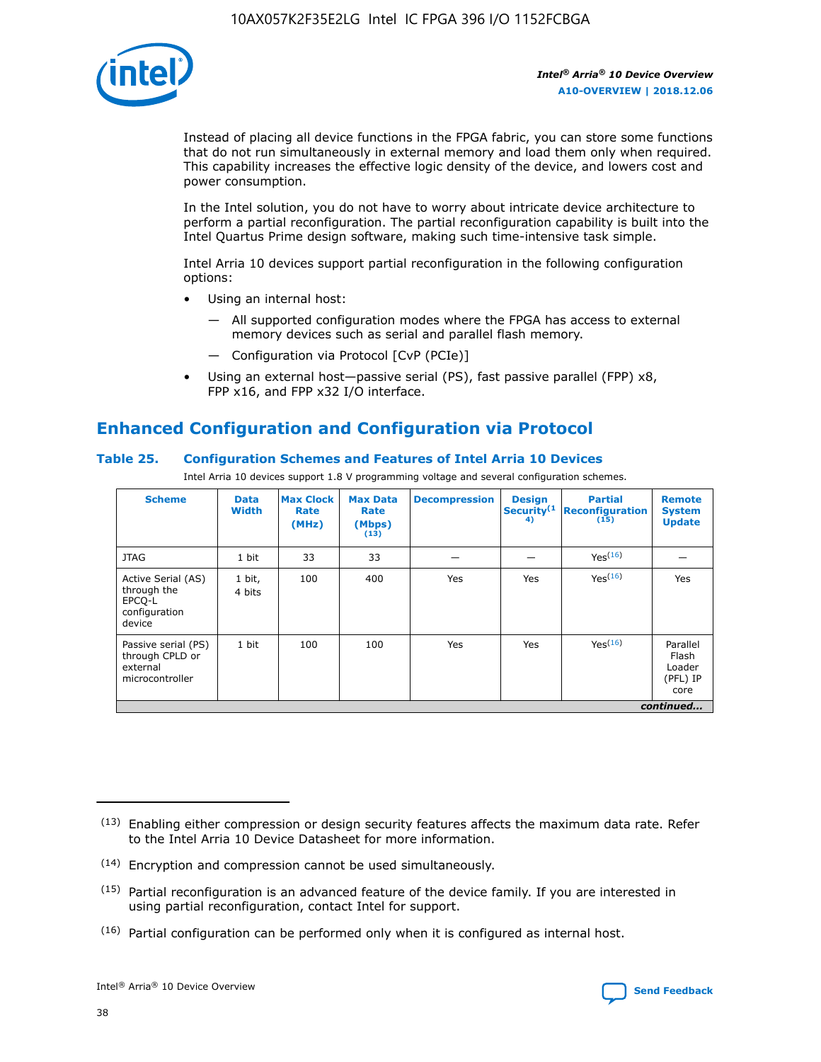Instead of placing all device functions in the FPGA fabric, you can store some functions that do not run simultaneously in external memory and load them only when required. This capability increases the effective logic density of the device, and lowers cost and power consumption.

In the Intel solution, you do not have to worry about intricate device architecture to perform a partial reconfiguration. The partial reconfiguration capability is built into the Intel Quartus Prime design software, making such time-intensive task simple.

Intel Arria 10 devices support partial reconfiguration in the following configuration options:

- Using an internal host:
  - — All supported configuration modes where the FPGA has access to external memory devices such as serial and parallel flash memory.
  - — Configuration via Protocol [CvP (PCIe)]
- Using an external host—passive serial (PS), fast passive parallel (FPP) x8, FPP x16, and FPP x32 I/O interface.

## Enhanced Configuration and Configuration via Protocol

### Table 25. Configuration Schemes and Features of Intel Arria 10 Devices

Intel Arria 10 devices support 1.8 V programming voltage and several configuration schemes.

| Scheme | Data Width | Max Clock Rate (MHz) | Max Data Rate (Mbps) (13) | Decompression | Design Security (14) | Partial Reconfiguration (15) | Remote System Update |
|---|---|---|---|---|---|---|---|
| JTAG | 1 bit | 33 | 33 | — | — | Yes(16) | — |
| Active Serial (AS) through the EPCQ-L configuration device | 1 bit, 4 bits | 100 | 400 | Yes | Yes | Yes(16) | Yes |
| Passive serial (PS) through CPLD or external microcontroller | 1 bit | 100 | 100 | Yes | Yes | Yes(16) | Parallel Flash Loader (PFL) IP core |

*continued...*

(13) Enabling either compression or design security features affects the maximum data rate. Refer to the Intel Arria 10 Device Datasheet for more information.

(14) Encryption and compression cannot be used simultaneously.

(15) Partial reconfiguration is an advanced feature of the device family. If you are interested in using partial reconfiguration, contact Intel for support.

(16) Partial configuration can be performed only when it is configured as internal host.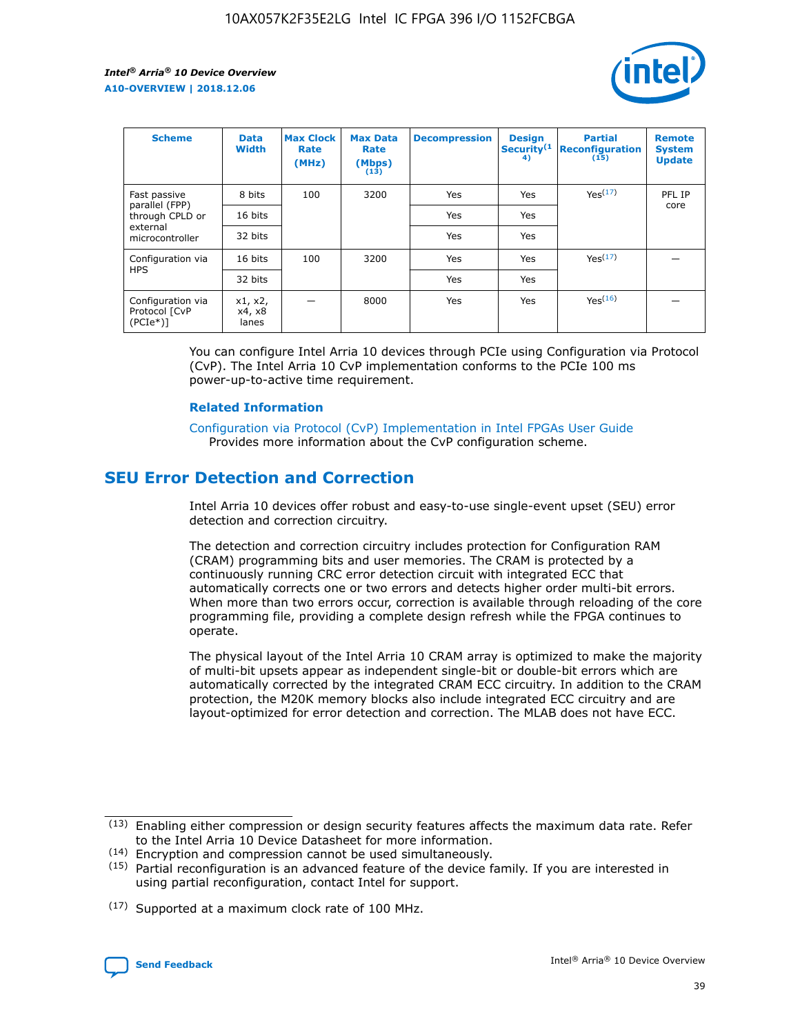| Scheme | Data Width | Max Clock Rate (MHz) | Max Data Rate (Mbps) (13) | Decompression | Design Security(14) | Partial Reconfiguration (15) | Remote System Update |
|---|---|---|---|---|---|---|---|
| Fast passive parallel (FPP) through CPLD or external microcontroller | 8 bits | 100 | 3200 | Yes | Yes | Yes(17) | PFL IP core |
| | 16 bits | | | Yes | Yes | | |
| | 32 bits | | | Yes | Yes | | |
| Configuration via HPS | 16 bits | 100 | 3200 | Yes | Yes | Yes(17) | — |
| | 32 bits | | | Yes | Yes | | |
| Configuration via Protocol [CvP (PCIe*)] | x1, x2, x4, x8 lanes | — | 8000 | Yes | Yes | Yes(16) | — |

You can configure Intel Arria 10 devices through PCIe using Configuration via Protocol (CvP). The Intel Arria 10 CvP implementation conforms to the PCIe 100 ms power-up-to-active time requirement.

### Related Information

Configuration via Protocol (CvP) Implementation in Intel FPGAs User Guide
Provides more information about the CvP configuration scheme.

## SEU Error Detection and Correction

Intel Arria 10 devices offer robust and easy-to-use single-event upset (SEU) error detection and correction circuitry.

The detection and correction circuitry includes protection for Configuration RAM (CRAM) programming bits and user memories. The CRAM is protected by a continuously running CRC error detection circuit with integrated ECC that automatically corrects one or two errors and detects higher order multi-bit errors. When more than two errors occur, correction is available through reloading of the core programming file, providing a complete design refresh while the FPGA continues to operate.

The physical layout of the Intel Arria 10 CRAM array is optimized to make the majority of multi-bit upsets appear as independent single-bit or double-bit errors which are automatically corrected by the integrated CRAM ECC circuitry. In addition to the CRAM protection, the M20K memory blocks also include integrated ECC circuitry and are layout-optimized for error detection and correction. The MLAB does not have ECC.

(13) Enabling either compression or design security features affects the maximum data rate. Refer to the Intel Arria 10 Device Datasheet for more information.

(14) Encryption and compression cannot be used simultaneously.

(15) Partial reconfiguration is an advanced feature of the device family. If you are interested in using partial reconfiguration, contact Intel for support.

(17) Supported at a maximum clock rate of 100 MHz.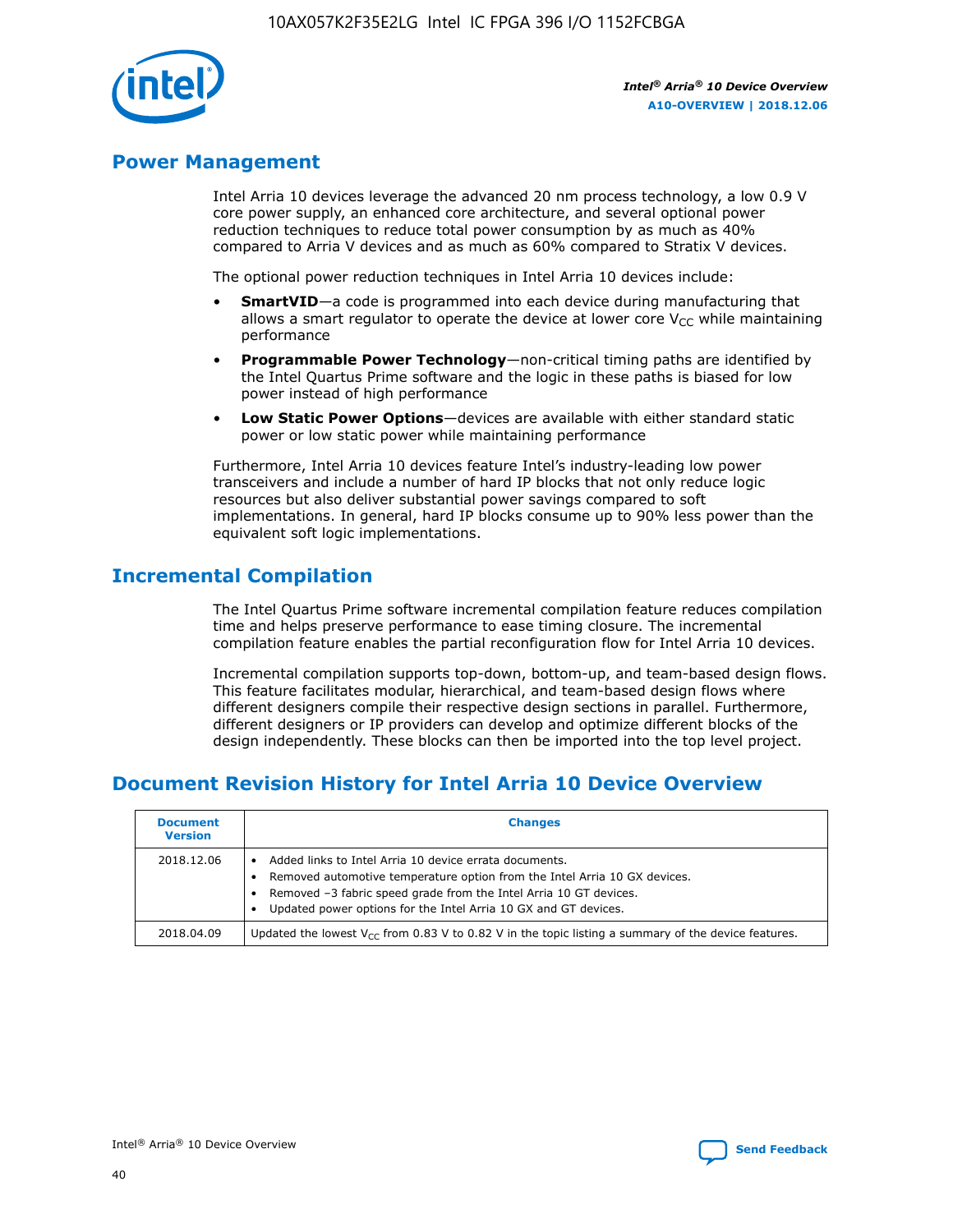## Power Management

Intel Arria 10 devices leverage the advanced 20 nm process technology, a low 0.9 V core power supply, an enhanced core architecture, and several optional power reduction techniques to reduce total power consumption by as much as 40% compared to Arria V devices and as much as 60% compared to Stratix V devices.

The optional power reduction techniques in Intel Arria 10 devices include:

- **SmartVID**—a code is programmed into each device during manufacturing that allows a smart regulator to operate the device at lower core $V_{CC}$ while maintaining performance
- **Programmable Power Technology**—non-critical timing paths are identified by the Intel Quartus Prime software and the logic in these paths is biased for low power instead of high performance
- **Low Static Power Options**—devices are available with either standard static power or low static power while maintaining performance

Furthermore, Intel Arria 10 devices feature Intel's industry-leading low power transceivers and include a number of hard IP blocks that not only reduce logic resources but also deliver substantial power savings compared to soft implementations. In general, hard IP blocks consume up to 90% less power than the equivalent soft logic implementations.

## Incremental Compilation

The Intel Quartus Prime software incremental compilation feature reduces compilation time and helps preserve performance to ease timing closure. The incremental compilation feature enables the partial reconfiguration flow for Intel Arria 10 devices.

Incremental compilation supports top-down, bottom-up, and team-based design flows. This feature facilitates modular, hierarchical, and team-based design flows where different designers compile their respective design sections in parallel. Furthermore, different designers or IP providers can develop and optimize different blocks of the design independently. These blocks can then be imported into the top level project.

## Document Revision History for Intel Arria 10 Device Overview

| Document Version | Changes |
|---|---|
| 2018.12.06 | • Added links to Intel Arria 10 device errata documents.<br>• Removed automotive temperature option from the Intel Arria 10 GX devices.<br>• Removed –3 fabric speed grade from the Intel Arria 10 GT devices.<br>• Updated power options for the Intel Arria 10 GX and GT devices. |
| 2018.04.09 | Updated the lowest $V_{CC}$ from 0.83 V to 0.82 V in the topic listing a summary of the device features. |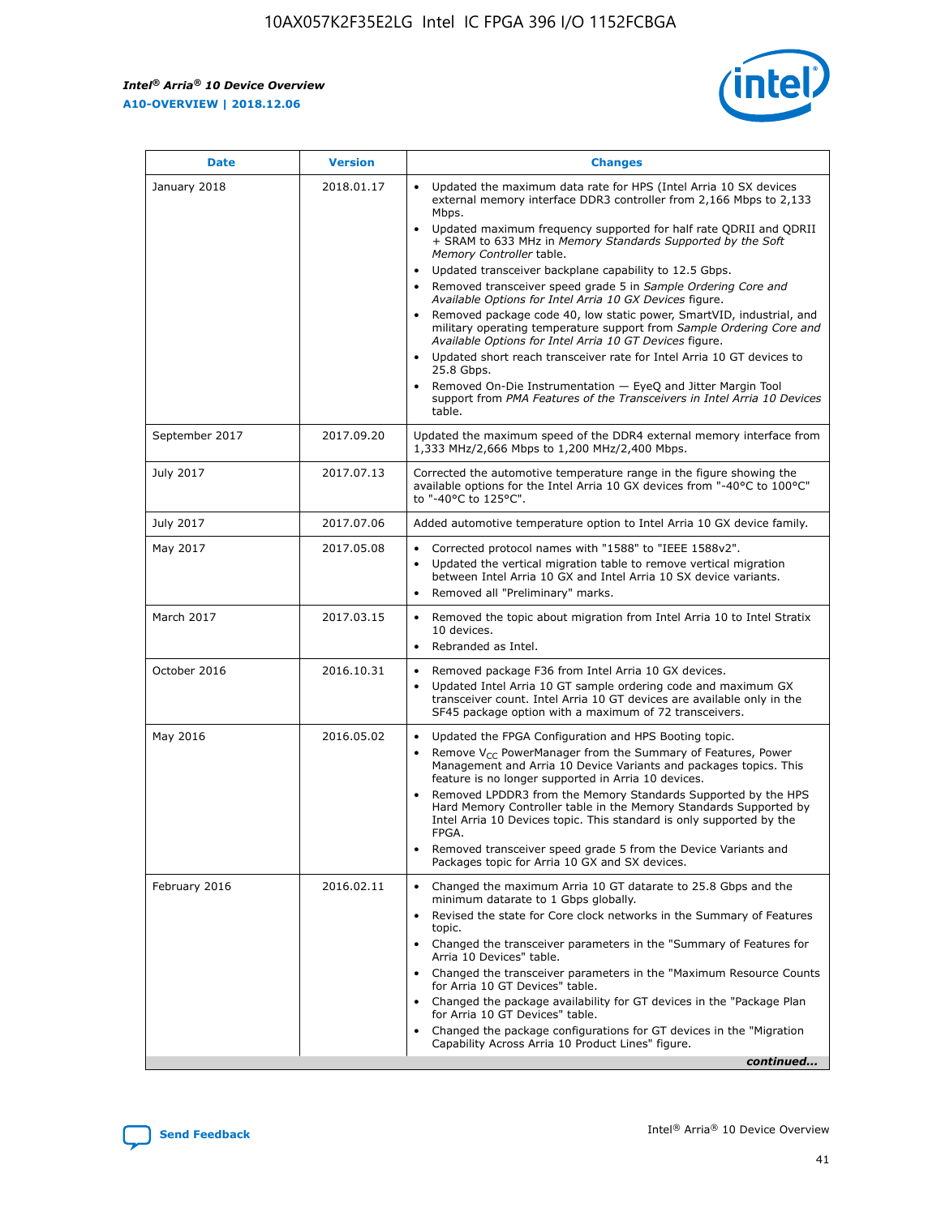| Date | Version | Changes |
| --- | --- | --- |
| January 2018 | 2018.01.17 | • Updated the maximum data rate for HPS (Intel Arria 10 SX devices external memory interface DDR3 controller from 2,166 Mbps to 2,133 Mbps.<br>• Updated maximum frequency supported for half rate QDRII and QDRII + SRAM to 633 MHz in *Memory Standards Supported by the Soft Memory Controller* table.<br>• Updated transceiver backplane capability to 12.5 Gbps.<br>• Removed transceiver speed grade 5 in *Sample Ordering Core and Available Options for Intel Arria 10 GX Devices* figure.<br>• Removed package code 40, low static power, SmartVID, industrial, and military operating temperature support from *Sample Ordering Core and Available Options for Intel Arria 10 GT Devices* figure.<br>• Updated short reach transceiver rate for Intel Arria 10 GT devices to 25.8 Gbps.<br>• Removed On-Die Instrumentation — EyeQ and Jitter Margin Tool support from *PMA Features of the Transceivers in Intel Arria 10 Devices* table. |
| September 2017 | 2017.09.20 | Updated the maximum speed of the DDR4 external memory interface from 1,333 MHz/2,666 Mbps to 1,200 MHz/2,400 Mbps. |
| July 2017 | 2017.07.13 | Corrected the automotive temperature range in the figure showing the available options for the Intel Arria 10 GX devices from "-40°C to 100°C" to "-40°C to 125°C". |
| July 2017 | 2017.07.06 | Added automotive temperature option to Intel Arria 10 GX device family. |
| May 2017 | 2017.05.08 | • Corrected protocol names with "1588" to "IEEE 1588v2".<br>• Updated the vertical migration table to remove vertical migration between Intel Arria 10 GX and Intel Arria 10 SX device variants.<br>• Removed all "Preliminary" marks. |
| March 2017 | 2017.03.15 | • Removed the topic about migration from Intel Arria 10 to Intel Stratix 10 devices.<br>• Rebranded as Intel. |
| October 2016 | 2016.10.31 | • Removed package F36 from Intel Arria 10 GX devices.<br>• Updated Intel Arria 10 GT sample ordering code and maximum GX transceiver count. Intel Arria 10 GT devices are available only in the SF45 package option with a maximum of 72 transceivers. |
| May 2016 | 2016.05.02 | • Updated the FPGA Configuration and HPS Booting topic.<br>• Remove $V_{CC}$ PowerManager from the Summary of Features, Power Management and Arria 10 Device Variants and packages topics. This feature is no longer supported in Arria 10 devices.<br>• Removed LPDDR3 from the Memory Standards Supported by the HPS Hard Memory Controller table in the Memory Standards Supported by Intel Arria 10 Devices topic. This standard is only supported by the FPGA.<br>• Removed transceiver speed grade 5 from the Device Variants and Packages topic for Arria 10 GX and SX devices. |
| February 2016 | 2016.02.11 | • Changed the maximum Arria 10 GT datarate to 25.8 Gbps and the minimum datarate to 1 Gbps globally.<br>• Revised the state for Core clock networks in the Summary of Features topic.<br>• Changed the transceiver parameters in the "Summary of Features for Arria 10 Devices" table.<br>• Changed the transceiver parameters in the "Maximum Resource Counts for Arria 10 GT Devices" table.<br>• Changed the package availability for GT devices in the "Package Plan for Arria 10 GT Devices" table.<br>• Changed the package configurations for GT devices in the "Migration Capability Across Arria 10 Product Lines" figure. |

*continued...*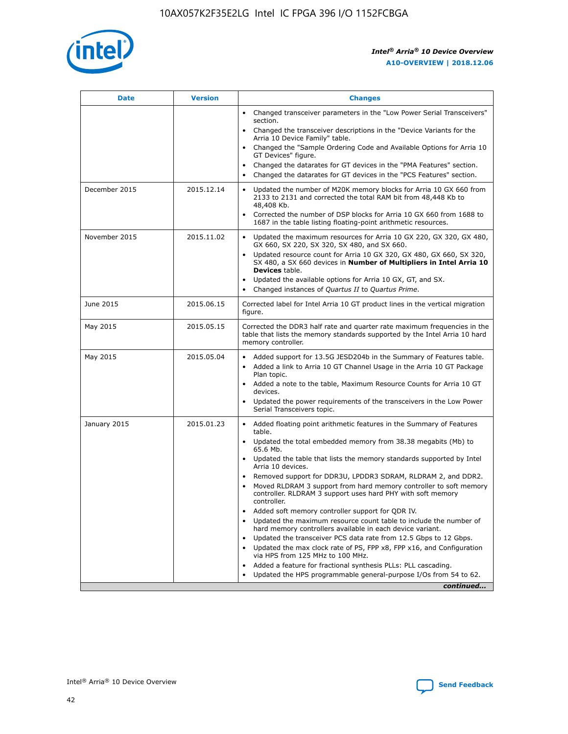| Date | Version | Changes |
| --- | --- | --- |
| | | • Changed transceiver parameters in the "Low Power Serial Transceivers" section.<br>• Changed the transceiver descriptions in the "Device Variants for the Arria 10 Device Family" table.<br>• Changed the "Sample Ordering Code and Available Options for Arria 10 GT Devices" figure.<br>• Changed the datarates for GT devices in the "PMA Features" section.<br>• Changed the datarates for GT devices in the "PCS Features" section. |
| December 2015 | 2015.12.14 | • Updated the number of M20K memory blocks for Arria 10 GX 660 from 2133 to 2131 and corrected the total RAM bit from 48,448 Kb to 48,408 Kb.<br>• Corrected the number of DSP blocks for Arria 10 GX 660 from 1688 to 1687 in the table listing floating-point arithmetic resources. |
| November 2015 | 2015.11.02 | • Updated the maximum resources for Arria 10 GX 220, GX 320, GX 480, GX 660, SX 220, SX 320, SX 480, and SX 660.<br>• Updated resource count for Arria 10 GX 320, GX 480, GX 660, SX 320, SX 480, a SX 660 devices in **Number of Multipliers in Intel Arria 10 Devices** table.<br>• Updated the available options for Arria 10 GX, GT, and SX.<br>• Changed instances of *Quartus II* to *Quartus Prime*. |
| June 2015 | 2015.06.15 | Corrected label for Intel Arria 10 GT product lines in the vertical migration figure. |
| May 2015 | 2015.05.15 | Corrected the DDR3 half rate and quarter rate maximum frequencies in the table that lists the memory standards supported by the Intel Arria 10 hard memory controller. |
| May 2015 | 2015.05.04 | • Added support for 13.5G JESD204b in the Summary of Features table.<br>• Added a link to Arria 10 GT Channel Usage in the Arria 10 GT Package Plan topic.<br>• Added a note to the table, Maximum Resource Counts for Arria 10 GT devices.<br>• Updated the power requirements of the transceivers in the Low Power Serial Transceivers topic. |
| January 2015 | 2015.01.23 | • Added floating point arithmetic features in the Summary of Features table.<br>• Updated the total embedded memory from 38.38 megabits (Mb) to 65.6 Mb.<br>• Updated the table that lists the memory standards supported by Intel Arria 10 devices.<br>• Removed support for DDR3U, LPDDR3 SDRAM, RLDRAM 2, and DDR2.<br>• Moved RLDRAM 3 support from hard memory controller to soft memory controller. RLDRAM 3 support uses hard PHY with soft memory controller.<br>• Added soft memory controller support for QDR IV.<br>• Updated the maximum resource count table to include the number of hard memory controllers available in each device variant.<br>• Updated the transceiver PCS data rate from 12.5 Gbps to 12 Gbps.<br>• Updated the max clock rate of PS, FPP x8, FPP x16, and Configuration via HPS from 125 MHz to 100 MHz.<br>• Added a feature for fractional synthesis PLLs: PLL cascading.<br>• Updated the HPS programmable general-purpose I/Os from 54 to 62. |

*continued...*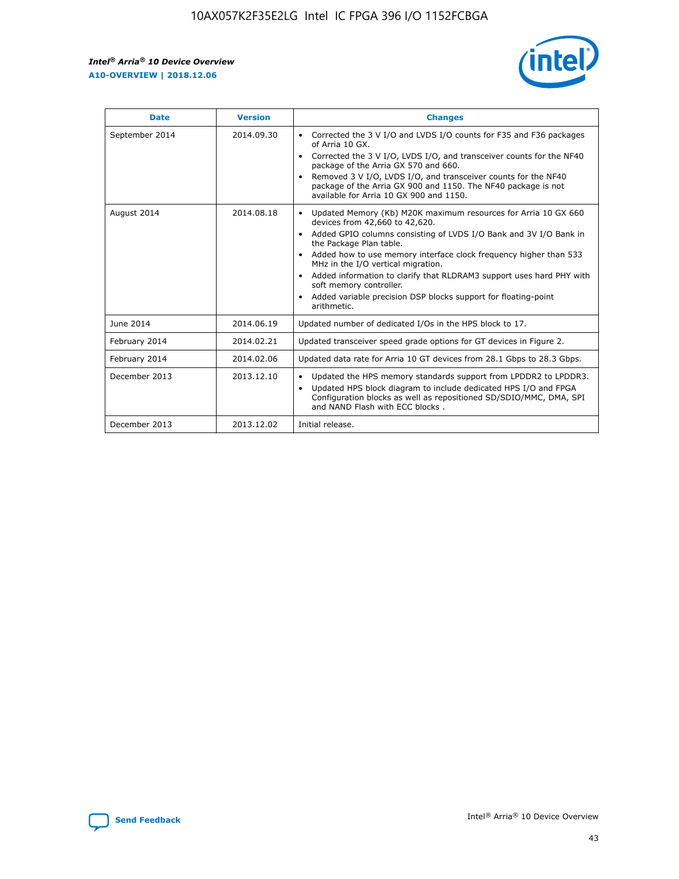| Date | Version | Changes |
| --- | --- | --- |
| September 2014 | 2014.09.30 | • Corrected the 3 V I/O and LVDS I/O counts for F35 and F36 packages of Arria 10 GX. • Corrected the 3 V I/O, LVDS I/O, and transceiver counts for the NF40 package of the Arria GX 570 and 660. • Removed 3 V I/O, LVDS I/O, and transceiver counts for the NF40 package of the Arria GX 900 and 1150. The NF40 package is not available for Arria 10 GX 900 and 1150. |
| August 2014 | 2014.08.18 | • Updated Memory (Kb) M20K maximum resources for Arria 10 GX 660 devices from 42,660 to 42,620. • Added GPIO columns consisting of LVDS I/O Bank and 3V I/O Bank in the Package Plan table. • Added how to use memory interface clock frequency higher than 533 MHz in the I/O vertical migration. • Added information to clarify that RLDRAM3 support uses hard PHY with soft memory controller. • Added variable precision DSP blocks support for floating-point arithmetic. |
| June 2014 | 2014.06.19 | Updated number of dedicated I/Os in the HPS block to 17. |
| February 2014 | 2014.02.21 | Updated transceiver speed grade options for GT devices in Figure 2. |
| February 2014 | 2014.02.06 | Updated data rate for Arria 10 GT devices from 28.1 Gbps to 28.3 Gbps. |
| December 2013 | 2013.12.10 | • Updated the HPS memory standards support from LPDDR2 to LPDDR3. • Updated HPS block diagram to include dedicated HPS I/O and FPGA Configuration blocks as well as repositioned SD/SDIO/MMC, DMA, SPI and NAND Flash with ECC blocks . |
| December 2013 | 2013.12.02 | Initial release. |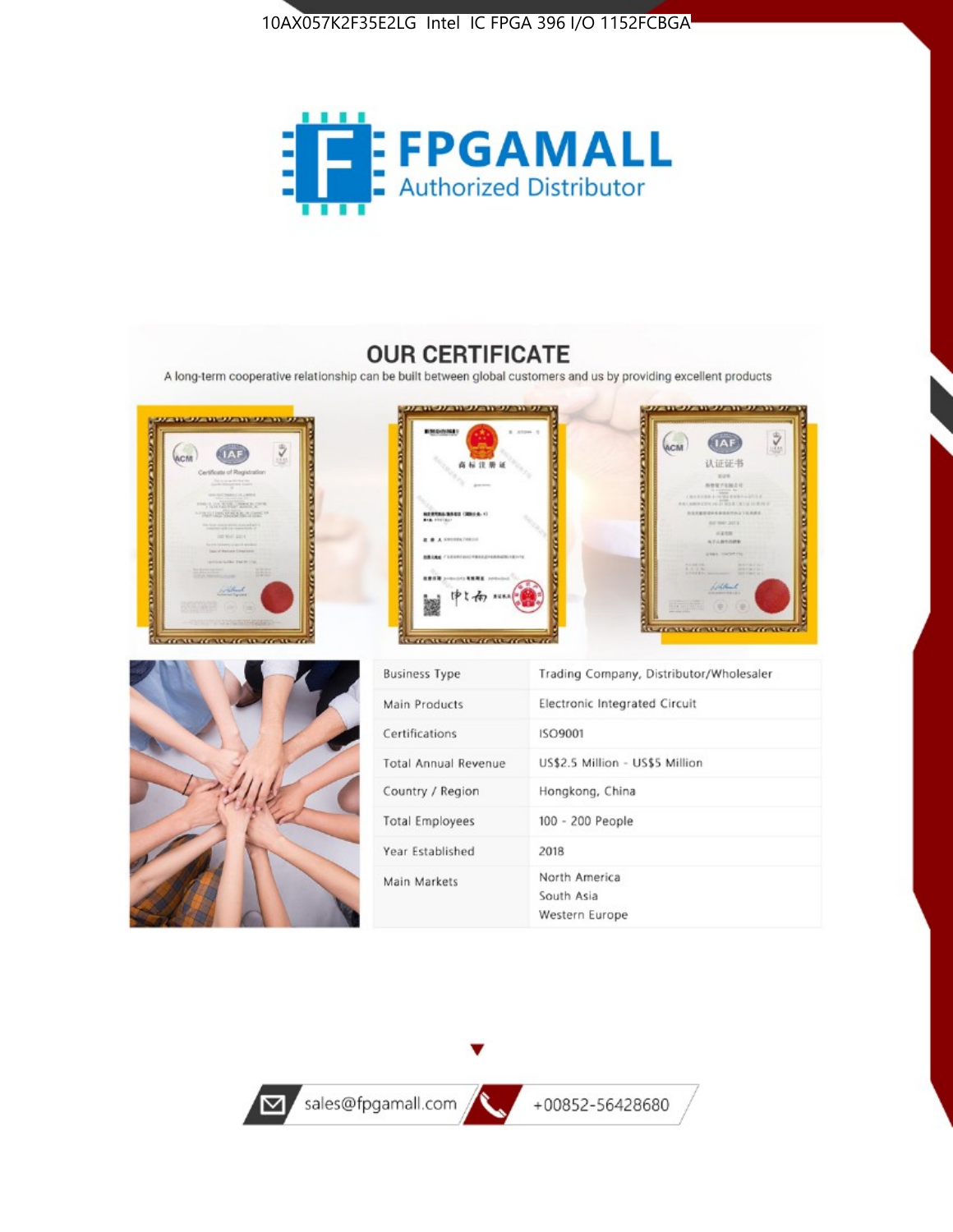FPGAMALL
Authorized Distributor

## OUR CERTIFICATE

A long-term cooperative relationship can be built between global customers and us by providing excellent products

| | |
|---|---|
| Business Type | Trading Company, Distributor/Wholesaler |
| Main Products | Electronic Integrated Circuit |
| Certifications | ISO9001 |
| Total Annual Revenue | US$2.5 Million - US$5 Million |
| Country / Region | Hongkong, China |
| Total Employees | 100 - 200 People |
| Year Established | 2018 |
| Main Markets | North America<br>South Asia<br>Western Europe |

sales@fpgamall.com

+00852-56428680